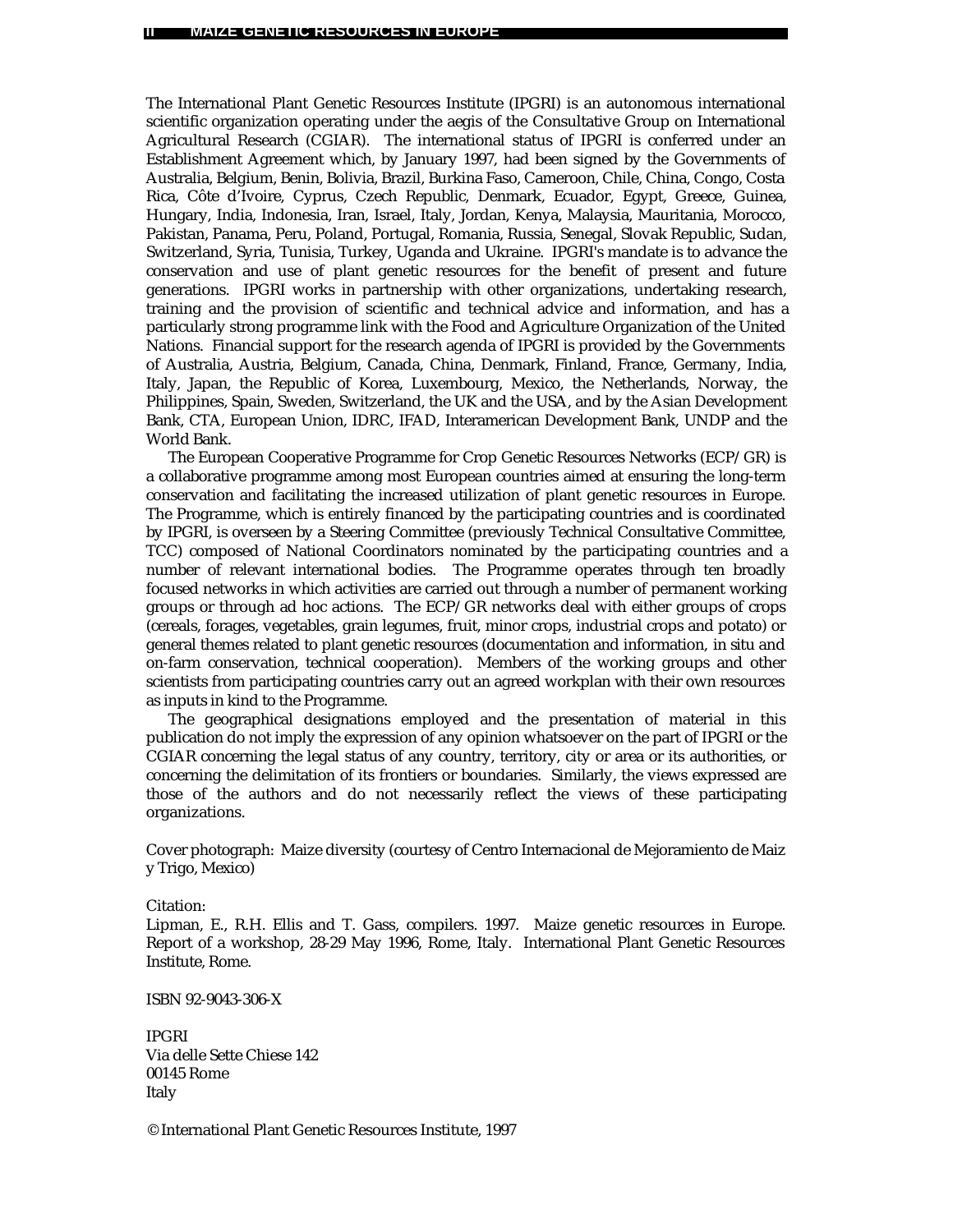The International Plant Genetic Resources Institute (IPGRI) is an autonomous international scientific organization operating under the aegis of the Consultative Group on International Agricultural Research (CGIAR). The international status of IPGRI is conferred under an Establishment Agreement which, by January 1997, had been signed by the Governments of Australia, Belgium, Benin, Bolivia, Brazil, Burkina Faso, Cameroon, Chile, China, Congo, Costa Rica, Côte d'Ivoire, Cyprus, Czech Republic, Denmark, Ecuador, Egypt, Greece, Guinea, Hungary, India, Indonesia, Iran, Israel, Italy, Jordan, Kenya, Malaysia, Mauritania, Morocco, Pakistan, Panama, Peru, Poland, Portugal, Romania, Russia, Senegal, Slovak Republic, Sudan, Switzerland, Syria, Tunisia, Turkey, Uganda and Ukraine. IPGRI's mandate is to advance the conservation and use of plant genetic resources for the benefit of present and future generations. IPGRI works in partnership with other organizations, undertaking research, training and the provision of scientific and technical advice and information, and has a particularly strong programme link with the Food and Agriculture Organization of the United Nations. Financial support for the research agenda of IPGRI is provided by the Governments of Australia, Austria, Belgium, Canada, China, Denmark, Finland, France, Germany, India, Italy, Japan, the Republic of Korea, Luxembourg, Mexico, the Netherlands, Norway, the Philippines, Spain, Sweden, Switzerland, the UK and the USA, and by the Asian Development Bank, CTA, European Union, IDRC, IFAD, Interamerican Development Bank, UNDP and the World Bank.

The European Cooperative Programme for Crop Genetic Resources Networks (ECP/GR) is a collaborative programme among most European countries aimed at ensuring the long-term conservation and facilitating the increased utilization of plant genetic resources in Europe. The Programme, which is entirely financed by the participating countries and is coordinated by IPGRI, is overseen by a Steering Committee (previously Technical Consultative Committee, TCC) composed of National Coordinators nominated by the participating countries and a number of relevant international bodies. The Programme operates through ten broadly focused networks in which activities are carried out through a number of permanent working groups or through ad hoc actions. The ECP/GR networks deal with either groups of crops (cereals, forages, vegetables, grain legumes, fruit, minor crops, industrial crops and potato) or general themes related to plant genetic resources (documentation and information, in situ and on-farm conservation, technical cooperation). Members of the working groups and other scientists from participating countries carry out an agreed workplan with their own resources as inputs in kind to the Programme.

The geographical designations employed and the presentation of material in this publication do not imply the expression of any opinion whatsoever on the part of IPGRI or the CGIAR concerning the legal status of any country, territory, city or area or its authorities, or concerning the delimitation of its frontiers or boundaries. Similarly, the views expressed are those of the authors and do not necessarily reflect the views of these participating organizations.

Cover photograph: Maize diversity (courtesy of Centro Internacional de Mejoramiento de Maiz y Trigo, Mexico)

Citation:
Lipman, E., R.H. Ellis and T. Gass, compilers. 1997. Maize genetic resources in Europe. Report of a workshop, 28-29 May 1996, Rome, Italy. International Plant Genetic Resources Institute, Rome.

ISBN 92-9043-306-X

IPGRI
Via delle Sette Chiese 142
00145 Rome
Italy

© International Plant Genetic Resources Institute, 1997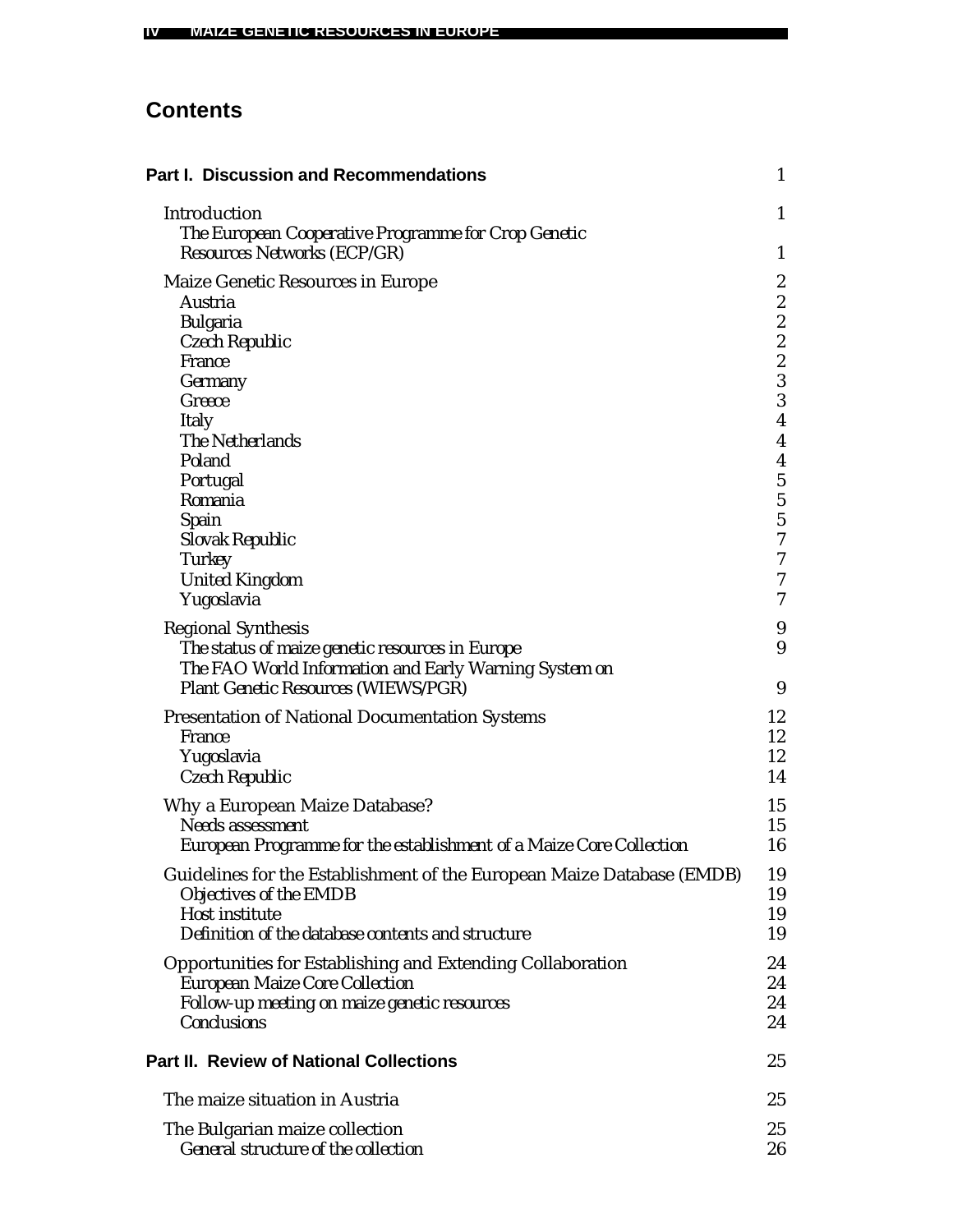# Contents

| | |
|---|---|
| **Part I. Discussion and Recommendations** | 1 |
| Introduction | 1 |
| *The European Cooperative Programme for Crop Genetic Resources Networks (ECP/GR)* | 1 |
| Maize Genetic Resources in Europe | 2 |
| *Austria* | 2 |
| *Bulgaria* | 2 |
| *Czech Republic* | 2 |
| *France* | 2 |
| *Germany* | 3 |
| *Greece* | 3 |
| *Italy* | 4 |
| *The Netherlands* | 4 |
| *Poland* | 4 |
| *Portugal* | 5 |
| *Romania* | 5 |
| *Spain* | 5 |
| *Slovak Republic* | 7 |
| *Turkey* | 7 |
| *United Kingdom* | 7 |
| *Yugoslavia* | 7 |
| Regional Synthesis | 9 |
| *The status of maize genetic resources in Europe* | 9 |
| *The FAO World Information and Early Warning System on Plant Genetic Resources (WIEWS/PGR)* | 9 |
| Presentation of National Documentation Systems | 12 |
| *France* | 12 |
| *Yugoslavia* | 12 |
| *Czech Republic* | 14 |
| Why a European Maize Database? | 15 |
| *Needs assessment* | 15 |
| *European Programme for the establishment of a Maize Core Collection* | 16 |
| Guidelines for the Establishment of the European Maize Database (EMDB) | 19 |
| *Objectives of the EMDB* | 19 |
| *Host institute* | 19 |
| *Definition of the database contents and structure* | 19 |
| Opportunities for Establishing and Extending Collaboration | 24 |
| *European Maize Core Collection* | 24 |
| *Follow-up meeting on maize genetic resources* | 24 |
| *Conclusions* | 24 |
| **Part II. Review of National Collections** | 25 |
| The maize situation in Austria | 25 |
| The Bulgarian maize collection | 25 |
| *General structure of the collection* | 26 |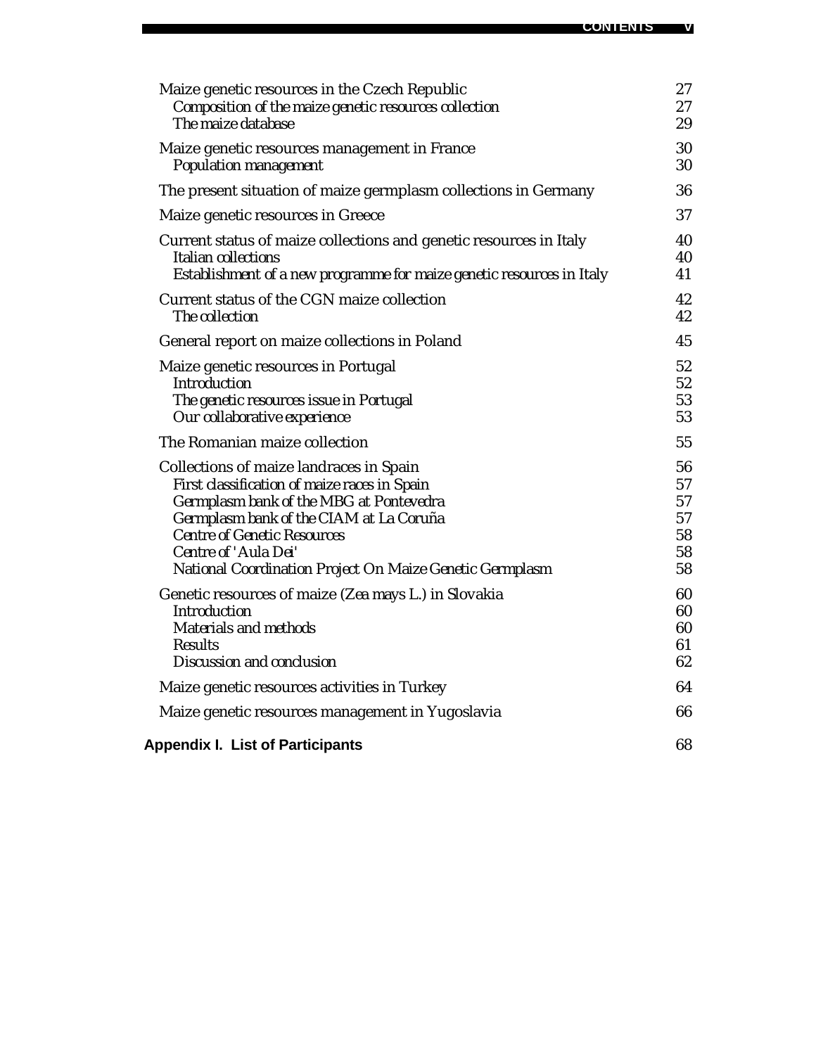| | |
|---|---|
| Maize genetic resources in the Czech Republic | 27 |
| *Composition of the maize genetic resources collection* | 27 |
| *The maize database* | 29 |
| Maize genetic resources management in France | 30 |
| *Population management* | 30 |
| The present situation of maize germplasm collections in Germany | 36 |
| Maize genetic resources in Greece | 37 |
| Current status of maize collections and genetic resources in Italy | 40 |
| *Italian collections* | 40 |
| *Establishment of a new programme for maize genetic resources in Italy* | 41 |
| Current status of the CGN maize collection | 42 |
| *The collection* | 42 |
| General report on maize collections in Poland | 45 |
| Maize genetic resources in Portugal | 52 |
| *Introduction* | 52 |
| *The genetic resources issue in Portugal* | 53 |
| *Our collaborative experience* | 53 |
| The Romanian maize collection | 55 |
| Collections of maize landraces in Spain | 56 |
| *First classification of maize races in Spain* | 57 |
| *Germplasm bank of the MBG at Pontevedra* | 57 |
| *Germplasm bank of the CIAM at La Coruña* | 57 |
| *Centre of Genetic Resources* | 58 |
| *Centre of 'Aula Dei'* | 58 |
| *National Coordination Project On Maize Genetic Germplasm* | 58 |
| Genetic resources of maize (*Zea mays* L.) in Slovakia | 60 |
| *Introduction* | 60 |
| *Materials and methods* | 60 |
| *Results* | 61 |
| *Discussion and conclusion* | 62 |
| Maize genetic resources activities in Turkey | 64 |
| Maize genetic resources management in Yugoslavia | 66 |
| **Appendix I. List of Participants** | 68 |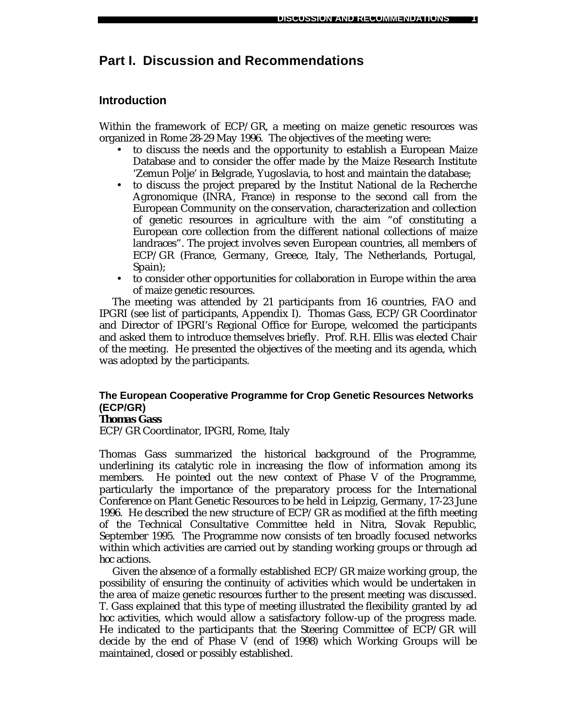# Part I. Discussion and Recommendations

## Introduction

Within the framework of ECP/GR, a meeting on maize genetic resources was organized in Rome 28-29 May 1996. The objectives of the meeting were:

- to discuss the needs and the opportunity to establish a European Maize Database and to consider the offer made by the Maize Research Institute 'Zemun Polje' in Belgrade, Yugoslavia, to host and maintain the database;
- to discuss the project prepared by the Institut National de la Recherche Agronomique (INRA, France) in response to the second call from the European Community on the conservation, characterization and collection of genetic resources in agriculture with the aim "of constituting a European core collection from the different national collections of maize landraces". The project involves seven European countries, all members of ECP/GR (France, Germany, Greece, Italy, The Netherlands, Portugal, Spain);
- to consider other opportunities for collaboration in Europe within the area of maize genetic resources.

The meeting was attended by 21 participants from 16 countries, FAO and IPGRI (see list of participants, Appendix I). Thomas Gass, ECP/GR Coordinator and Director of IPGRI's Regional Office for Europe, welcomed the participants and asked them to introduce themselves briefly. Prof. R.H. Ellis was elected Chair of the meeting. He presented the objectives of the meeting and its agenda, which was adopted by the participants.

### The European Cooperative Programme for Crop Genetic Resources Networks (ECP/GR)

**Thomas Gass**

ECP/GR Coordinator, IPGRI, Rome, Italy

Thomas Gass summarized the historical background of the Programme, underlining its catalytic role in increasing the flow of information among its members. He pointed out the new context of Phase V of the Programme, particularly the importance of the preparatory process for the International Conference on Plant Genetic Resources to be held in Leipzig, Germany, 17-23 June 1996. He described the new structure of ECP/GR as modified at the fifth meeting of the Technical Consultative Committee held in Nitra, Slovak Republic, September 1995. The Programme now consists of ten broadly focused networks within which activities are carried out by standing working groups or through *ad hoc* actions.

Given the absence of a formally established ECP/GR maize working group, the possibility of ensuring the continuity of activities which would be undertaken in the area of maize genetic resources further to the present meeting was discussed. T. Gass explained that this type of meeting illustrated the flexibility granted by *ad hoc* activities, which would allow a satisfactory follow-up of the progress made. He indicated to the participants that the Steering Committee of ECP/GR will decide by the end of Phase V (end of 1998) which Working Groups will be maintained, closed or possibly established.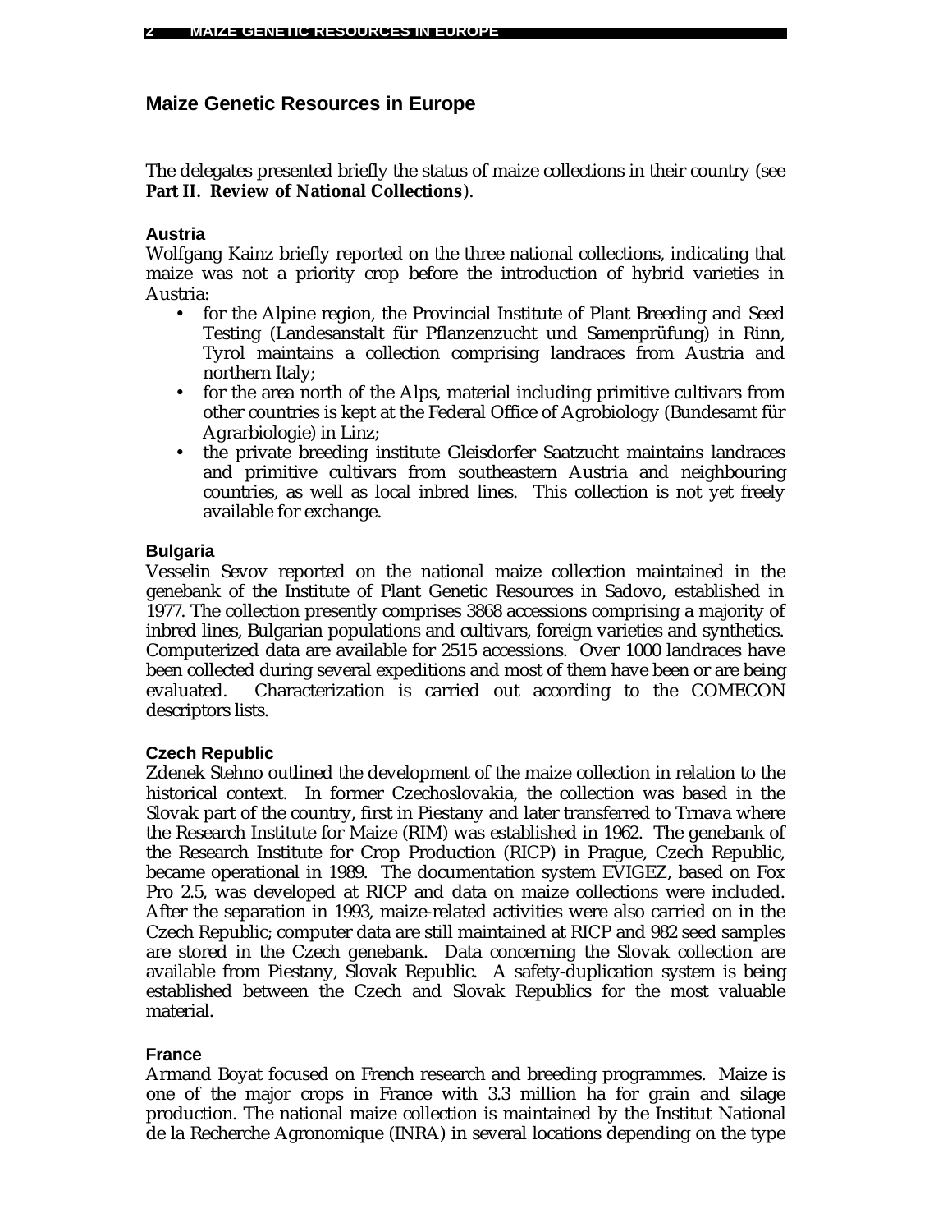## Maize Genetic Resources in Europe

The delegates presented briefly the status of maize collections in their country (see **Part II. Review of National Collections**).

### Austria

Wolfgang Kainz briefly reported on the three national collections, indicating that maize was not a priority crop before the introduction of hybrid varieties in Austria:

- for the Alpine region, the Provincial Institute of Plant Breeding and Seed Testing (Landesanstalt für Pflanzenzucht und Samenprüfung) in Rinn, Tyrol maintains a collection comprising landraces from Austria and northern Italy;
- for the area north of the Alps, material including primitive cultivars from other countries is kept at the Federal Office of Agrobiology (Bundesamt für Agrarbiologie) in Linz;
- the private breeding institute Gleisdorfer Saatzucht maintains landraces and primitive cultivars from southeastern Austria and neighbouring countries, as well as local inbred lines. This collection is not yet freely available for exchange.

### Bulgaria

Vesselin Sevov reported on the national maize collection maintained in the genebank of the Institute of Plant Genetic Resources in Sadovo, established in 1977. The collection presently comprises 3868 accessions comprising a majority of inbred lines, Bulgarian populations and cultivars, foreign varieties and synthetics. Computerized data are available for 2515 accessions. Over 1000 landraces have been collected during several expeditions and most of them have been or are being evaluated. Characterization is carried out according to the COMECON descriptors lists.

### Czech Republic

Zdenek Stehno outlined the development of the maize collection in relation to the historical context. In former Czechoslovakia, the collection was based in the Slovak part of the country, first in Piestany and later transferred to Trnava where the Research Institute for Maize (RIM) was established in 1962. The genebank of the Research Institute for Crop Production (RICP) in Prague, Czech Republic, became operational in 1989. The documentation system EVIGEZ, based on Fox Pro 2.5, was developed at RICP and data on maize collections were included. After the separation in 1993, maize-related activities were also carried on in the Czech Republic; computer data are still maintained at RICP and 982 seed samples are stored in the Czech genebank. Data concerning the Slovak collection are available from Piestany, Slovak Republic. A safety-duplication system is being established between the Czech and Slovak Republics for the most valuable material.

### France

Armand Boyat focused on French research and breeding programmes. Maize is one of the major crops in France with 3.3 million ha for grain and silage production. The national maize collection is maintained by the Institut National de la Recherche Agronomique (INRA) in several locations depending on the type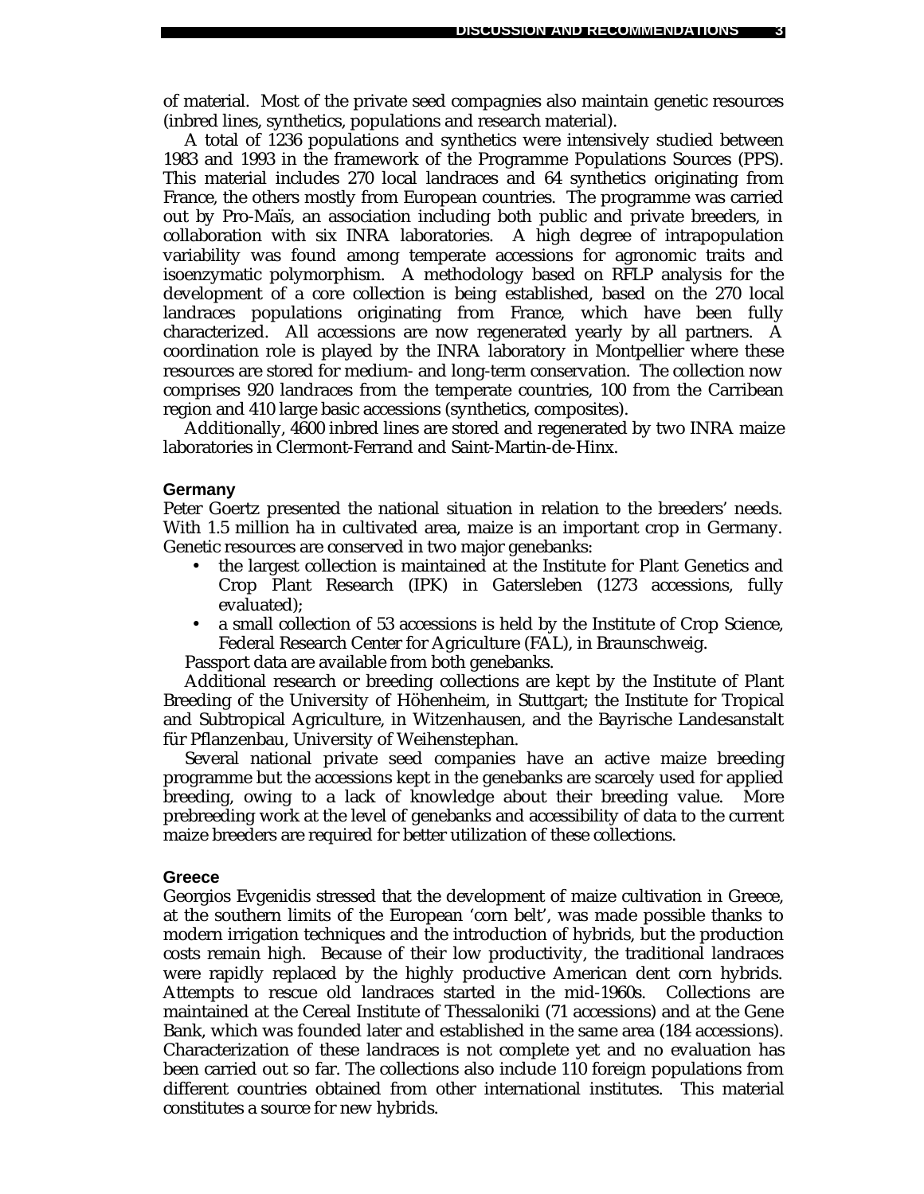of material. Most of the private seed compagnies also maintain genetic resources (inbred lines, synthetics, populations and research material).

A total of 1236 populations and synthetics were intensively studied between 1983 and 1993 in the framework of the Programme Populations Sources (PPS). This material includes 270 local landraces and 64 synthetics originating from France, the others mostly from European countries. The programme was carried out by Pro-Maïs, an association including both public and private breeders, in collaboration with six INRA laboratories. A high degree of intrapopulation variability was found among temperate accessions for agronomic traits and isoenzymatic polymorphism. A methodology based on RFLP analysis for the development of a core collection is being established, based on the 270 local landraces populations originating from France, which have been fully characterized. All accessions are now regenerated yearly by all partners. A coordination role is played by the INRA laboratory in Montpellier where these resources are stored for medium- and long-term conservation. The collection now comprises 920 landraces from the temperate countries, 100 from the Carribean region and 410 large basic accessions (synthetics, composites).

Additionally, 4600 inbred lines are stored and regenerated by two INRA maize laboratories in Clermont-Ferrand and Saint-Martin-de-Hinx.

### Germany

Peter Goertz presented the national situation in relation to the breeders' needs. With 1.5 million ha in cultivated area, maize is an important crop in Germany. Genetic resources are conserved in two major genebanks:

- the largest collection is maintained at the Institute for Plant Genetics and Crop Plant Research (IPK) in Gatersleben (1273 accessions, fully evaluated);
- a small collection of 53 accessions is held by the Institute of Crop Science, Federal Research Center for Agriculture (FAL), in Braunschweig.

Passport data are available from both genebanks.

Additional research or breeding collections are kept by the Institute of Plant Breeding of the University of Höhenheim, in Stuttgart; the Institute for Tropical and Subtropical Agriculture, in Witzenhausen, and the Bayrische Landesanstalt für Pflanzenbau, University of Weihenstephan.

Several national private seed companies have an active maize breeding programme but the accessions kept in the genebanks are scarcely used for applied breeding, owing to a lack of knowledge about their breeding value. More prebreeding work at the level of genebanks and accessibility of data to the current maize breeders are required for better utilization of these collections.

### Greece

Georgios Evgenidis stressed that the development of maize cultivation in Greece, at the southern limits of the European 'corn belt', was made possible thanks to modern irrigation techniques and the introduction of hybrids, but the production costs remain high. Because of their low productivity, the traditional landraces were rapidly replaced by the highly productive American dent corn hybrids. Attempts to rescue old landraces started in the mid-1960s. Collections are maintained at the Cereal Institute of Thessaloniki (71 accessions) and at the Gene Bank, which was founded later and established in the same area (184 accessions). Characterization of these landraces is not complete yet and no evaluation has been carried out so far. The collections also include 110 foreign populations from different countries obtained from other international institutes. This material constitutes a source for new hybrids.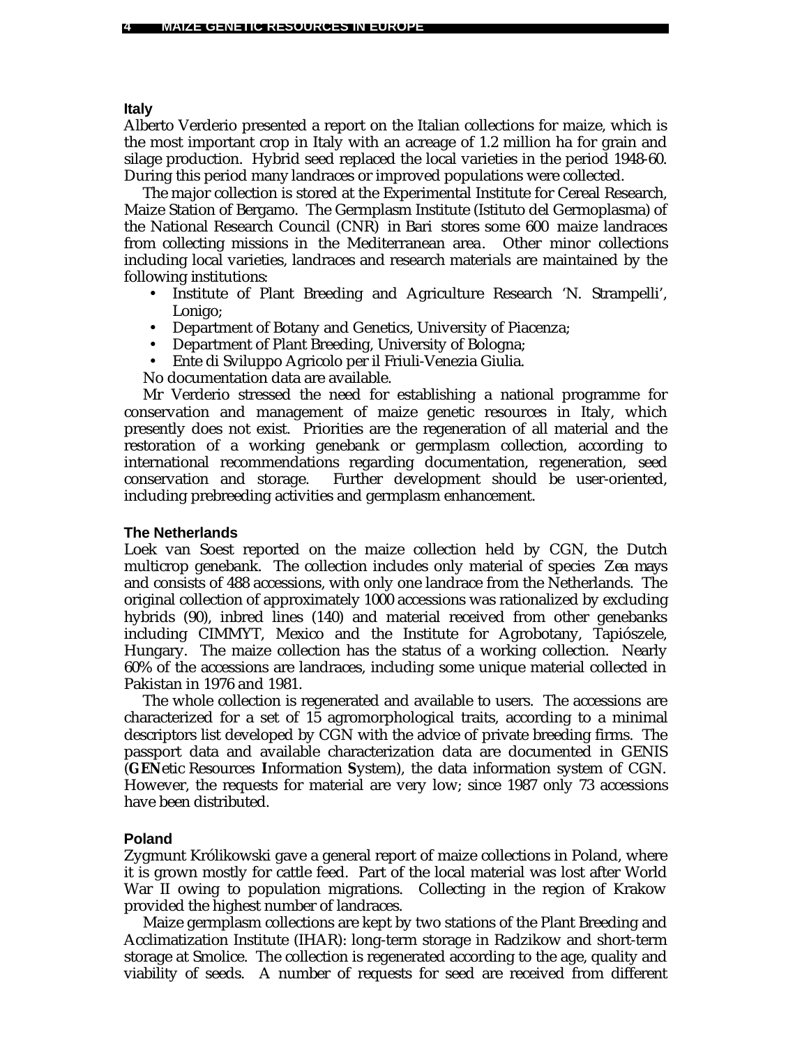### Italy

Alberto Verderio presented a report on the Italian collections for maize, which is the most important crop in Italy with an acreage of 1.2 million ha for grain and silage production. Hybrid seed replaced the local varieties in the period 1948-60. During this period many landraces or improved populations were collected.

The major collection is stored at the Experimental Institute for Cereal Research, Maize Station of Bergamo. The Germplasm Institute (Istituto del Germoplasma) of the National Research Council (CNR) in Bari stores some 600 maize landraces from collecting missions in the Mediterranean area. Other minor collections including local varieties, landraces and research materials are maintained by the following institutions:

- Institute of Plant Breeding and Agriculture Research 'N. Strampelli', Lonigo;
- Department of Botany and Genetics, University of Piacenza;
- Department of Plant Breeding, University of Bologna;
- Ente di Sviluppo Agricolo per il Friuli-Venezia Giulia.

No documentation data are available.

Mr Verderio stressed the need for establishing a national programme for conservation and management of maize genetic resources in Italy, which presently does not exist. Priorities are the regeneration of all material and the restoration of a working genebank or germplasm collection, according to international recommendations regarding documentation, regeneration, seed conservation and storage. Further development should be user-oriented, including prebreeding activities and germplasm enhancement.

### The Netherlands

Loek van Soest reported on the maize collection held by CGN, the Dutch multicrop genebank. The collection includes only material of species *Zea mays* and consists of 488 accessions, with only one landrace from the Netherlands. The original collection of approximately 1000 accessions was rationalized by excluding hybrids (90), inbred lines (140) and material received from other genebanks including CIMMYT, Mexico and the Institute for Agrobotany, Tapiószele, Hungary. The maize collection has the status of a working collection. Nearly 60% of the accessions are landraces, including some unique material collected in Pakistan in 1976 and 1981.

The whole collection is regenerated and available to users. The accessions are characterized for a set of 15 agromorphological traits, according to a minimal descriptors list developed by CGN with the advice of private breeding firms. The passport data and available characterization data are documented in GENIS (**GEN**etic Resources **I**nformation **S**ystem), the data information system of CGN. However, the requests for material are very low; since 1987 only 73 accessions have been distributed.

### Poland

Zygmunt Królikowski gave a general report of maize collections in Poland, where it is grown mostly for cattle feed. Part of the local material was lost after World War II owing to population migrations. Collecting in the region of Krakow provided the highest number of landraces.

Maize germplasm collections are kept by two stations of the Plant Breeding and Acclimatization Institute (IHAR): long-term storage in Radzikow and short-term storage at Smolice. The collection is regenerated according to the age, quality and viability of seeds. A number of requests for seed are received from different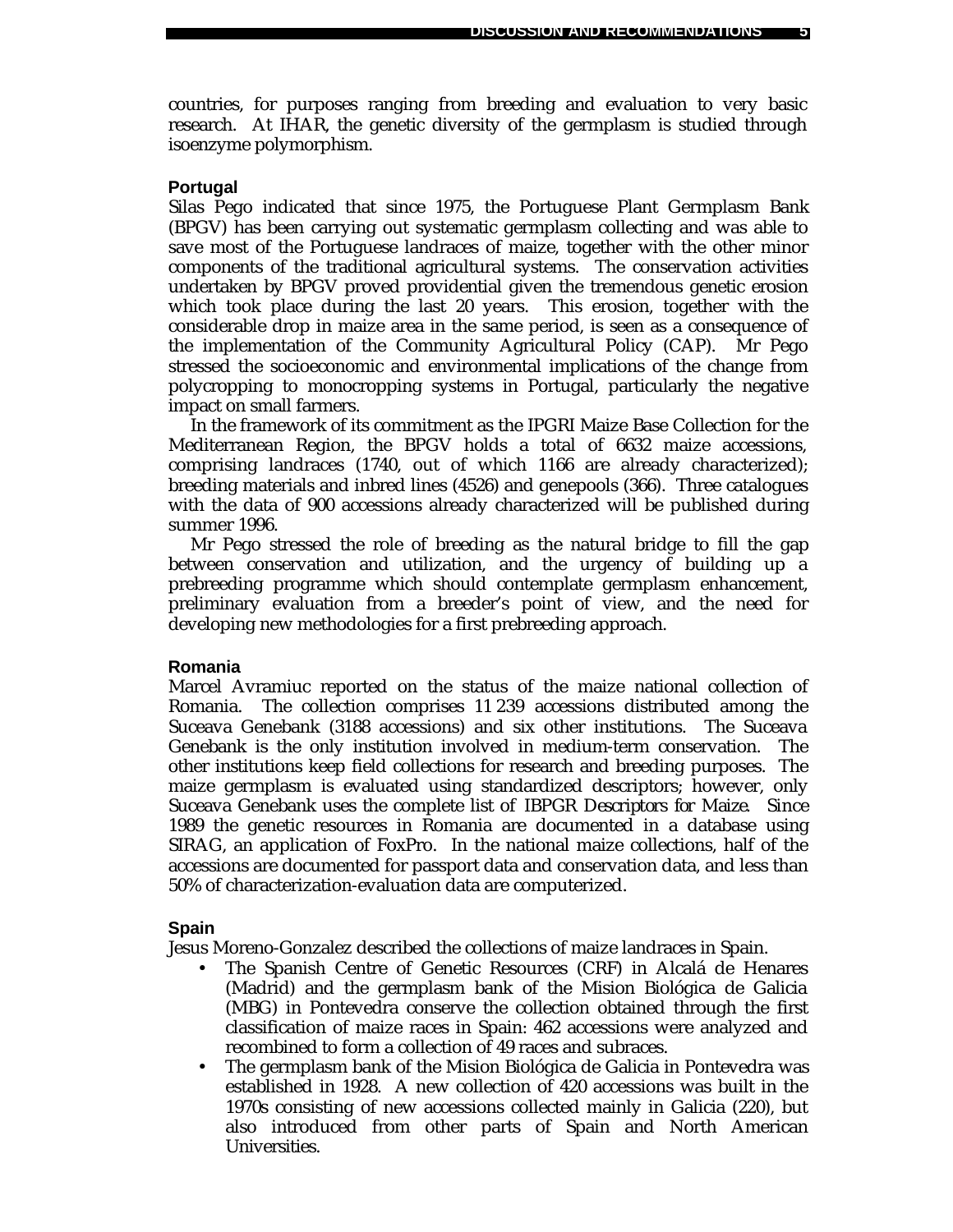countries, for purposes ranging from breeding and evaluation to very basic research. At IHAR, the genetic diversity of the germplasm is studied through isoenzyme polymorphism.

### Portugal

Silas Pego indicated that since 1975, the Portuguese Plant Germplasm Bank (BPGV) has been carrying out systematic germplasm collecting and was able to save most of the Portuguese landraces of maize, together with the other minor components of the traditional agricultural systems. The conservation activities undertaken by BPGV proved providential given the tremendous genetic erosion which took place during the last 20 years. This erosion, together with the considerable drop in maize area in the same period, is seen as a consequence of the implementation of the Community Agricultural Policy (CAP). Mr Pego stressed the socioeconomic and environmental implications of the change from polycropping to monocropping systems in Portugal, particularly the negative impact on small farmers.

In the framework of its commitment as the IPGRI Maize Base Collection for the Mediterranean Region, the BPGV holds a total of 6632 maize accessions, comprising landraces (1740, out of which 1166 are already characterized); breeding materials and inbred lines (4526) and genepools (366). Three catalogues with the data of 900 accessions already characterized will be published during summer 1996.

Mr Pego stressed the role of breeding as the natural bridge to fill the gap between conservation and utilization, and the urgency of building up a prebreeding programme which should contemplate germplasm enhancement, preliminary evaluation from a breeder's point of view, and the need for developing new methodologies for a first prebreeding approach.

### Romania

Marcel Avramiuc reported on the status of the maize national collection of Romania. The collection comprises 11 239 accessions distributed among the Suceava Genebank (3188 accessions) and six other institutions. The Suceava Genebank is the only institution involved in medium-term conservation. The other institutions keep field collections for research and breeding purposes. The maize germplasm is evaluated using standardized descriptors; however, only Suceava Genebank uses the complete list of IBPGR *Descriptors for Maize*. Since 1989 the genetic resources in Romania are documented in a database using SIRAG, an application of FoxPro. In the national maize collections, half of the accessions are documented for passport data and conservation data, and less than 50% of characterization-evaluation data are computerized.

### Spain

Jesus Moreno-Gonzalez described the collections of maize landraces in Spain.

- The Spanish Centre of Genetic Resources (CRF) in Alcalá de Henares (Madrid) and the germplasm bank of the Mision Biológica de Galicia (MBG) in Pontevedra conserve the collection obtained through the first classification of maize races in Spain: 462 accessions were analyzed and recombined to form a collection of 49 races and subraces.
- The germplasm bank of the Mision Biológica de Galicia in Pontevedra was established in 1928. A new collection of 420 accessions was built in the 1970s consisting of new accessions collected mainly in Galicia (220), but also introduced from other parts of Spain and North American Universities.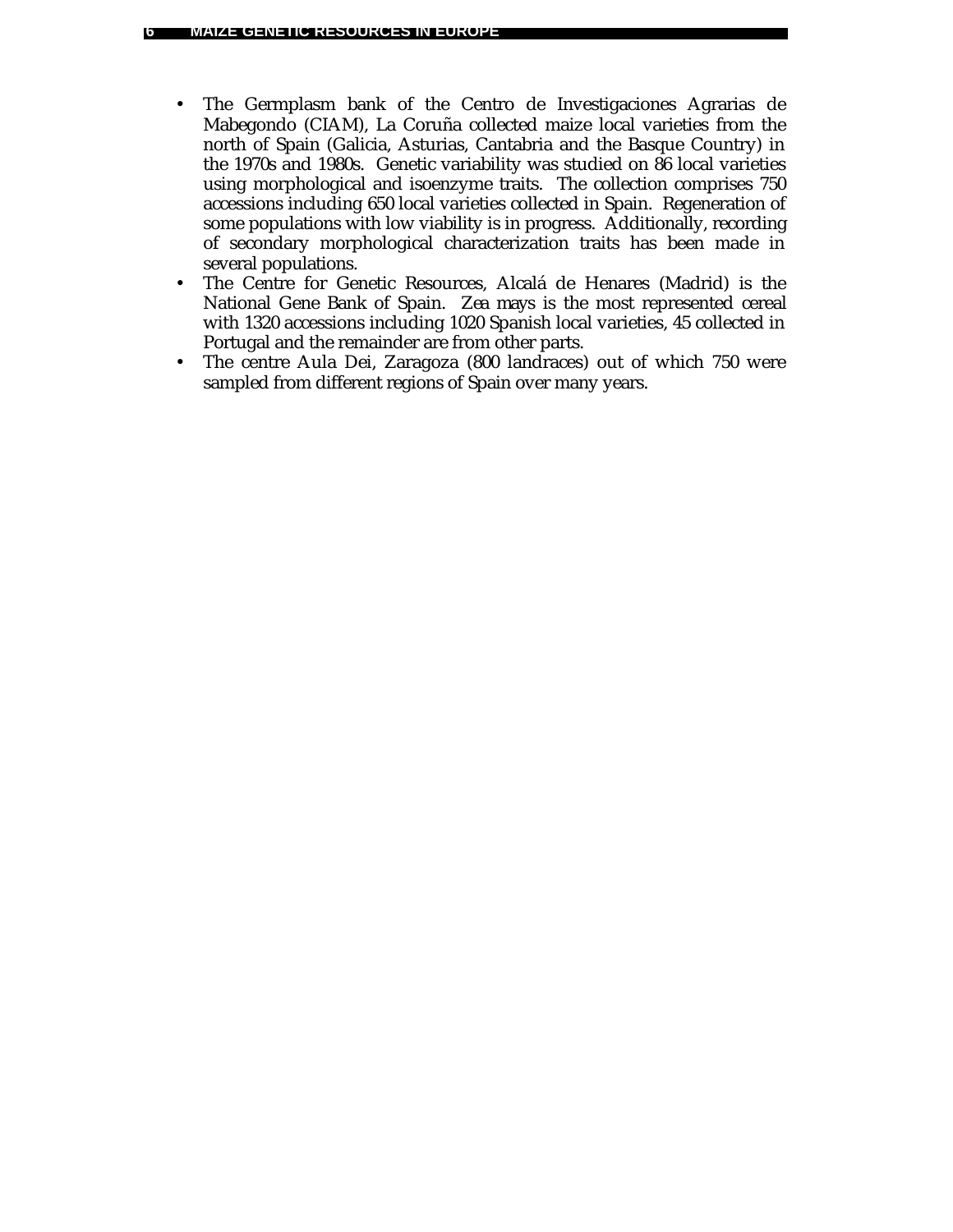- The Germplasm bank of the Centro de Investigaciones Agrarias de Mabegondo (CIAM), La Coruña collected maize local varieties from the north of Spain (Galicia, Asturias, Cantabria and the Basque Country) in the 1970s and 1980s. Genetic variability was studied on 86 local varieties using morphological and isoenzyme traits. The collection comprises 750 accessions including 650 local varieties collected in Spain. Regeneration of some populations with low viability is in progress. Additionally, recording of secondary morphological characterization traits has been made in several populations.
- The Centre for Genetic Resources, Alcalá de Henares (Madrid) is the National Gene Bank of Spain. *Zea mays* is the most represented cereal with 1320 accessions including 1020 Spanish local varieties, 45 collected in Portugal and the remainder are from other parts.
- The centre Aula Dei, Zaragoza (800 landraces) out of which 750 were sampled from different regions of Spain over many years.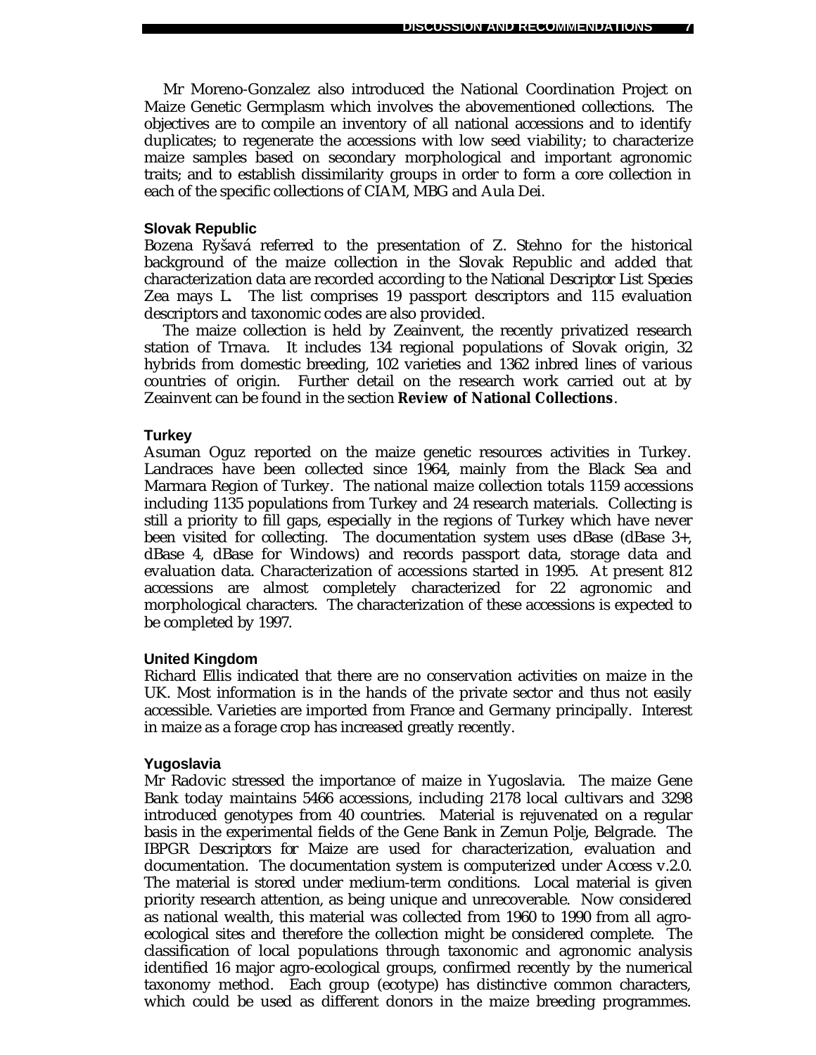Mr Moreno-Gonzalez also introduced the National Coordination Project on Maize Genetic Germplasm which involves the abovementioned collections. The objectives are to compile an inventory of all national accessions and to identify duplicates; to regenerate the accessions with low seed viability; to characterize maize samples based on secondary morphological and important agronomic traits; and to establish dissimilarity groups in order to form a core collection in each of the specific collections of CIAM, MBG and Aula Dei.

### Slovak Republic

Bozena Ryšavá referred to the presentation of Z. Stehno for the historical background of the maize collection in the Slovak Republic and added that characterization data are recorded according to the *National Descriptor List Species Zea mays L.* The list comprises 19 passport descriptors and 115 evaluation descriptors and taxonomic codes are also provided.

The maize collection is held by Zeainvent, the recently privatized research station of Trnava. It includes 134 regional populations of Slovak origin, 32 hybrids from domestic breeding, 102 varieties and 1362 inbred lines of various countries of origin. Further detail on the research work carried out at by Zeainvent can be found in the section **Review of National Collections**.

### Turkey

Asuman Oguz reported on the maize genetic resources activities in Turkey. Landraces have been collected since 1964, mainly from the Black Sea and Marmara Region of Turkey. The national maize collection totals 1159 accessions including 1135 populations from Turkey and 24 research materials. Collecting is still a priority to fill gaps, especially in the regions of Turkey which have never been visited for collecting. The documentation system uses dBase (dBase 3+, dBase 4, dBase for Windows) and records passport data, storage data and evaluation data. Characterization of accessions started in 1995. At present 812 accessions are almost completely characterized for 22 agronomic and morphological characters. The characterization of these accessions is expected to be completed by 1997.

### United Kingdom

Richard Ellis indicated that there are no conservation activities on maize in the UK. Most information is in the hands of the private sector and thus not easily accessible. Varieties are imported from France and Germany principally. Interest in maize as a forage crop has increased greatly recently.

### Yugoslavia

Mr Radovic stressed the importance of maize in Yugoslavia. The maize Gene Bank today maintains 5466 accessions, including 2178 local cultivars and 3298 introduced genotypes from 40 countries. Material is rejuvenated on a regular basis in the experimental fields of the Gene Bank in Zemun Polje, Belgrade. The IBPGR *Descriptors for Maize* are used for characterization, evaluation and documentation. The documentation system is computerized under Access v.2.0. The material is stored under medium-term conditions. Local material is given priority research attention, as being unique and unrecoverable. Now considered as national wealth, this material was collected from 1960 to 1990 from all agro-ecological sites and therefore the collection might be considered complete. The classification of local populations through taxonomic and agronomic analysis identified 16 major agro-ecological groups, confirmed recently by the numerical taxonomy method. Each group (ecotype) has distinctive common characters, which could be used as different donors in the maize breeding programmes.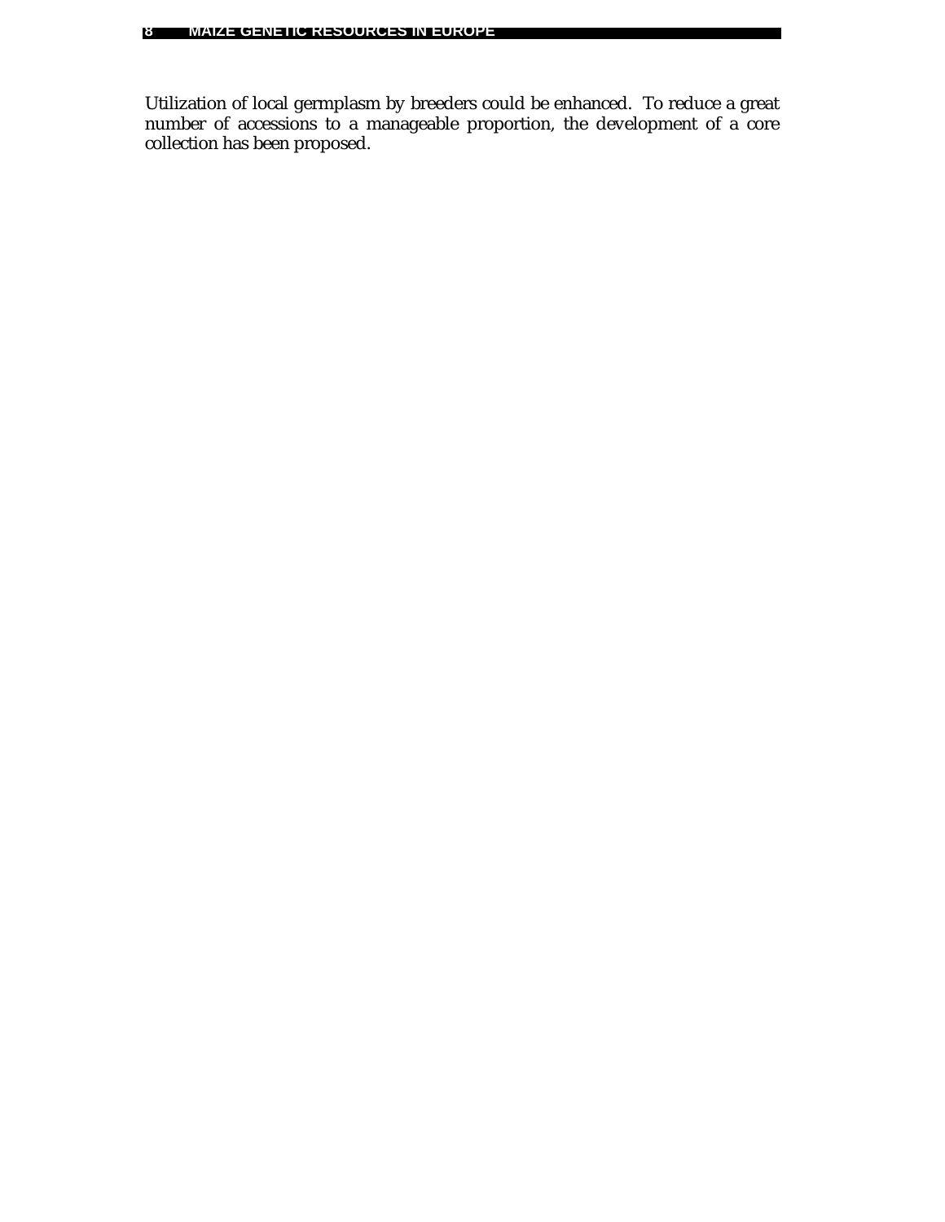Utilization of local germplasm by breeders could be enhanced. To reduce a great number of accessions to a manageable proportion, the development of a core collection has been proposed.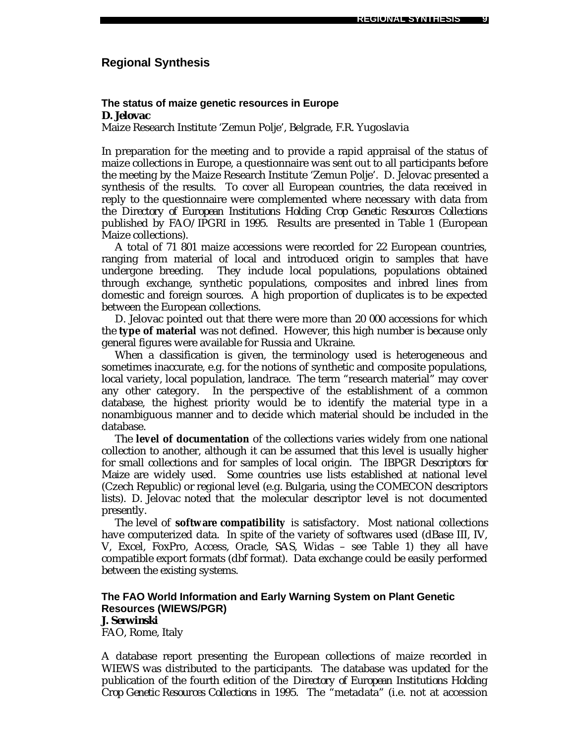## Regional Synthesis

### The status of maize genetic resources in Europe

***D. Jelovac***

Maize Research Institute 'Zemun Polje', Belgrade, F.R. Yugoslavia

In preparation for the meeting and to provide a rapid appraisal of the status of maize collections in Europe, a questionnaire was sent out to all participants before the meeting by the Maize Research Institute 'Zemun Polje'. D. Jelovac presented a synthesis of the results. To cover all European countries, the data received in reply to the questionnaire were complemented where necessary with data from the *Directory of European Institutions Holding Crop Genetic Resources Collections* published by FAO/IPGRI in 1995. Results are presented in Table 1 (European Maize collections).

A total of 71 801 maize accessions were recorded for 22 European countries, ranging from material of local and introduced origin to samples that have undergone breeding. They include local populations, populations obtained through exchange, synthetic populations, composites and inbred lines from domestic and foreign sources. A high proportion of duplicates is to be expected between the European collections.

D. Jelovac pointed out that there were more than 20 000 accessions for which the **type of material** was not defined. However, this high number is because only general figures were available for Russia and Ukraine.

When a classification is given, the terminology used is heterogeneous and sometimes inaccurate, e.g. for the notions of synthetic and composite populations, local variety, local population, landrace. The term "research material" may cover any other category. In the perspective of the establishment of a common database, the highest priority would be to identify the material type in a nonambiguous manner and to decide which material should be included in the database.

The **level of documentation** of the collections varies widely from one national collection to another, although it can be assumed that this level is usually higher for small collections and for samples of local origin. The IBPGR *Descriptors for Maize* are widely used. Some countries use lists established at national level (Czech Republic) or regional level (e.g. Bulgaria, using the COMECON descriptors lists). D. Jelovac noted that the molecular descriptor level is not documented presently.

The level of **software compatibility** is satisfactory. Most national collections have computerized data. In spite of the variety of softwares used (dBase III, IV, V, Excel, FoxPro, Access, Oracle, SAS, Widas – see Table 1) they all have compatible export formats (dbf format). Data exchange could be easily performed between the existing systems.

### The FAO World Information and Early Warning System on Plant Genetic Resources (WIEWS/PGR)

***J. Serwinski***

FAO, Rome, Italy

A database report presenting the European collections of maize recorded in WIEWS was distributed to the participants. The database was updated for the publication of the fourth edition of the *Directory of European Institutions Holding Crop Genetic Resources Collections* in 1995. The "metadata" (i.e. not at accession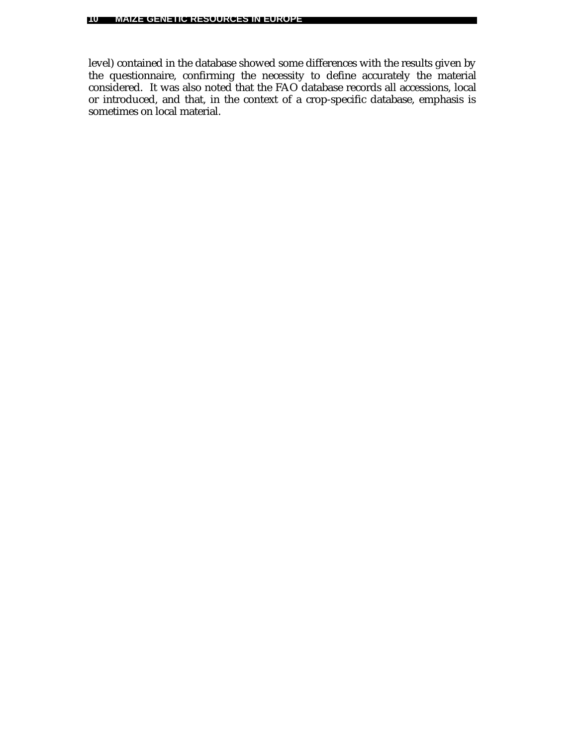level) contained in the database showed some differences with the results given by the questionnaire, confirming the necessity to define accurately the material considered. It was also noted that the FAO database records all accessions, local or introduced, and that, in the context of a crop-specific database, emphasis is sometimes on local material.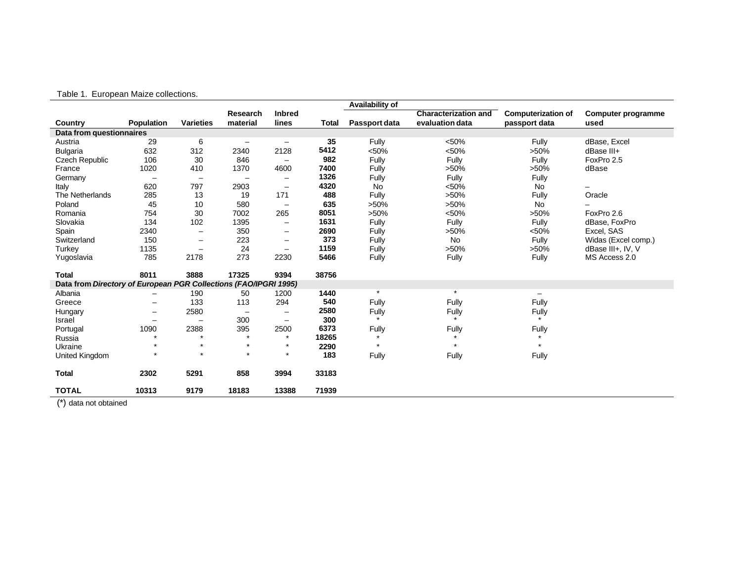Table 1. European Maize collections.

| Country | Population | Varieties | Research material | Inbred lines | Total | Availability of Passport data | Characterization and evaluation data | Computerization of passport data | Computer programme used |
|---|---|---|---|---|---|---|---|---|---|
| **Data from questionnaires** | | | | | | | | | |
| Austria | 29 | 6 | – | – | **35** | Fully | <50% | Fully | dBase, Excel |
| Bulgaria | 632 | 312 | 2340 | 2128 | **5412** | <50% | <50% | >50% | dBase III+ |
| Czech Republic | 106 | 30 | 846 | – | **982** | Fully | Fully | Fully | FoxPro 2.5 |
| France | 1020 | 410 | 1370 | 4600 | **7400** | Fully | >50% | >50% | dBase |
| Germany | – | – | – | – | **1326** | Fully | Fully | Fully | |
| Italy | 620 | 797 | 2903 | – | **4320** | No | <50% | No | – |
| The Netherlands | 285 | 13 | 19 | 171 | **488** | Fully | >50% | Fully | Oracle |
| Poland | 45 | 10 | 580 | – | **635** | >50% | >50% | No | – |
| Romania | 754 | 30 | 7002 | 265 | **8051** | >50% | <50% | >50% | FoxPro 2.6 |
| Slovakia | 134 | 102 | 1395 | – | **1631** | Fully | Fully | Fully | dBase, FoxPro |
| Spain | 2340 | – | 350 | – | **2690** | Fully | >50% | <50% | Excel, SAS |
| Switzerland | 150 | – | 223 | – | **373** | Fully | No | Fully | Widas (Excel comp.) |
| Turkey | 1135 | – | 24 | – | **1159** | Fully | >50% | >50% | dBase III+, IV, V |
| Yugoslavia | 785 | 2178 | 273 | 2230 | **5466** | Fully | Fully | Fully | MS Access 2.0 |
| **Total** | **8011** | **3888** | **17325** | **9394** | **38756** | | | | |
| **Data from *Directory of European PGR Collections (FAO/IPGRI 1995)*** | | | | | | | | | |
| Albania | – | 190 | 50 | 1200 | **1440** | * | * | – | |
| Greece | – | 133 | 113 | 294 | **540** | Fully | Fully | Fully | |
| Hungary | – | 2580 | – | – | **2580** | Fully | Fully | Fully | |
| Israel | – | – | 300 | – | **300** | * | * | * | |
| Portugal | 1090 | 2388 | 395 | 2500 | **6373** | Fully | Fully | Fully | |
| Russia | * | * | * | * | **18265** | * | * | * | |
| Ukraine | * | * | * | * | **2290** | * | * | * | |
| United Kingdom | * | * | * | * | **183** | Fully | Fully | Fully | |
| **Total** | **2302** | **5291** | **858** | **3994** | **33183** | | | | |
| **TOTAL** | **10313** | **9179** | **18183** | **13388** | **71939** | | | | |

(*) data not obtained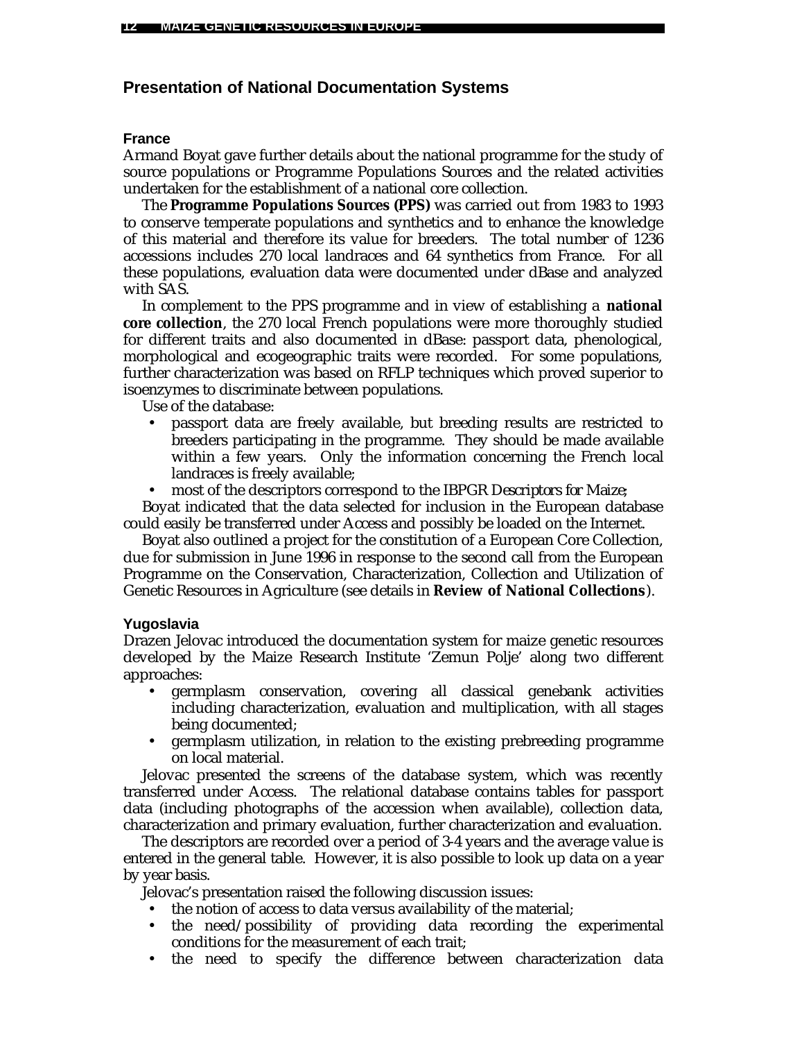## Presentation of National Documentation Systems

### France

Armand Boyat gave further details about the national programme for the study of source populations or Programme Populations Sources and the related activities undertaken for the establishment of a national core collection.

The **Programme Populations Sources (PPS)** was carried out from 1983 to 1993 to conserve temperate populations and synthetics and to enhance the knowledge of this material and therefore its value for breeders. The total number of 1236 accessions includes 270 local landraces and 64 synthetics from France. For all these populations, evaluation data were documented under dBase and analyzed with SAS.

In complement to the PPS programme and in view of establishing a **national core collection**, the 270 local French populations were more thoroughly studied for different traits and also documented in dBase: passport data, phenological, morphological and ecogeographic traits were recorded. For some populations, further characterization was based on RFLP techniques which proved superior to isoenzymes to discriminate between populations.

Use of the database:

- passport data are freely available, but breeding results are restricted to breeders participating in the programme. They should be made available within a few years. Only the information concerning the French local landraces is freely available;
- most of the descriptors correspond to the IBPGR *Descriptors for Maize*;

Boyat indicated that the data selected for inclusion in the European database could easily be transferred under Access and possibly be loaded on the Internet.

Boyat also outlined a project for the constitution of a European Core Collection, due for submission in June 1996 in response to the second call from the European Programme on the Conservation, Characterization, Collection and Utilization of Genetic Resources in Agriculture (see details in **Review of National Collections**).

### Yugoslavia

Drazen Jelovac introduced the documentation system for maize genetic resources developed by the Maize Research Institute 'Zemun Polje' along two different approaches:

- germplasm conservation, covering all classical genebank activities including characterization, evaluation and multiplication, with all stages being documented;
- germplasm utilization, in relation to the existing prebreeding programme on local material.

Jelovac presented the screens of the database system, which was recently transferred under Access. The relational database contains tables for passport data (including photographs of the accession when available), collection data, characterization and primary evaluation, further characterization and evaluation.

The descriptors are recorded over a period of 3-4 years and the average value is entered in the general table. However, it is also possible to look up data on a year by year basis.

Jelovac's presentation raised the following discussion issues:

- the notion of access to data versus availability of the material;
- the need/possibility of providing data recording the experimental conditions for the measurement of each trait;
- the need to specify the difference between characterization data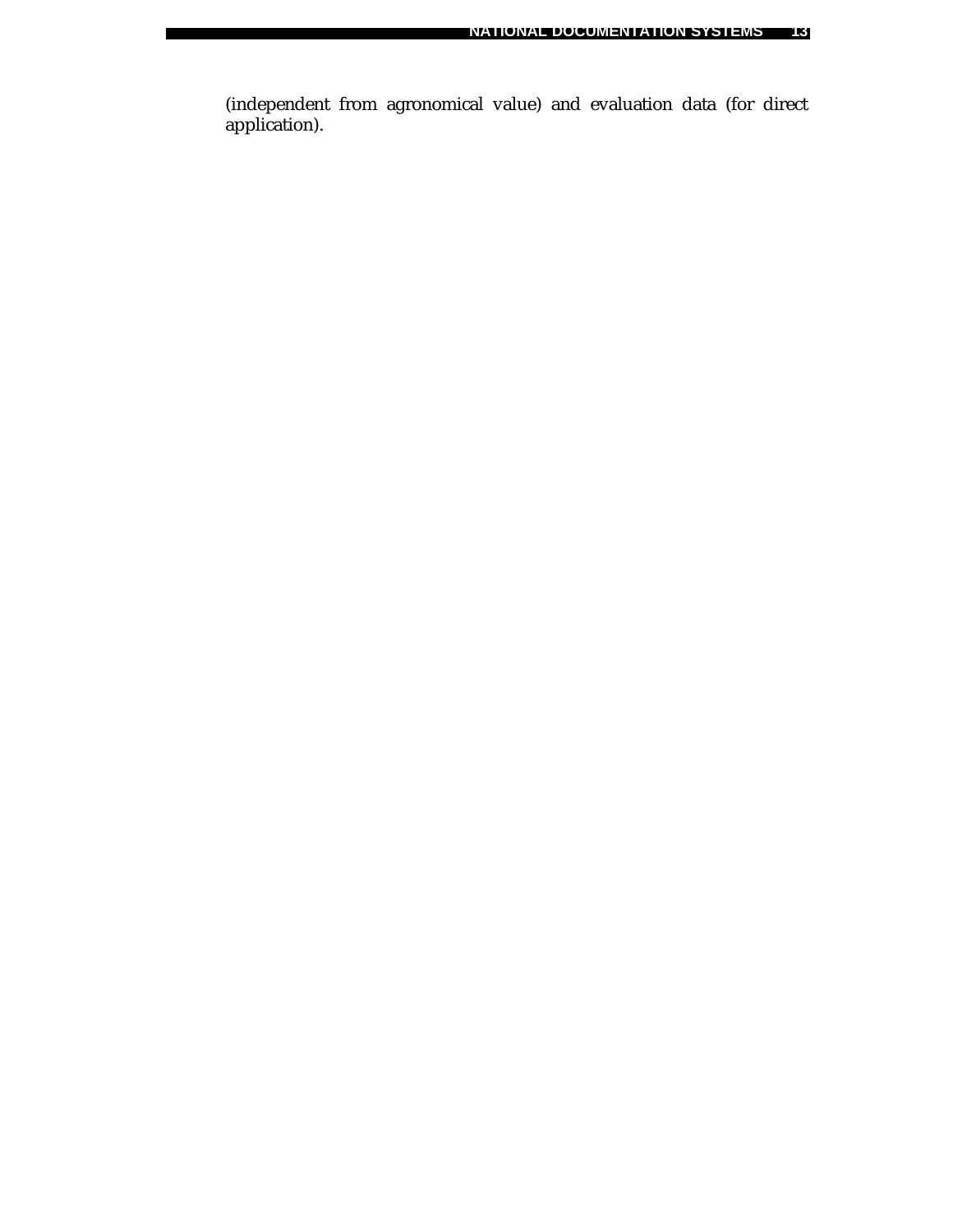(independent from agronomical value) and evaluation data (for direct application).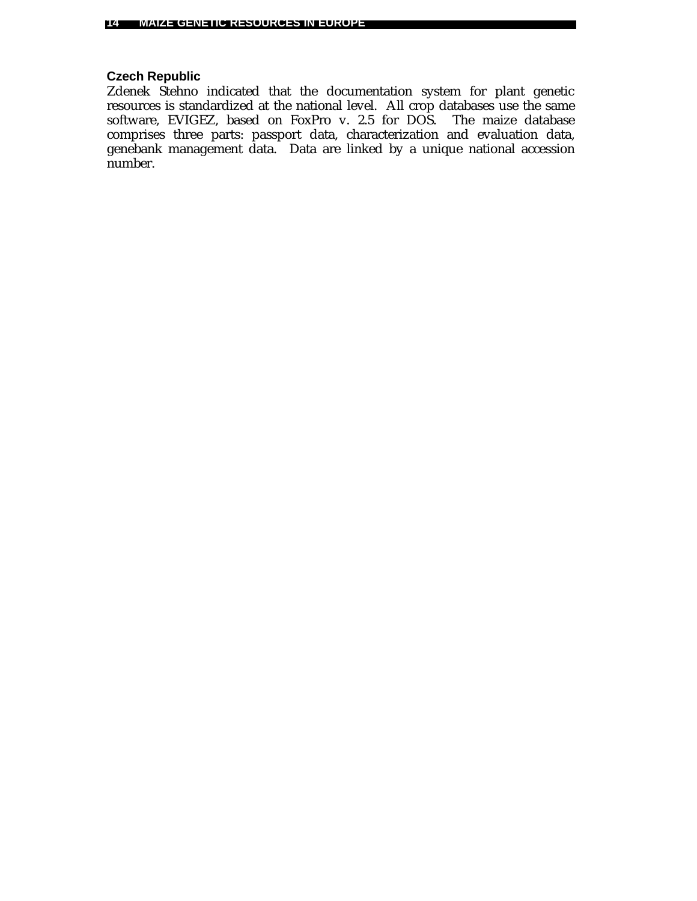### Czech Republic

Zdenek Stehno indicated that the documentation system for plant genetic resources is standardized at the national level. All crop databases use the same software, EVIGEZ, based on FoxPro v. 2.5 for DOS. The maize database comprises three parts: passport data, characterization and evaluation data, genebank management data. Data are linked by a unique national accession number.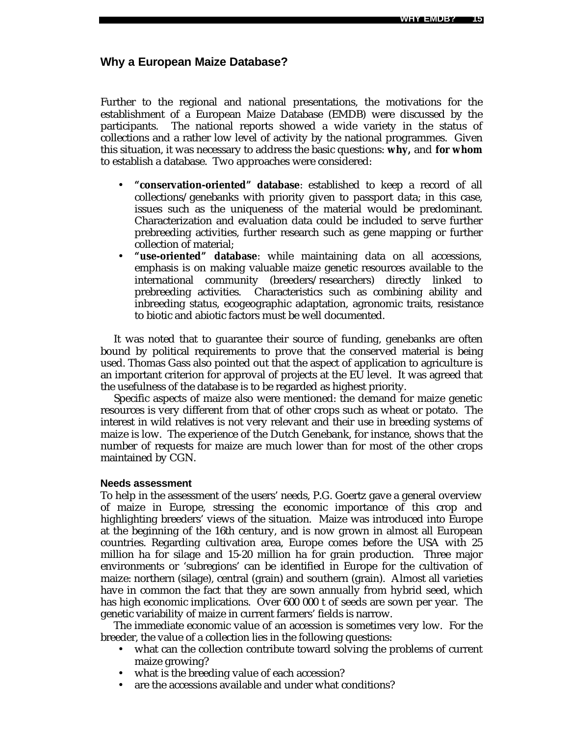## Why a European Maize Database?

Further to the regional and national presentations, the motivations for the establishment of a European Maize Database (EMDB) were discussed by the participants. The national reports showed a wide variety in the status of collections and a rather low level of activity by the national programmes. Given this situation, it was necessary to address the basic questions: **why,** and **for whom** to establish a database. Two approaches were considered:

- **"conservation-oriented" database**: established to keep a record of all collections/genebanks with priority given to passport data; in this case, issues such as the uniqueness of the material would be predominant. Characterization and evaluation data could be included to serve further prebreeding activities, further research such as gene mapping or further collection of material;
- **"use-oriented" database**: while maintaining data on all accessions, emphasis is on making valuable maize genetic resources available to the international community (breeders/researchers) directly linked to prebreeding activities. Characteristics such as combining ability and inbreeding status, ecogeographic adaptation, agronomic traits, resistance to biotic and abiotic factors must be well documented.

It was noted that to guarantee their source of funding, genebanks are often bound by political requirements to prove that the conserved material is being used. Thomas Gass also pointed out that the aspect of application to agriculture is an important criterion for approval of projects at the EU level. It was agreed that the usefulness of the database is to be regarded as highest priority.

Specific aspects of maize also were mentioned: the demand for maize genetic resources is very different from that of other crops such as wheat or potato. The interest in wild relatives is not very relevant and their use in breeding systems of maize is low. The experience of the Dutch Genebank, for instance, shows that the number of requests for maize are much lower than for most of the other crops maintained by CGN.

#### Needs assessment

To help in the assessment of the users' needs, P.G. Goertz gave a general overview of maize in Europe, stressing the economic importance of this crop and highlighting breeders' views of the situation. Maize was introduced into Europe at the beginning of the 16th century, and is now grown in almost all European countries. Regarding cultivation area, Europe comes before the USA with 25 million ha for silage and 15-20 million ha for grain production. Three major environments or 'subregions' can be identified in Europe for the cultivation of maize: northern (silage), central (grain) and southern (grain). Almost all varieties have in common the fact that they are sown annually from hybrid seed, which has high economic implications. Over 600 000 t of seeds are sown per year. The genetic variability of maize in current farmers' fields is narrow.

The immediate economic value of an accession is sometimes very low. For the breeder, the value of a collection lies in the following questions:

- what can the collection contribute toward solving the problems of current maize growing?
- what is the breeding value of each accession?
- are the accessions available and under what conditions?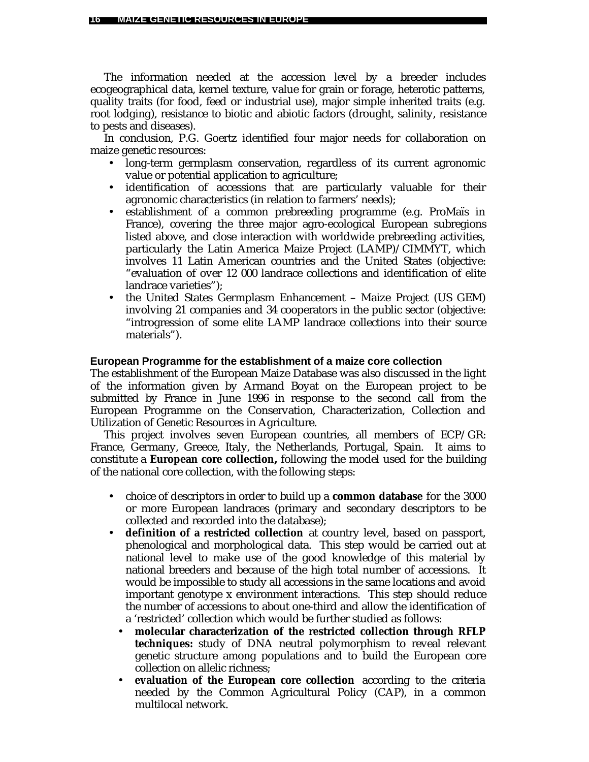The information needed at the accession level by a breeder includes ecogeographical data, kernel texture, value for grain or forage, heterotic patterns, quality traits (for food, feed or industrial use), major simple inherited traits (e.g. root lodging), resistance to biotic and abiotic factors (drought, salinity, resistance to pests and diseases).

In conclusion, P.G. Goertz identified four major needs for collaboration on maize genetic resources:

- long-term germplasm conservation, regardless of its current agronomic value or potential application to agriculture;
- identification of accessions that are particularly valuable for their agronomic characteristics (in relation to farmers' needs);
- establishment of a common prebreeding programme (e.g. ProMaïs in France), covering the three major agro-ecological European subregions listed above, and close interaction with worldwide prebreeding activities, particularly the Latin America Maize Project (LAMP)/CIMMYT, which involves 11 Latin American countries and the United States (objective: "evaluation of over 12 000 landrace collections and identification of elite landrace varieties");
- the United States Germplasm Enhancement – Maize Project (US GEM) involving 21 companies and 34 cooperators in the public sector (objective: "introgression of some elite LAMP landrace collections into their source materials").

### European Programme for the establishment of a maize core collection

The establishment of the European Maize Database was also discussed in the light of the information given by Armand Boyat on the European project to be submitted by France in June 1996 in response to the second call from the European Programme on the Conservation, Characterization, Collection and Utilization of Genetic Resources in Agriculture.

This project involves seven European countries, all members of ECP/GR: France, Germany, Greece, Italy, the Netherlands, Portugal, Spain. It aims to constitute a **European core collection,** following the model used for the building of the national core collection, with the following steps:

- choice of descriptors in order to build up a **common database** for the 3000 or more European landraces (primary and secondary descriptors to be collected and recorded into the database);
- **definition of a restricted collection** at country level, based on passport, phenological and morphological data. This step would be carried out at national level to make use of the good knowledge of this material by national breeders and because of the high total number of accessions. It would be impossible to study all accessions in the same locations and avoid important genotype x environment interactions. This step should reduce the number of accessions to about one-third and allow the identification of a 'restricted' collection which would be further studied as follows:
  - **molecular characterization of the restricted collection through RFLP techniques:** study of DNA neutral polymorphism to reveal relevant genetic structure among populations and to build the European core collection on allelic richness;
  - **evaluation of the European core collection** according to the criteria needed by the Common Agricultural Policy (CAP), in a common multilocal network.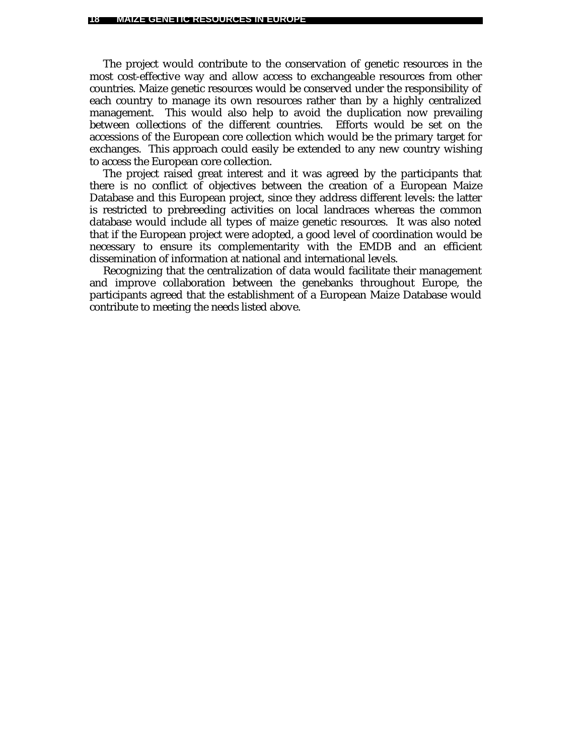The project would contribute to the conservation of genetic resources in the most cost-effective way and allow access to exchangeable resources from other countries. Maize genetic resources would be conserved under the responsibility of each country to manage its own resources rather than by a highly centralized management. This would also help to avoid the duplication now prevailing between collections of the different countries. Efforts would be set on the accessions of the European core collection which would be the primary target for exchanges. This approach could easily be extended to any new country wishing to access the European core collection.

The project raised great interest and it was agreed by the participants that there is no conflict of objectives between the creation of a European Maize Database and this European project, since they address different levels: the latter is restricted to prebreeding activities on local landraces whereas the common database would include all types of maize genetic resources. It was also noted that if the European project were adopted, a good level of coordination would be necessary to ensure its complementarity with the EMDB and an efficient dissemination of information at national and international levels.

Recognizing that the centralization of data would facilitate their management and improve collaboration between the genebanks throughout Europe, the participants agreed that the establishment of a European Maize Database would contribute to meeting the needs listed above.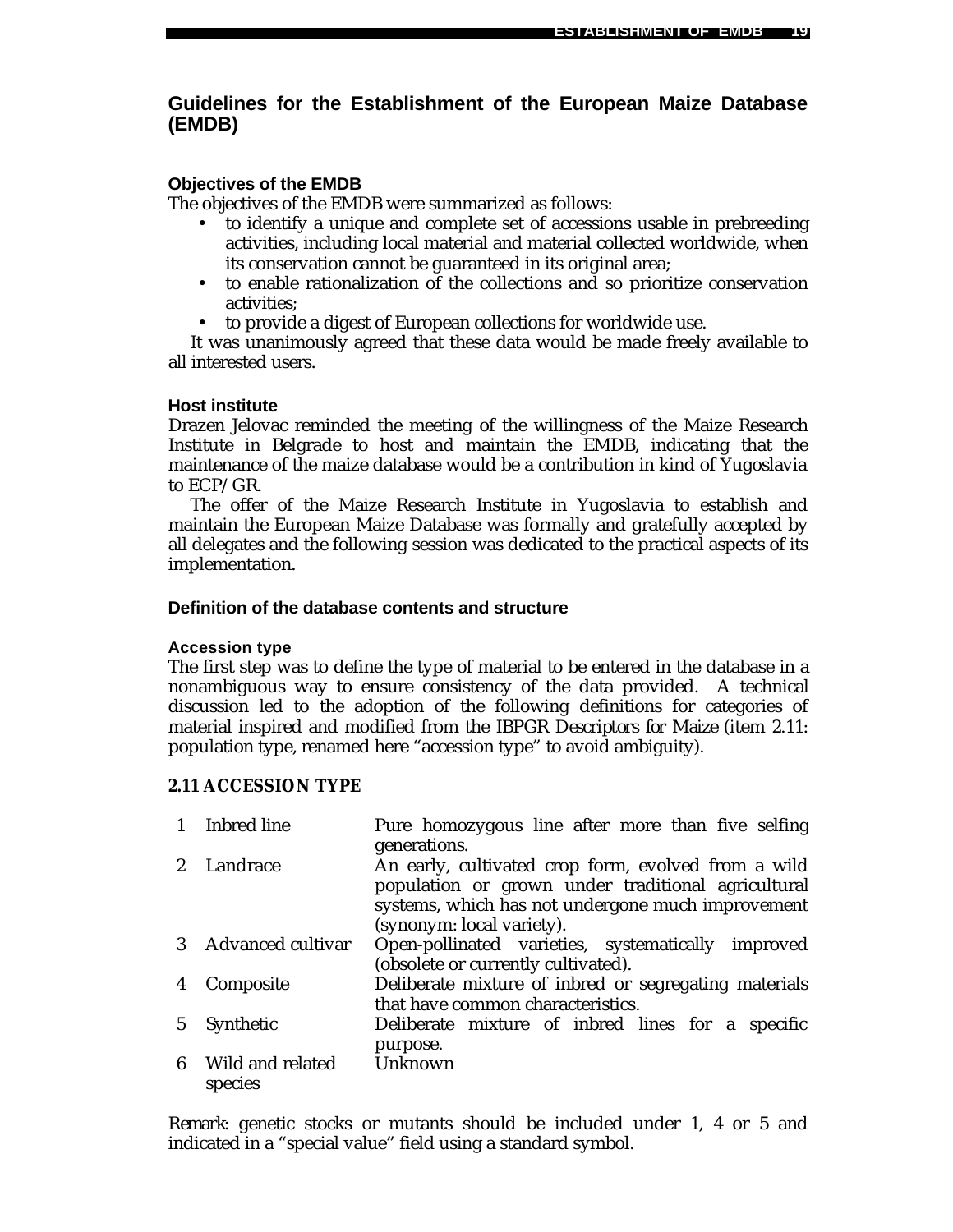## Guidelines for the Establishment of the European Maize Database (EMDB)

### Objectives of the EMDB

The objectives of the EMDB were summarized as follows:

- to identify a unique and complete set of accessions usable in prebreeding activities, including local material and material collected worldwide, when its conservation cannot be guaranteed in its original area;
- to enable rationalization of the collections and so prioritize conservation activities;
- to provide a digest of European collections for worldwide use.

It was unanimously agreed that these data would be made freely available to all interested users.

### Host institute

Drazen Jelovac reminded the meeting of the willingness of the Maize Research Institute in Belgrade to host and maintain the EMDB, indicating that the maintenance of the maize database would be a contribution in kind of Yugoslavia to ECP/GR.

The offer of the Maize Research Institute in Yugoslavia to establish and maintain the European Maize Database was formally and gratefully accepted by all delegates and the following session was dedicated to the practical aspects of its implementation.

### Definition of the database contents and structure

#### Accession type

The first step was to define the type of material to be entered in the database in a nonambiguous way to ensure consistency of the data provided. A technical discussion led to the adoption of the following definitions for categories of material inspired and modified from the IBPGR *Descriptors for Maize* (item 2.11: population type, renamed here "accession type" to avoid ambiguity).

**2.11 ACCESSION TYPE**

| | | |
|---|---|---|
| 1 | Inbred line | Pure homozygous line after more than five selfing generations. |
| 2 | Landrace | An early, cultivated crop form, evolved from a wild population or grown under traditional agricultural systems, which has not undergone much improvement (synonym: local variety). |
| 3 | Advanced cultivar | Open-pollinated varieties, systematically improved (obsolete or currently cultivated). |
| 4 | Composite | Deliberate mixture of inbred or segregating materials that have common characteristics. |
| 5 | Synthetic | Deliberate mixture of inbred lines for a specific purpose. |
| 6 | Wild and related species | Unknown |

*Remark:* genetic stocks or mutants should be included under 1, 4 or 5 and indicated in a "special value" field using a standard symbol.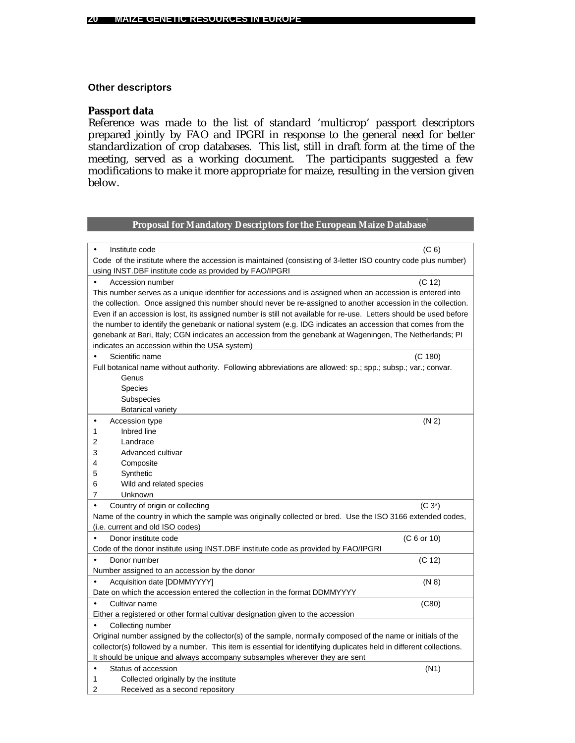## Other descriptors

### Passport data

Reference was made to the list of standard 'multicrop' passport descriptors prepared jointly by FAO and IPGRI in response to the general need for better standardization of crop databases. This list, still in draft form at the time of the meeting, served as a working document. The participants suggested a few modifications to make it more appropriate for maize, resulting in the version given below.

**Proposal for Mandatory Descriptors for the European Maize Database**†

- Institute code (C 6)

  Code of the institute where the accession is maintained (consisting of 3-letter ISO country code plus number) using INST.DBF institute code as provided by FAO/IPGRI

- Accession number (C 12)

  This number serves as a unique identifier for accessions and is assigned when an accession is entered into the collection. Once assigned this number should never be re-assigned to another accession in the collection. Even if an accession is lost, its assigned number is still not available for re-use. Letters should be used before the number to identify the genebank or national system (e.g. IDG indicates an accession that comes from the genebank at Bari, Italy; CGN indicates an accession from the genebank at Wageningen, The Netherlands; PI indicates an accession within the USA system)

- Scientific name (C 180)

  Full botanical name without authority. Following abbreviations are allowed: sp.; spp.; subsp.; var.; convar.
  - Genus
  - Species
  - Subspecies
  - Botanical variety

- Accession type (N 2)

  1 Inbred line
  2 Landrace
  3 Advanced cultivar
  4 Composite
  5 Synthetic
  6 Wild and related species
  7 Unknown

- Country of origin or collecting (C 3*)

  Name of the country in which the sample was originally collected or bred. Use the ISO 3166 extended codes, (i.e. current and old ISO codes)

- Donor institute code (C 6 or 10)

  Code of the donor institute using INST.DBF institute code as provided by FAO/IPGRI

- Donor number (C 12)

  Number assigned to an accession by the donor

- Acquisition date [DDMMYYYY] (N 8)

  Date on which the accession entered the collection in the format DDMMYYYY

- Cultivar name (C80)

  Either a registered or other formal cultivar designation given to the accession

- Collecting number

  Original number assigned by the collector(s) of the sample, normally composed of the name or initials of the collector(s) followed by a number. This item is essential for identifying duplicates held in different collections. It should be unique and always accompany subsamples wherever they are sent

- Status of accession (N1)

  1 Collected originally by the institute
  2 Received as a second repository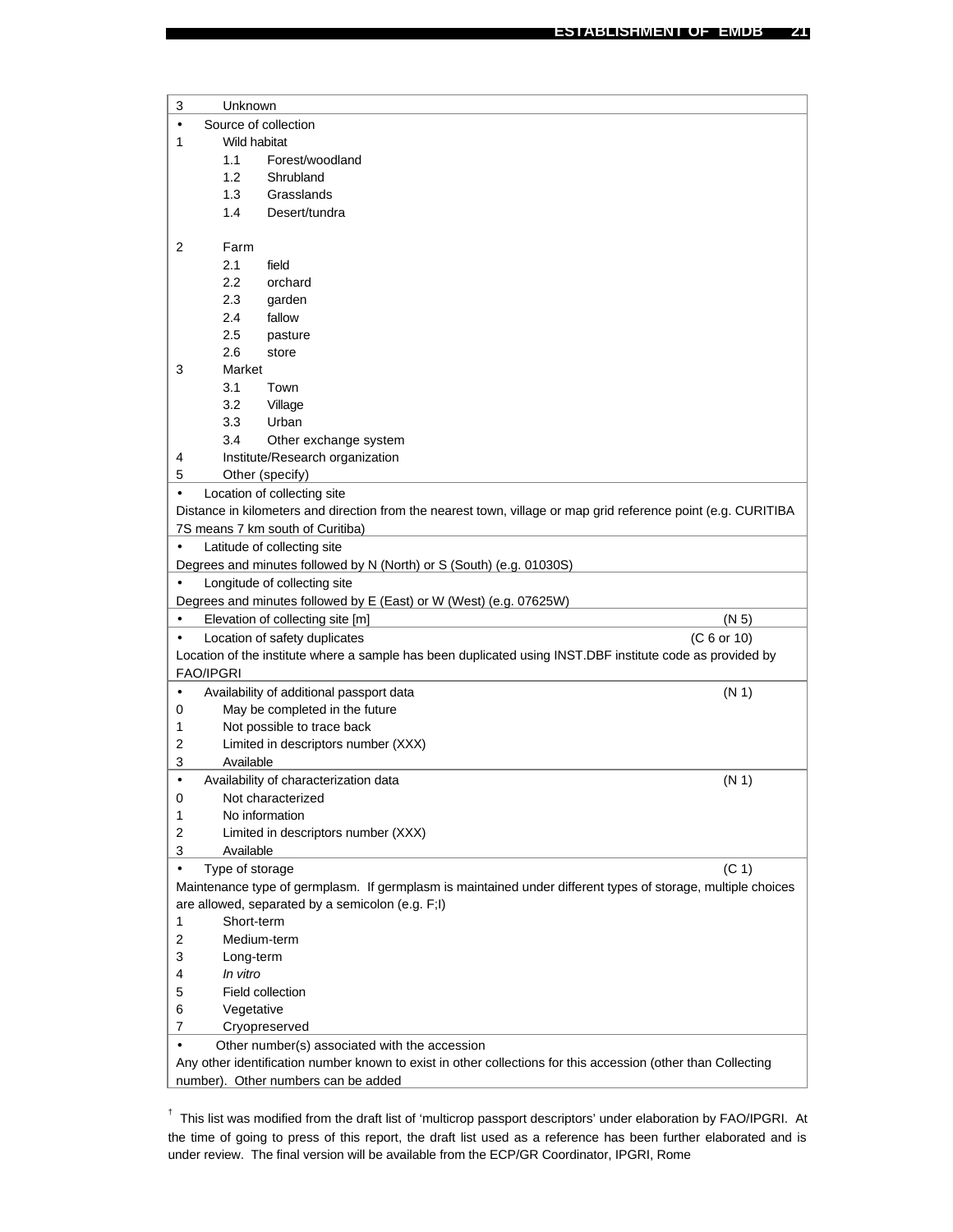3 Unknown

- Source of collection

1 Wild habitat
- 1.1 Forest/woodland
- 1.2 Shrubland
- 1.3 Grasslands
- 1.4 Desert/tundra

2 Farm
- 2.1 field
- 2.2 orchard
- 2.3 garden
- 2.4 fallow
- 2.5 pasture
- 2.6 store

3 Market
- 3.1 Town
- 3.2 Village
- 3.3 Urban
- 3.4 Other exchange system

4 Institute/Research organization

5 Other (specify)

- Location of collecting site

Distance in kilometers and direction from the nearest town, village or map grid reference point (e.g. CURITIBA 7S means 7 km south of Curitiba)

- Latitude of collecting site

Degrees and minutes followed by N (North) or S (South) (e.g. 01030S)

- Longitude of collecting site

Degrees and minutes followed by E (East) or W (West) (e.g. 07625W)

- Elevation of collecting site [m] (N 5)

- Location of safety duplicates (C 6 or 10)

Location of the institute where a sample has been duplicated using INST.DBF institute code as provided by FAO/IPGRI

- Availability of additional passport data (N 1)

0 May be completed in the future
1 Not possible to trace back
2 Limited in descriptors number (XXX)
3 Available

- Availability of characterization data (N 1)

0 Not characterized
1 No information
2 Limited in descriptors number (XXX)
3 Available

- Type of storage (C 1)

Maintenance type of germplasm. If germplasm is maintained under different types of storage, multiple choices are allowed, separated by a semicolon (e.g. F;I)

1 Short-term
2 Medium-term
3 Long-term
4 *In vitro*
5 Field collection
6 Vegetative
7 Cryopreserved

- Other number(s) associated with the accession

Any other identification number known to exist in other collections for this accession (other than Collecting number). Other numbers can be added

† This list was modified from the draft list of 'multicrop passport descriptors' under elaboration by FAO/IPGRI. At the time of going to press of this report, the draft list used as a reference has been further elaborated and is under review. The final version will be available from the ECP/GR Coordinator, IPGRI, Rome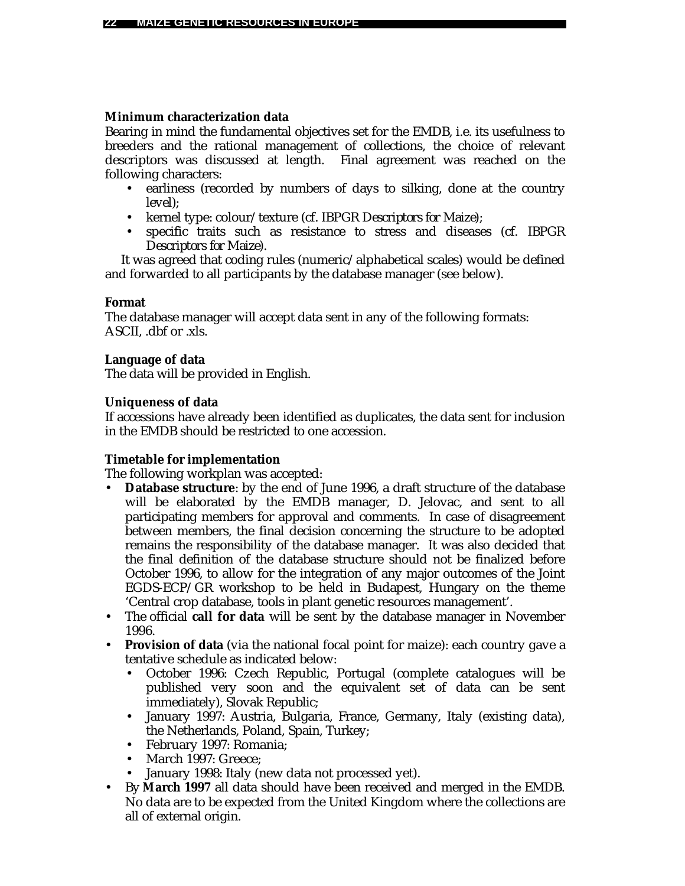**Minimum characterization data**

Bearing in mind the fundamental objectives set for the EMDB, i.e. its usefulness to breeders and the rational management of collections, the choice of relevant descriptors was discussed at length. Final agreement was reached on the following characters:

- earliness (recorded by numbers of days to silking, done at the country level);
- kernel type: colour/texture (cf. IBPGR *Descriptors for Maize*);
- specific traits such as resistance to stress and diseases (cf. IBPGR *Descriptors for Maize*).

It was agreed that coding rules (numeric/alphabetical scales) would be defined and forwarded to all participants by the database manager (see below).

**Format**

The database manager will accept data sent in any of the following formats: ASCII, .dbf or .xls.

**Language of data**

The data will be provided in English.

**Uniqueness of data**

If accessions have already been identified as duplicates, the data sent for inclusion in the EMDB should be restricted to one accession.

**Timetable for implementation**

The following workplan was accepted:

- **Database structure**: by the end of June 1996, a draft structure of the database will be elaborated by the EMDB manager, D. Jelovac, and sent to all participating members for approval and comments. In case of disagreement between members, the final decision concerning the structure to be adopted remains the responsibility of the database manager. It was also decided that the final definition of the database structure should not be finalized before October 1996, to allow for the integration of any major outcomes of the Joint EGDS-ECP/GR workshop to be held in Budapest, Hungary on the theme 'Central crop database, tools in plant genetic resources management'.
- The official **call for data** will be sent by the database manager in November 1996.
- **Provision of data** (via the national focal point for maize): each country gave a tentative schedule as indicated below:
  - October 1996: Czech Republic, Portugal (complete catalogues will be published very soon and the equivalent set of data can be sent immediately), Slovak Republic;
  - January 1997: Austria, Bulgaria, France, Germany, Italy (existing data), the Netherlands, Poland, Spain, Turkey;
  - February 1997: Romania;
  - March 1997: Greece;
  - January 1998: Italy (new data not processed yet).
- By **March 1997** all data should have been received and merged in the EMDB. No data are to be expected from the United Kingdom where the collections are all of external origin.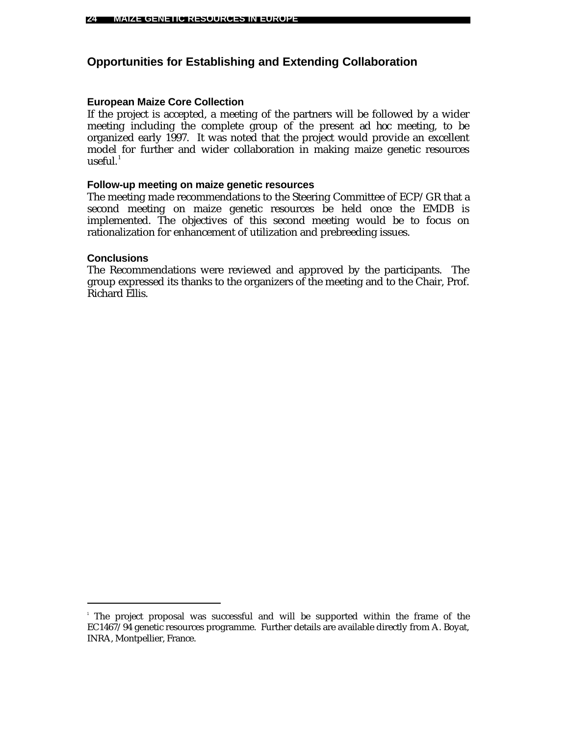## Opportunities for Establishing and Extending Collaboration

### European Maize Core Collection

If the project is accepted, a meeting of the partners will be followed by a wider meeting including the complete group of the present ad hoc meeting, to be organized early 1997. It was noted that the project would provide an excellent model for further and wider collaboration in making maize genetic resources useful.[1]

### Follow-up meeting on maize genetic resources

The meeting made recommendations to the Steering Committee of ECP/GR that a second meeting on maize genetic resources be held once the EMDB is implemented. The objectives of this second meeting would be to focus on rationalization for enhancement of utilization and prebreeding issues.

### Conclusions

The Recommendations were reviewed and approved by the participants. The group expressed its thanks to the organizers of the meeting and to the Chair, Prof. Richard Ellis.

---

[1] The project proposal was successful and will be supported within the frame of the EC1467/94 genetic resources programme. Further details are available directly from A. Boyat, INRA, Montpellier, France.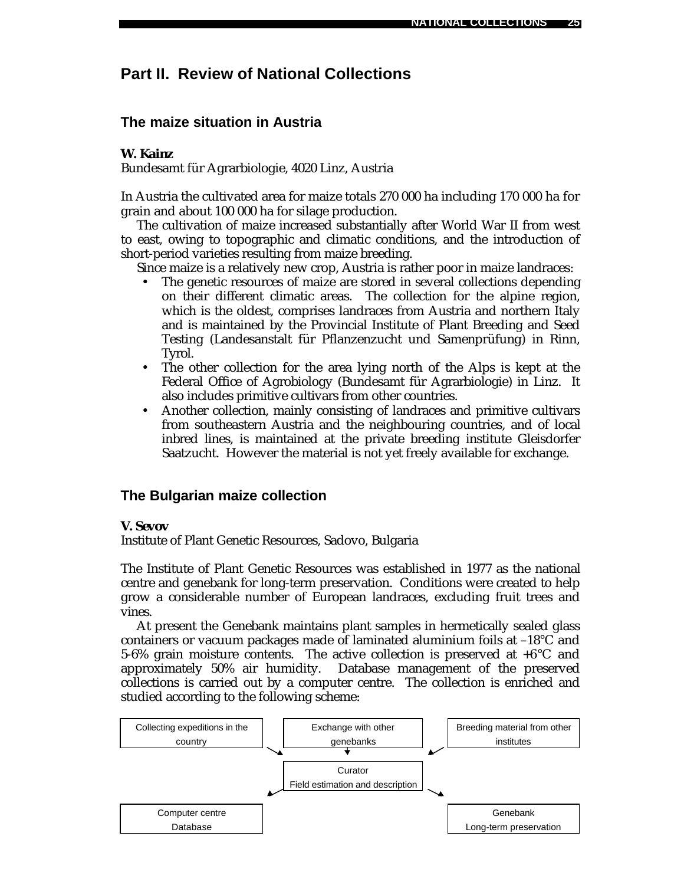# Part II. Review of National Collections

## The maize situation in Austria

**W. Kainz**
Bundesamt für Agrarbiologie, 4020 Linz, Austria

In Austria the cultivated area for maize totals 270 000 ha including 170 000 ha for grain and about 100 000 ha for silage production.

The cultivation of maize increased substantially after World War II from west to east, owing to topographic and climatic conditions, and the introduction of short-period varieties resulting from maize breeding.

Since maize is a relatively new crop, Austria is rather poor in maize landraces:

- The genetic resources of maize are stored in several collections depending on their different climatic areas. The collection for the alpine region, which is the oldest, comprises landraces from Austria and northern Italy and is maintained by the Provincial Institute of Plant Breeding and Seed Testing (Landesanstalt für Pflanzenzucht und Samenprüfung) in Rinn, Tyrol.
- The other collection for the area lying north of the Alps is kept at the Federal Office of Agrobiology (Bundesamt für Agrarbiologie) in Linz. It also includes primitive cultivars from other countries.
- Another collection, mainly consisting of landraces and primitive cultivars from southeastern Austria and the neighbouring countries, and of local inbred lines, is maintained at the private breeding institute Gleisdorfer Saatzucht. However the material is not yet freely available for exchange.

## The Bulgarian maize collection

**V. Sevov**
Institute of Plant Genetic Resources, Sadovo, Bulgaria

The Institute of Plant Genetic Resources was established in 1977 as the national centre and genebank for long-term preservation. Conditions were created to help grow a considerable number of European landraces, excluding fruit trees and vines.

At present the Genebank maintains plant samples in hermetically sealed glass containers or vacuum packages made of laminated aluminium foils at –18°C and 5-6% grain moisture contents. The active collection is preserved at +6°C and approximately 50% air humidity. Database management of the preserved collections is carried out by a computer centre. The collection is enriched and studied according to the following scheme:

| Collecting expeditions in the country | Exchange with other genebanks | Breeding material from other institutes |
|---|---|---|
| ↘ | ↓ | ↙ |
| | Curator<br>Field estimation and description | |
| ↙ | | ↘ |
| Computer centre<br>Database | | Genebank<br>Long-term preservation |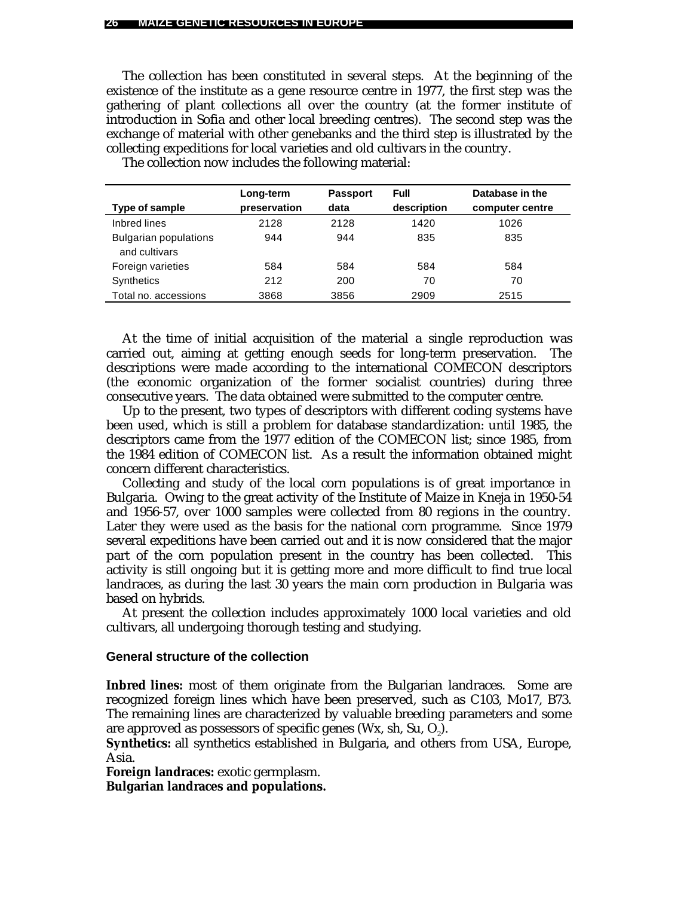The collection has been constituted in several steps. At the beginning of the existence of the institute as a gene resource centre in 1977, the first step was the gathering of plant collections all over the country (at the former institute of introduction in Sofia and other local breeding centres). The second step was the exchange of material with other genebanks and the third step is illustrated by the collecting expeditions for local varieties and old cultivars in the country.

The collection now includes the following material:

| Type of sample | Long-term preservation | Passport data | Full description | Database in the computer centre |
|---|---|---|---|---|
| Inbred lines | 2128 | 2128 | 1420 | 1026 |
| Bulgarian populations and cultivars | 944 | 944 | 835 | 835 |
| Foreign varieties | 584 | 584 | 584 | 584 |
| Synthetics | 212 | 200 | 70 | 70 |
| Total no. accessions | 3868 | 3856 | 2909 | 2515 |

At the time of initial acquisition of the material a single reproduction was carried out, aiming at getting enough seeds for long-term preservation. The descriptions were made according to the international COMECON descriptors (the economic organization of the former socialist countries) during three consecutive years. The data obtained were submitted to the computer centre.

Up to the present, two types of descriptors with different coding systems have been used, which is still a problem for database standardization: until 1985, the descriptors came from the 1977 edition of the COMECON list; since 1985, from the 1984 edition of COMECON list. As a result the information obtained might concern different characteristics.

Collecting and study of the local corn populations is of great importance in Bulgaria. Owing to the great activity of the Institute of Maize in Kneja in 1950-54 and 1956-57, over 1000 samples were collected from 80 regions in the country. Later they were used as the basis for the national corn programme. Since 1979 several expeditions have been carried out and it is now considered that the major part of the corn population present in the country has been collected. This activity is still ongoing but it is getting more and more difficult to find true local landraces, as during the last 30 years the main corn production in Bulgaria was based on hybrids.

At present the collection includes approximately 1000 local varieties and old cultivars, all undergoing thorough testing and studying.

### General structure of the collection

**Inbred lines:** most of them originate from the Bulgarian landraces. Some are recognized foreign lines which have been preserved, such as C103, Mo17, B73. The remaining lines are characterized by valuable breeding parameters and some are approved as possessors of specific genes (Wx, sh, Su, $O_2$).

**Synthetics:** all synthetics established in Bulgaria, and others from USA, Europe, Asia.

**Foreign landraces:** exotic germplasm.

**Bulgarian landraces and populations.**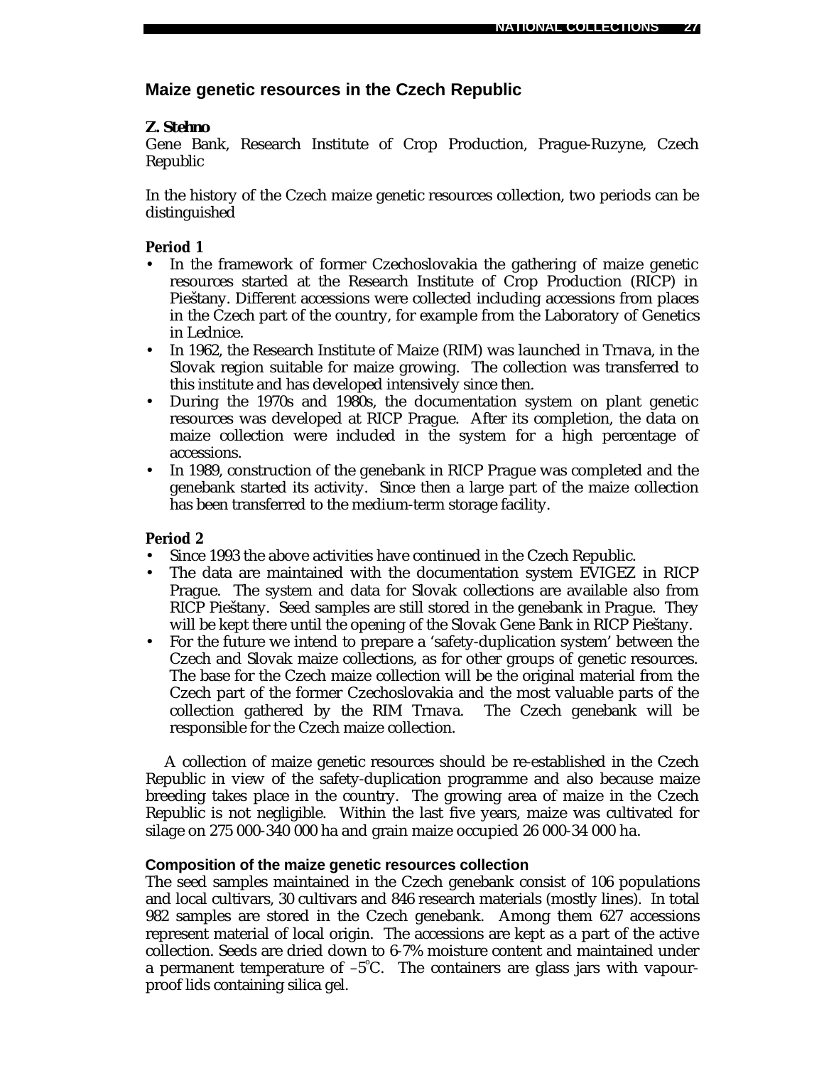## Maize genetic resources in the Czech Republic

***Z. Stehno***

Gene Bank, Research Institute of Crop Production, Prague-Ruzyne, Czech Republic

In the history of the Czech maize genetic resources collection, two periods can be distinguished

**Period 1**

- In the framework of former Czechoslovakia the gathering of maize genetic resources started at the Research Institute of Crop Production (RICP) in Piešťany. Different accessions were collected including accessions from places in the Czech part of the country, for example from the Laboratory of Genetics in Lednice.
- In 1962, the Research Institute of Maize (RIM) was launched in Trnava, in the Slovak region suitable for maize growing. The collection was transferred to this institute and has developed intensively since then.
- During the 1970s and 1980s, the documentation system on plant genetic resources was developed at RICP Prague. After its completion, the data on maize collection were included in the system for a high percentage of accessions.
- In 1989, construction of the genebank in RICP Prague was completed and the genebank started its activity. Since then a large part of the maize collection has been transferred to the medium-term storage facility.

**Period 2**

- Since 1993 the above activities have continued in the Czech Republic.
- The data are maintained with the documentation system EVIGEZ in RICP Prague. The system and data for Slovak collections are available also from RICP Piešťany. Seed samples are still stored in the genebank in Prague. They will be kept there until the opening of the Slovak Gene Bank in RICP Piešťany.
- For the future we intend to prepare a 'safety-duplication system' between the Czech and Slovak maize collections, as for other groups of genetic resources. The base for the Czech maize collection will be the original material from the Czech part of the former Czechoslovakia and the most valuable parts of the collection gathered by the RIM Trnava. The Czech genebank will be responsible for the Czech maize collection.

A collection of maize genetic resources should be re-established in the Czech Republic in view of the safety-duplication programme and also because maize breeding takes place in the country. The growing area of maize in the Czech Republic is not negligible. Within the last five years, maize was cultivated for silage on 275 000-340 000 ha and grain maize occupied 26 000-34 000 ha.

### Composition of the maize genetic resources collection

The seed samples maintained in the Czech genebank consist of 106 populations and local cultivars, 30 cultivars and 846 research materials (mostly lines). In total 982 samples are stored in the Czech genebank. Among them 627 accessions represent material of local origin. The accessions are kept as a part of the active collection. Seeds are dried down to 6-7% moisture content and maintained under a permanent temperature of –5°C. The containers are glass jars with vapour-proof lids containing silica gel.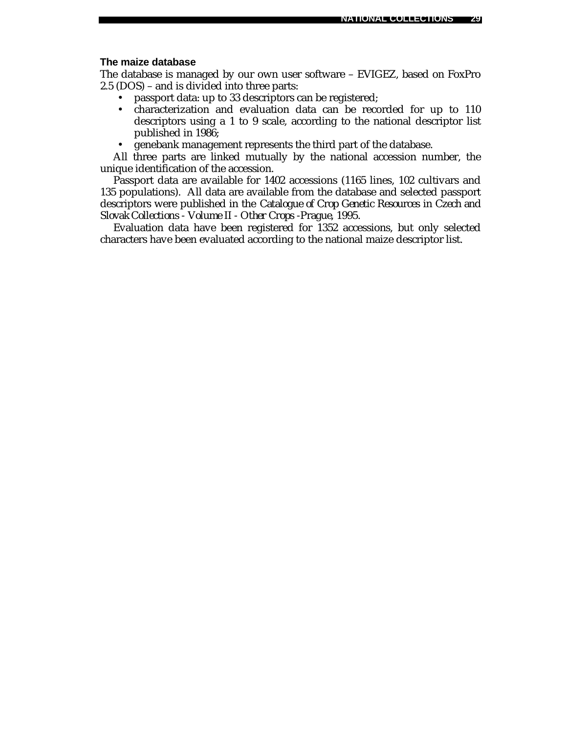### The maize database

The database is managed by our own user software – EVIGEZ, based on FoxPro 2.5 (DOS) – and is divided into three parts:

- passport data: up to 33 descriptors can be registered;
- characterization and evaluation data can be recorded for up to 110 descriptors using a 1 to 9 scale, according to the national descriptor list published in 1986;
- genebank management represents the third part of the database.

All three parts are linked mutually by the national accession number, the unique identification of the accession.

Passport data are available for 1402 accessions (1165 lines, 102 cultivars and 135 populations). All data are available from the database and selected passport descriptors were published in the *Catalogue of Crop Genetic Resources in Czech and Slovak Collections - Volume II - Other Crops -Prague, 1995*.

Evaluation data have been registered for 1352 accessions, but only selected characters have been evaluated according to the national maize descriptor list.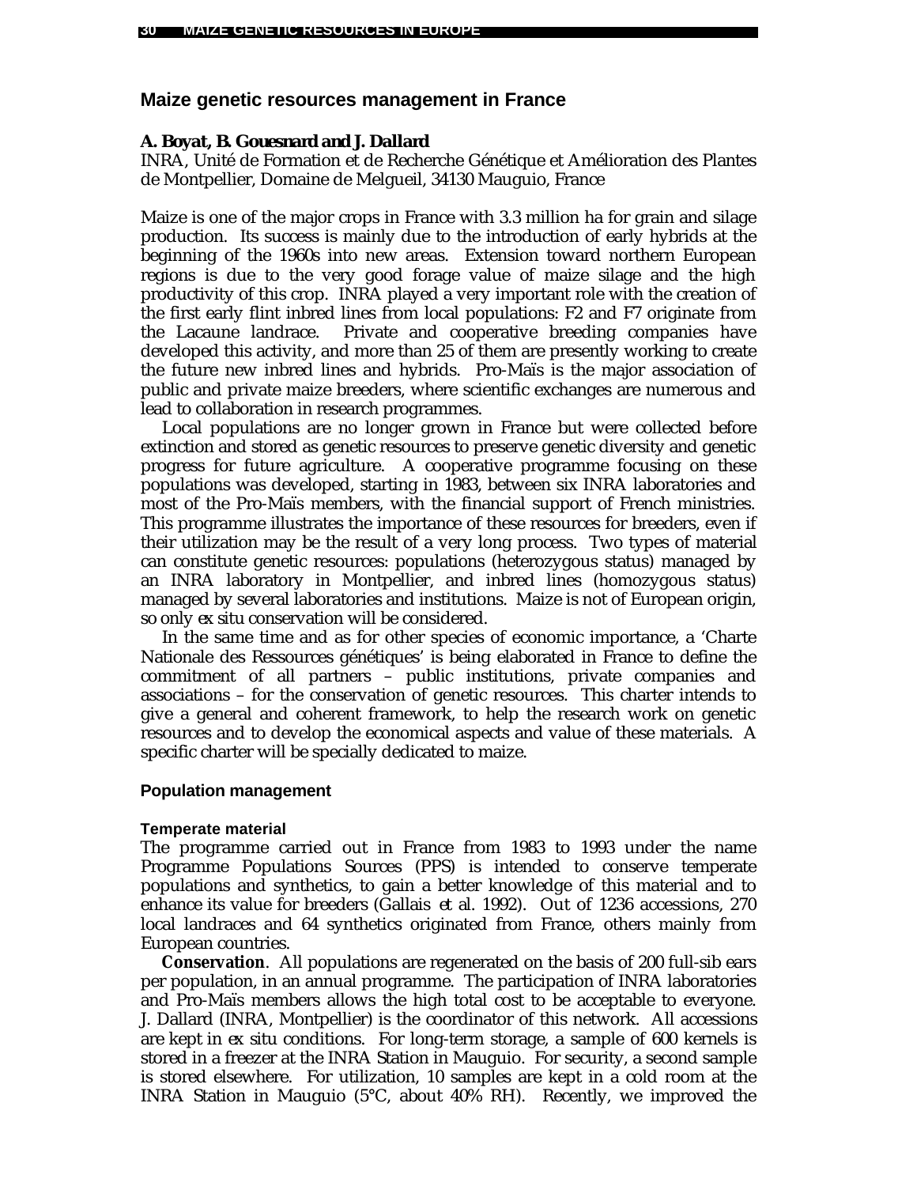## Maize genetic resources management in France

**A. Boyat, B. Gouesnard and J. Dallard**
INRA, Unité de Formation et de Recherche Génétique et Amélioration des Plantes de Montpellier, Domaine de Melgueil, 34130 Mauguio, France

Maize is one of the major crops in France with 3.3 million ha for grain and silage production. Its success is mainly due to the introduction of early hybrids at the beginning of the 1960s into new areas. Extension toward northern European regions is due to the very good forage value of maize silage and the high productivity of this crop. INRA played a very important role with the creation of the first early flint inbred lines from local populations: F2 and F7 originate from the Lacaune landrace. Private and cooperative breeding companies have developed this activity, and more than 25 of them are presently working to create the future new inbred lines and hybrids. Pro-Maïs is the major association of public and private maize breeders, where scientific exchanges are numerous and lead to collaboration in research programmes.

Local populations are no longer grown in France but were collected before extinction and stored as genetic resources to preserve genetic diversity and genetic progress for future agriculture. A cooperative programme focusing on these populations was developed, starting in 1983, between six INRA laboratories and most of the Pro-Maïs members, with the financial support of French ministries. This programme illustrates the importance of these resources for breeders, even if their utilization may be the result of a very long process. Two types of material can constitute genetic resources: populations (heterozygous status) managed by an INRA laboratory in Montpellier, and inbred lines (homozygous status) managed by several laboratories and institutions. Maize is not of European origin, so only *ex situ* conservation will be considered.

In the same time and as for other species of economic importance, a 'Charte Nationale des Ressources génétiques' is being elaborated in France to define the commitment of all partners – public institutions, private companies and associations – for the conservation of genetic resources. This charter intends to give a general and coherent framework, to help the research work on genetic resources and to develop the economical aspects and value of these materials. A specific charter will be specially dedicated to maize.

### Population management

#### Temperate material

The programme carried out in France from 1983 to 1993 under the name Programme Populations Sources (PPS) is intended to conserve temperate populations and synthetics, to gain a better knowledge of this material and to enhance its value for breeders (Gallais *et al.* 1992). Out of 1236 accessions, 270 local landraces and 64 synthetics originated from France, others mainly from European countries.

**Conservation**. All populations are regenerated on the basis of 200 full-sib ears per population, in an annual programme. The participation of INRA laboratories and Pro-Maïs members allows the high total cost to be acceptable to everyone. J. Dallard (INRA, Montpellier) is the coordinator of this network. All accessions are kept in *ex situ* conditions. For long-term storage, a sample of 600 kernels is stored in a freezer at the INRA Station in Mauguio. For security, a second sample is stored elsewhere. For utilization, 10 samples are kept in a cold room at the INRA Station in Mauguio (5°C, about 40% RH). Recently, we improved the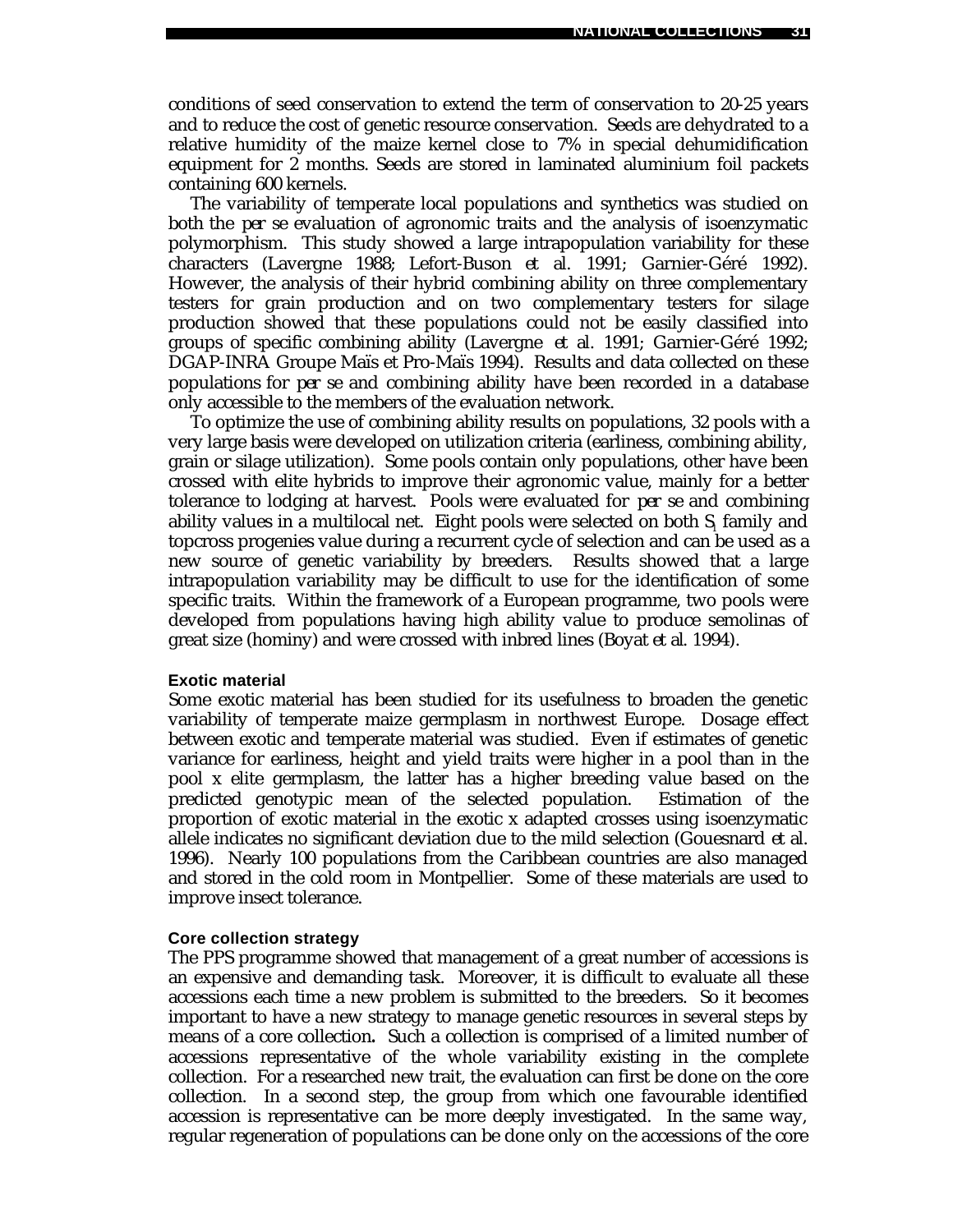conditions of seed conservation to extend the term of conservation to 20-25 years and to reduce the cost of genetic resource conservation. Seeds are dehydrated to a relative humidity of the maize kernel close to 7% in special dehumidification equipment for 2 months. Seeds are stored in laminated aluminium foil packets containing 600 kernels.

The variability of temperate local populations and synthetics was studied on both the *per se* evaluation of agronomic traits and the analysis of isoenzymatic polymorphism. This study showed a large intrapopulation variability for these characters (Lavergne 1988; Lefort-Buson *et* al. 1991; Garnier-Géré 1992). However, the analysis of their hybrid combining ability on three complementary testers for grain production and on two complementary testers for silage production showed that these populations could not be easily classified into groups of specific combining ability (Lavergne *et* al. 1991; Garnier-Géré 1992; DGAP-INRA Groupe Maïs et Pro-Maïs 1994). Results and data collected on these populations for *per se* and combining ability have been recorded in a database only accessible to the members of the evaluation network.

To optimize the use of combining ability results on populations, 32 pools with a very large basis were developed on utilization criteria (earliness, combining ability, grain or silage utilization). Some pools contain only populations, other have been crossed with elite hybrids to improve their agronomic value, mainly for a better tolerance to lodging at harvest. Pools were evaluated for *per se* and combining ability values in a multilocal net. Eight pools were selected on both $S_1$ family and topcross progenies value during a recurrent cycle of selection and can be used as a new source of genetic variability by breeders. Results showed that a large intrapopulation variability may be difficult to use for the identification of some specific traits. Within the framework of a European programme, two pools were developed from populations having high ability value to produce semolinas of great size (hominy) and were crossed with inbred lines (Boyat *et* al. 1994).

### Exotic material

Some exotic material has been studied for its usefulness to broaden the genetic variability of temperate maize germplasm in northwest Europe. Dosage effect between exotic and temperate material was studied. Even if estimates of genetic variance for earliness, height and yield traits were higher in a pool than in the pool x elite germplasm, the latter has a higher breeding value based on the predicted genotypic mean of the selected population. Estimation of the proportion of exotic material in the exotic x adapted crosses using isoenzymatic allele indicates no significant deviation due to the mild selection (Gouesnard *et* al. 1996). Nearly 100 populations from the Caribbean countries are also managed and stored in the cold room in Montpellier. Some of these materials are used to improve insect tolerance.

### Core collection strategy

The PPS programme showed that management of a great number of accessions is an expensive and demanding task. Moreover, it is difficult to evaluate all these accessions each time a new problem is submitted to the breeders. So it becomes important to have a new strategy to manage genetic resources in several steps by means of a core collection**.** Such a collection is comprised of a limited number of accessions representative of the whole variability existing in the complete collection. For a researched new trait, the evaluation can first be done on the core collection. In a second step, the group from which one favourable identified accession is representative can be more deeply investigated. In the same way, regular regeneration of populations can be done only on the accessions of the core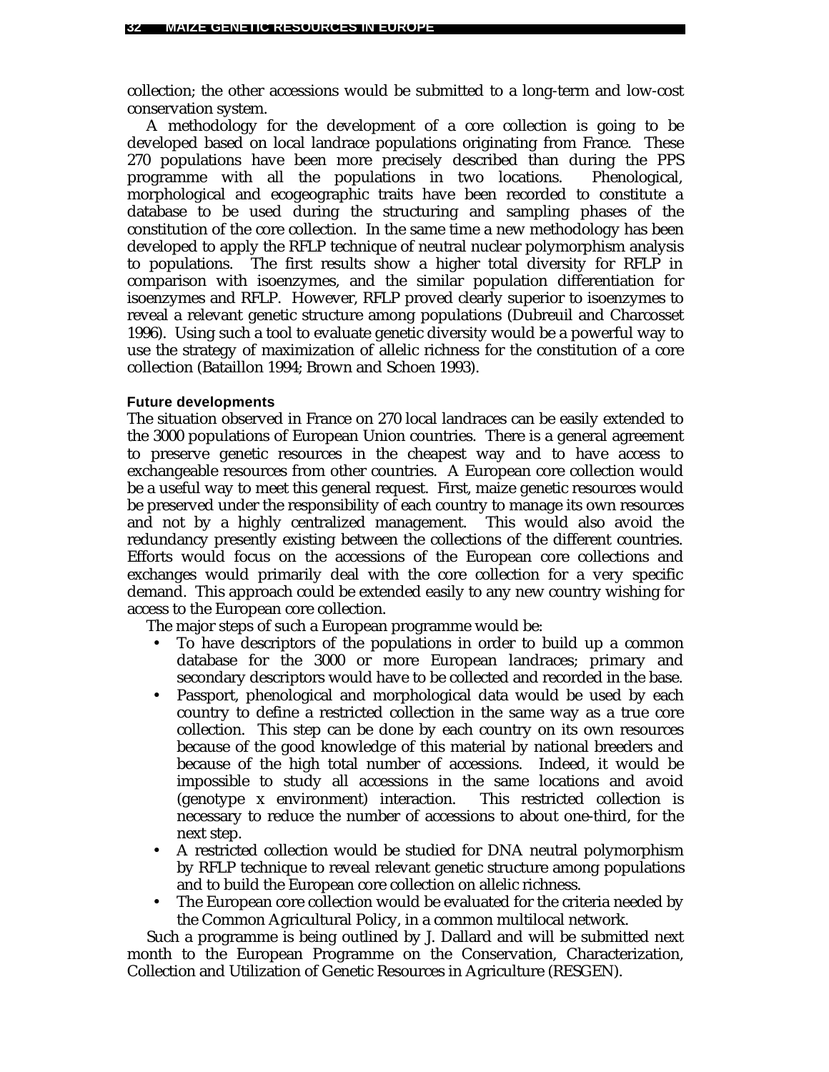collection; the other accessions would be submitted to a long-term and low-cost conservation system.

A methodology for the development of a core collection is going to be developed based on local landrace populations originating from France. These 270 populations have been more precisely described than during the PPS programme with all the populations in two locations. Phenological, morphological and ecogeographic traits have been recorded to constitute a database to be used during the structuring and sampling phases of the constitution of the core collection. In the same time a new methodology has been developed to apply the RFLP technique of neutral nuclear polymorphism analysis to populations. The first results show a higher total diversity for RFLP in comparison with isoenzymes, and the similar population differentiation for isoenzymes and RFLP. However, RFLP proved clearly superior to isoenzymes to reveal a relevant genetic structure among populations (Dubreuil and Charcosset 1996). Using such a tool to evaluate genetic diversity would be a powerful way to use the strategy of maximization of allelic richness for the constitution of a core collection (Bataillon 1994; Brown and Schoen 1993).

#### Future developments

The situation observed in France on 270 local landraces can be easily extended to the 3000 populations of European Union countries. There is a general agreement to preserve genetic resources in the cheapest way and to have access to exchangeable resources from other countries. A European core collection would be a useful way to meet this general request. First, maize genetic resources would be preserved under the responsibility of each country to manage its own resources and not by a highly centralized management. This would also avoid the redundancy presently existing between the collections of the different countries. Efforts would focus on the accessions of the European core collections and exchanges would primarily deal with the core collection for a very specific demand. This approach could be extended easily to any new country wishing for access to the European core collection.

The major steps of such a European programme would be:

- To have descriptors of the populations in order to build up a common database for the 3000 or more European landraces; primary and secondary descriptors would have to be collected and recorded in the base.
- Passport, phenological and morphological data would be used by each country to define a restricted collection in the same way as a true core collection. This step can be done by each country on its own resources because of the good knowledge of this material by national breeders and because of the high total number of accessions. Indeed, it would be impossible to study all accessions in the same locations and avoid (genotype x environment) interaction. This restricted collection is necessary to reduce the number of accessions to about one-third, for the next step.
- A restricted collection would be studied for DNA neutral polymorphism by RFLP technique to reveal relevant genetic structure among populations and to build the European core collection on allelic richness.
- The European core collection would be evaluated for the criteria needed by the Common Agricultural Policy, in a common multilocal network.

Such a programme is being outlined by J. Dallard and will be submitted next month to the European Programme on the Conservation, Characterization, Collection and Utilization of Genetic Resources in Agriculture (RESGEN).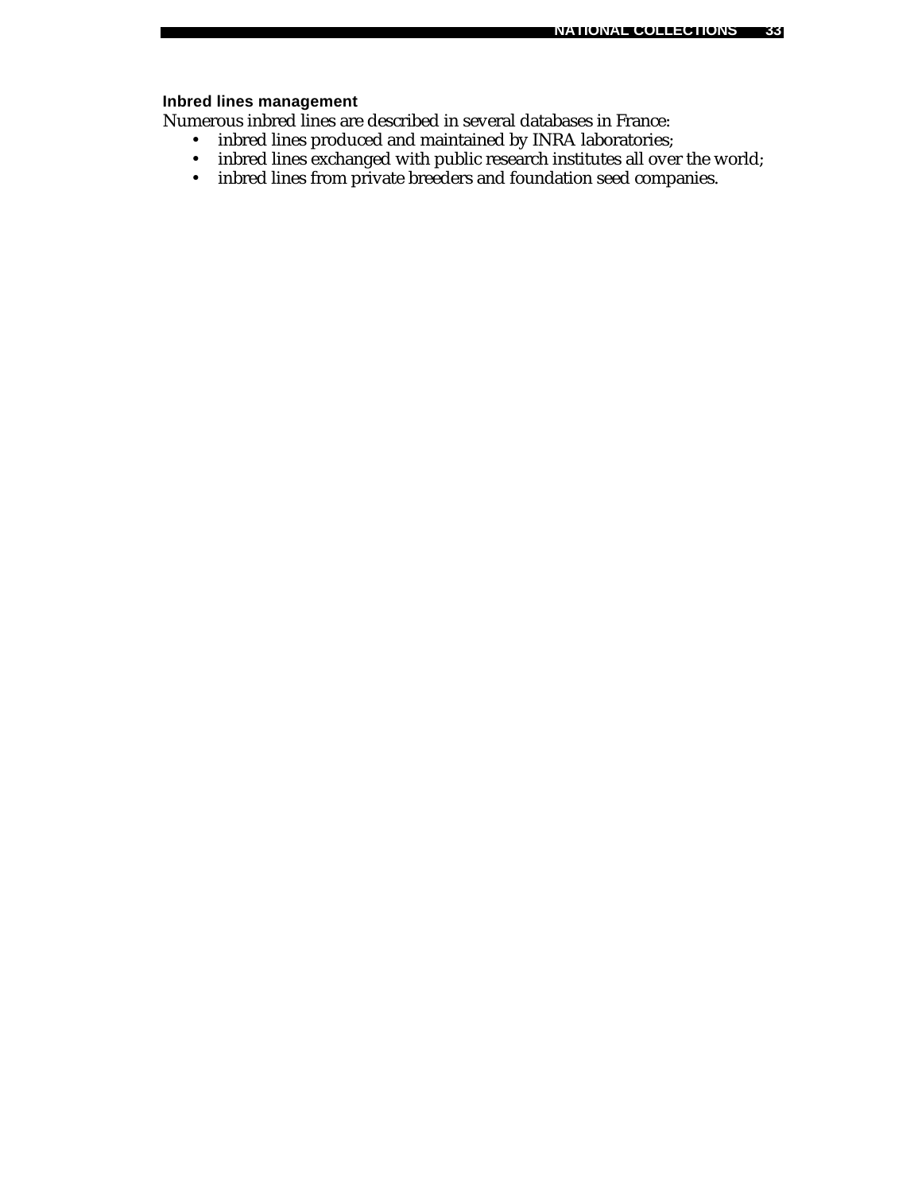#### Inbred lines management

Numerous inbred lines are described in several databases in France:

- inbred lines produced and maintained by INRA laboratories;
- inbred lines exchanged with public research institutes all over the world;
- inbred lines from private breeders and foundation seed companies.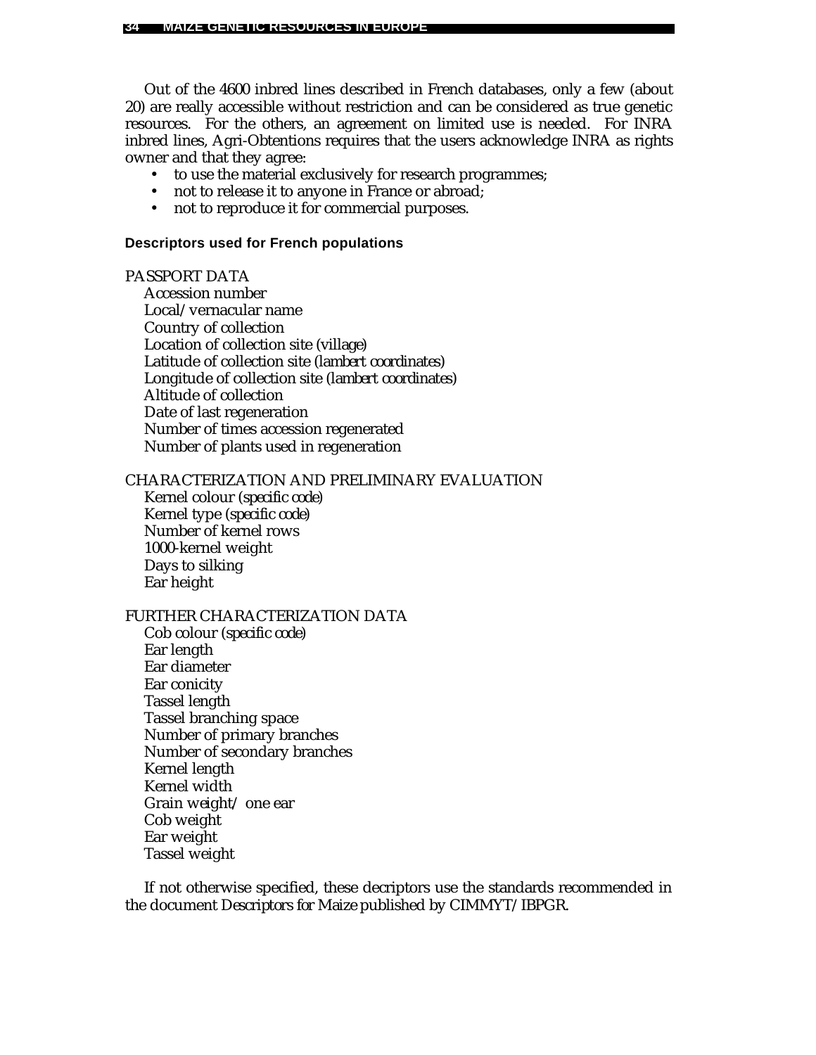Out of the 4600 inbred lines described in French databases, only a few (about 20) are really accessible without restriction and can be considered as true genetic resources. For the others, an agreement on limited use is needed. For INRA inbred lines, Agri-Obtentions requires that the users acknowledge INRA as rights owner and that they agree:

- to use the material exclusively for research programmes;
- not to release it to anyone in France or abroad;
- not to reproduce it for commercial purposes.

#### Descriptors used for French populations

PASSPORT DATA

Accession number
Local/vernacular name
Country of collection
Location of collection site *(village)*
Latitude of collection site *(lambert coordinates)*
Longitude of collection site *(lambert coordinates)*
Altitude of collection
Date of last regeneration
Number of times accession regenerated
Number of plants used in regeneration

CHARACTERIZATION AND PRELIMINARY EVALUATION

Kernel colour *(specific code)*
Kernel type *(specific code)*
Number of kernel rows
1000-kernel weight
Days to silking
Ear height

FURTHER CHARACTERIZATION DATA

Cob colour *(specific code)*
Ear length
Ear diameter
Ear conicity
Tassel length
Tassel branching space
Number of primary branches
Number of secondary branches
Kernel length
Kernel width
Grain weight/ one ear
Cob weight
Ear weight
Tassel weight

If not otherwise specified, these decriptors use the standards recommended in the document *Descriptors for Maize* published by CIMMYT/IBPGR.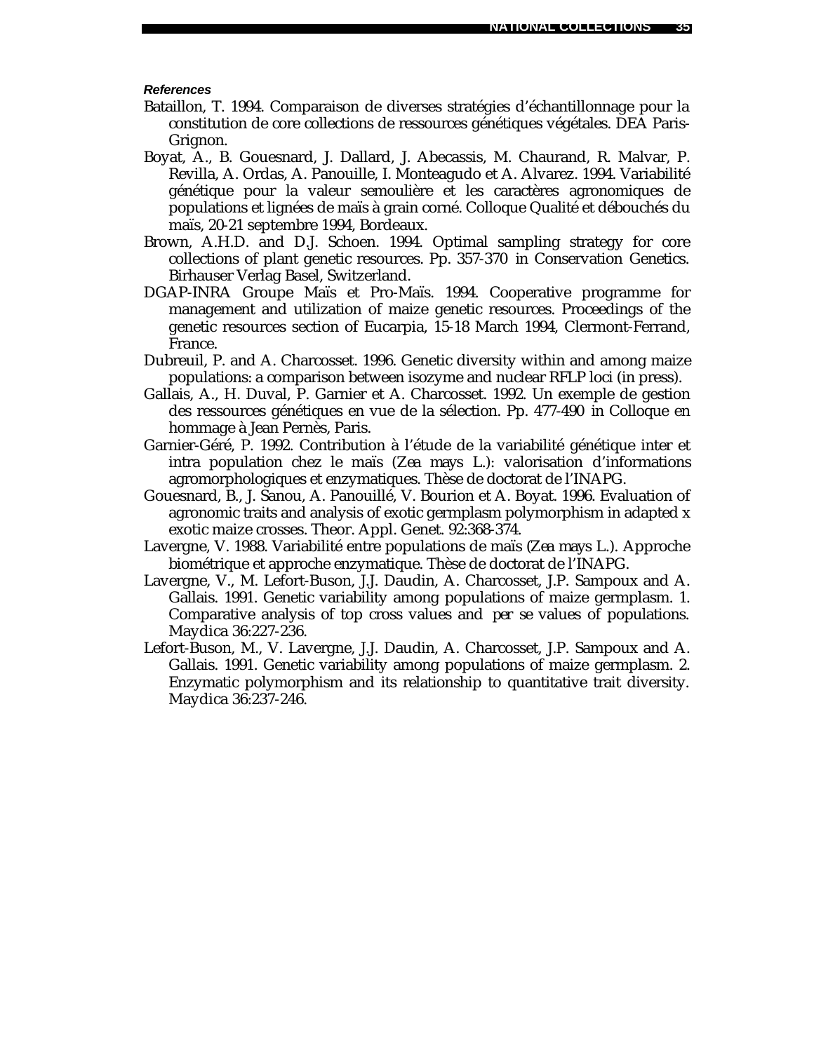***References***

Bataillon, T. 1994. Comparaison de diverses stratégies d'échantillonnage pour la constitution de core collections de ressources génétiques végétales. DEA Paris-Grignon.

Boyat, A., B. Gouesnard, J. Dallard, J. Abecassis, M. Chaurand, R. Malvar, P. Revilla, A. Ordas, A. Panouille, I. Monteagudo et A. Alvarez. 1994. Variabilité génétique pour la valeur semoulière et les caractères agronomiques de populations et lignées de maïs à grain corné. Colloque Qualité et débouchés du maïs, 20-21 septembre 1994, Bordeaux.

Brown, A.H.D. and D.J. Schoen. 1994. Optimal sampling strategy for core collections of plant genetic resources. Pp. 357-370 in Conservation Genetics. Birhauser Verlag Basel, Switzerland.

DGAP-INRA Groupe Maïs et Pro-Maïs. 1994. Cooperative programme for management and utilization of maize genetic resources. Proceedings of the genetic resources section of Eucarpia, 15-18 March 1994, Clermont-Ferrand, France.

Dubreuil, P. and A. Charcosset. 1996. Genetic diversity within and among maize populations: a comparison between isozyme and nuclear RFLP loci (in press).

Gallais, A., H. Duval, P. Garnier et A. Charcosset. 1992. Un exemple de gestion des ressources génétiques en vue de la sélection. Pp. 477-490 in Colloque en hommage à Jean Pernès, Paris.

Garnier-Géré, P. 1992. Contribution à l'étude de la variabilité génétique inter et intra population chez le maïs (*Zea mays* L.): valorisation d'informations agromorphologiques et enzymatiques. Thèse de doctorat de l'INAPG.

Gouesnard, B., J. Sanou, A. Panouillé, V. Bourion et A. Boyat. 1996. Evaluation of agronomic traits and analysis of exotic germplasm polymorphism in adapted x exotic maize crosses. Theor. Appl. Genet. 92:368-374.

Lavergne, V. 1988. Variabilité entre populations de maïs (*Zea mays* L.). Approche biométrique et approche enzymatique. Thèse de doctorat de l'INAPG.

Lavergne, V., M. Lefort-Buson, J.J. Daudin, A. Charcosset, J.P. Sampoux and A. Gallais. 1991. Genetic variability among populations of maize germplasm. 1. Comparative analysis of top cross values and *per se* values of populations. Maydica 36:227-236.

Lefort-Buson, M., V. Lavergne, J.J. Daudin, A. Charcosset, J.P. Sampoux and A. Gallais. 1991. Genetic variability among populations of maize germplasm. 2. Enzymatic polymorphism and its relationship to quantitative trait diversity. Maydica 36:237-246.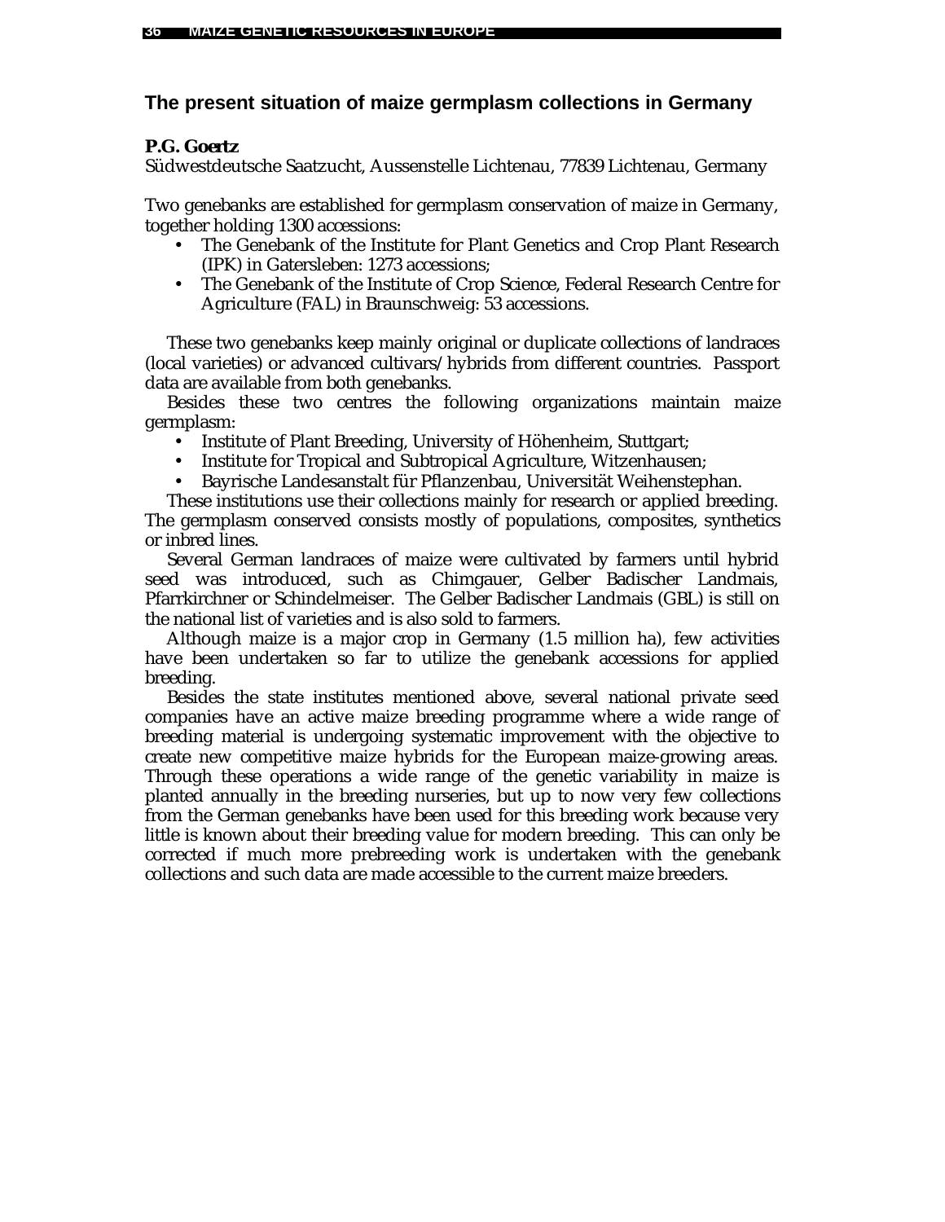## The present situation of maize germplasm collections in Germany

**P.G. Goertz**

Südwestdeutsche Saatzucht, Aussenstelle Lichtenau, 77839 Lichtenau, Germany

Two genebanks are established for germplasm conservation of maize in Germany, together holding 1300 accessions:

- The Genebank of the Institute for Plant Genetics and Crop Plant Research (IPK) in Gatersleben: 1273 accessions;
- The Genebank of the Institute of Crop Science, Federal Research Centre for Agriculture (FAL) in Braunschweig: 53 accessions.

These two genebanks keep mainly original or duplicate collections of landraces (local varieties) or advanced cultivars/hybrids from different countries. Passport data are available from both genebanks.

Besides these two centres the following organizations maintain maize germplasm:

- Institute of Plant Breeding, University of Höhenheim, Stuttgart;
- Institute for Tropical and Subtropical Agriculture, Witzenhausen;
- Bayrische Landesanstalt für Pflanzenbau, Universität Weihenstephan.

These institutions use their collections mainly for research or applied breeding. The germplasm conserved consists mostly of populations, composites, synthetics or inbred lines.

Several German landraces of maize were cultivated by farmers until hybrid seed was introduced, such as Chimgauer, Gelber Badischer Landmais, Pfarrkirchner or Schindelmeiser. The Gelber Badischer Landmais (GBL) is still on the national list of varieties and is also sold to farmers.

Although maize is a major crop in Germany (1.5 million ha), few activities have been undertaken so far to utilize the genebank accessions for applied breeding.

Besides the state institutes mentioned above, several national private seed companies have an active maize breeding programme where a wide range of breeding material is undergoing systematic improvement with the objective to create new competitive maize hybrids for the European maize-growing areas. Through these operations a wide range of the genetic variability in maize is planted annually in the breeding nurseries, but up to now very few collections from the German genebanks have been used for this breeding work because very little is known about their breeding value for modern breeding. This can only be corrected if much more prebreeding work is undertaken with the genebank collections and such data are made accessible to the current maize breeders.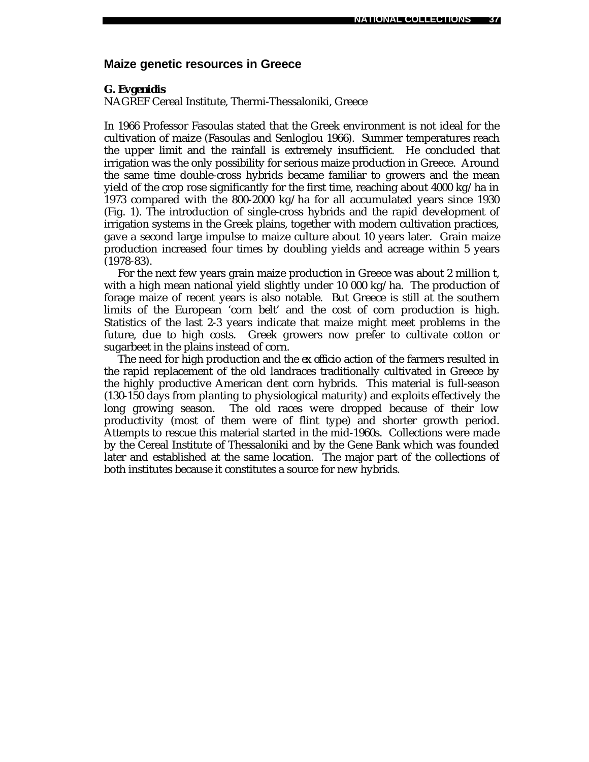## Maize genetic resources in Greece

***G. Evgenidis***
NAGREF Cereal Institute, Thermi-Thessaloniki, Greece

In 1966 Professor Fasoulas stated that the Greek environment is not ideal for the cultivation of maize (Fasoulas and Senloglou 1966). Summer temperatures reach the upper limit and the rainfall is extremely insufficient. He concluded that irrigation was the only possibility for serious maize production in Greece. Around the same time double-cross hybrids became familiar to growers and the mean yield of the crop rose significantly for the first time, reaching about 4000 kg/ha in 1973 compared with the 800-2000 kg/ha for all accumulated years since 1930 (Fig. 1). The introduction of single-cross hybrids and the rapid development of irrigation systems in the Greek plains, together with modern cultivation practices, gave a second large impulse to maize culture about 10 years later. Grain maize production increased four times by doubling yields and acreage within 5 years (1978-83).

For the next few years grain maize production in Greece was about 2 million t, with a high mean national yield slightly under 10 000 kg/ha. The production of forage maize of recent years is also notable. But Greece is still at the southern limits of the European 'corn belt' and the cost of corn production is high. Statistics of the last 2-3 years indicate that maize might meet problems in the future, due to high costs. Greek growers now prefer to cultivate cotton or sugarbeet in the plains instead of corn.

The need for high production and the *ex officio* action of the farmers resulted in the rapid replacement of the old landraces traditionally cultivated in Greece by the highly productive American dent corn hybrids. This material is full-season (130-150 days from planting to physiological maturity) and exploits effectively the long growing season. The old races were dropped because of their low productivity (most of them were of flint type) and shorter growth period. Attempts to rescue this material started in the mid-1960s. Collections were made by the Cereal Institute of Thessaloniki and by the Gene Bank which was founded later and established at the same location. The major part of the collections of both institutes because it constitutes a source for new hybrids.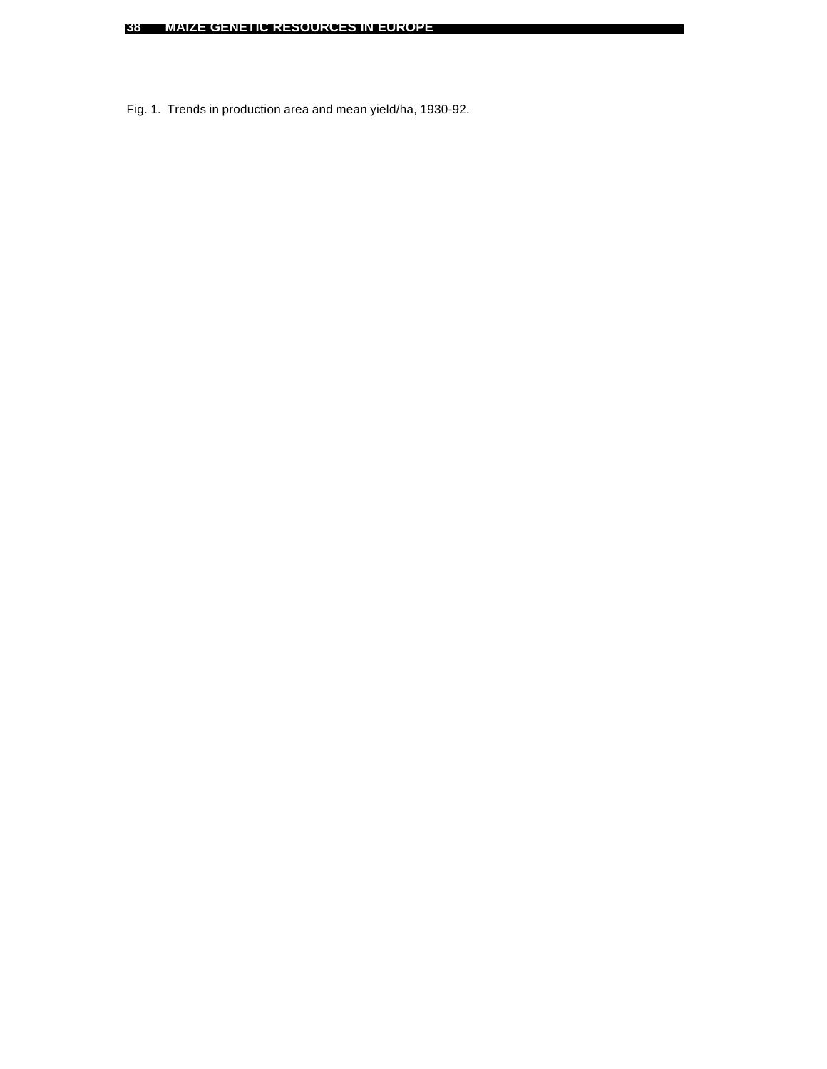Fig. 1. Trends in production area and mean yield/ha, 1930-92.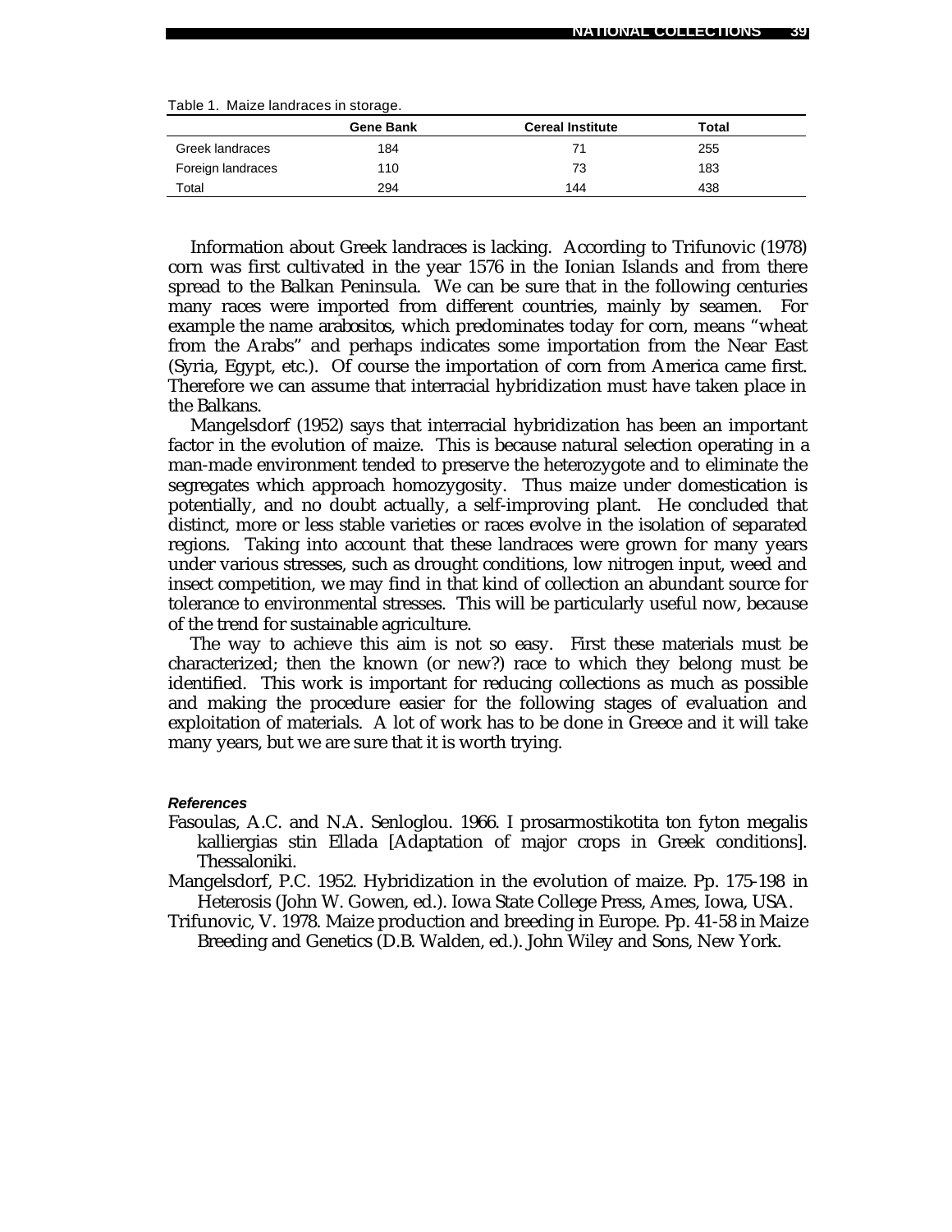Table 1. Maize landraces in storage.

| | Gene Bank | Cereal Institute | Total |
|---|---|---|---|
| Greek landraces | 184 | 71 | 255 |
| Foreign landraces | 110 | 73 | 183 |
| Total | 294 | 144 | 438 |

Information about Greek landraces is lacking. According to Trifunovic (1978) corn was first cultivated in the year 1576 in the Ionian Islands and from there spread to the Balkan Peninsula. We can be sure that in the following centuries many races were imported from different countries, mainly by seamen. For example the name *arabositos*, which predominates today for corn, means "wheat from the Arabs" and perhaps indicates some importation from the Near East (Syria, Egypt, etc.). Of course the importation of corn from America came first. Therefore we can assume that interracial hybridization must have taken place in the Balkans.

Mangelsdorf (1952) says that interracial hybridization has been an important factor in the evolution of maize. This is because natural selection operating in a man-made environment tended to preserve the heterozygote and to eliminate the segregates which approach homozygosity. Thus maize under domestication is potentially, and no doubt actually, a self-improving plant. He concluded that distinct, more or less stable varieties or races evolve in the isolation of separated regions. Taking into account that these landraces were grown for many years under various stresses, such as drought conditions, low nitrogen input, weed and insect competition, we may find in that kind of collection an abundant source for tolerance to environmental stresses. This will be particularly useful now, because of the trend for sustainable agriculture.

The way to achieve this aim is not so easy. First these materials must be characterized; then the known (or new?) race to which they belong must be identified. This work is important for reducing collections as much as possible and making the procedure easier for the following stages of evaluation and exploitation of materials. A lot of work has to be done in Greece and it will take many years, but we are sure that it is worth trying.

#### *References*

Fasoulas, A.C. and N.A. Senloglou. 1966. I prosarmostikotita ton fyton megalis kalliergias stin Ellada [Adaptation of major crops in Greek conditions]. Thessaloniki.

Mangelsdorf, P.C. 1952. Hybridization in the evolution of maize. Pp. 175-198 in Heterosis (John W. Gowen, ed.). Iowa State College Press, Ames, Iowa, USA.

Trifunovic, V. 1978. Maize production and breeding in Europe. Pp. 41-58 in Maize Breeding and Genetics (D.B. Walden, ed.). John Wiley and Sons, New York.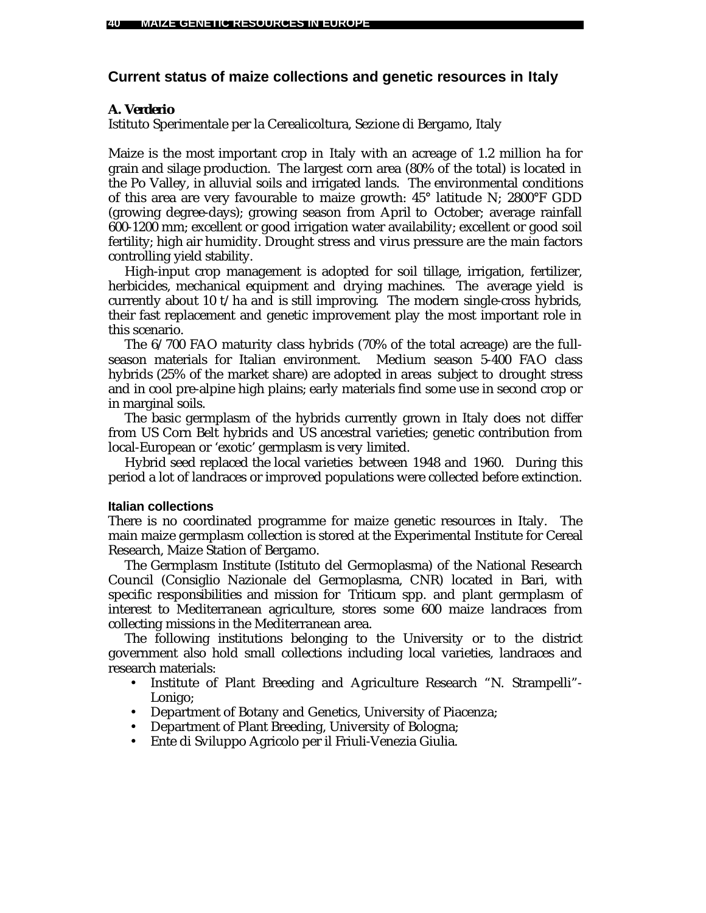## Current status of maize collections and genetic resources in Italy

***A. Verderio***

Istituto Sperimentale per la Cerealicoltura, Sezione di Bergamo, Italy

Maize is the most important crop in Italy with an acreage of 1.2 million ha for grain and silage production. The largest corn area (80% of the total) is located in the Po Valley, in alluvial soils and irrigated lands. The environmental conditions of this area are very favourable to maize growth: 45° latitude N; 2800°F GDD (growing degree-days); growing season from April to October; average rainfall 600-1200 mm; excellent or good irrigation water availability; excellent or good soil fertility; high air humidity. Drought stress and virus pressure are the main factors controlling yield stability.

High-input crop management is adopted for soil tillage, irrigation, fertilizer, herbicides, mechanical equipment and drying machines. The average yield is currently about 10 t/ha and is still improving. The modern single-cross hybrids, their fast replacement and genetic improvement play the most important role in this scenario.

The 6/700 FAO maturity class hybrids (70% of the total acreage) are the full-season materials for Italian environment. Medium season 5-400 FAO class hybrids (25% of the market share) are adopted in areas subject to drought stress and in cool pre-alpine high plains; early materials find some use in second crop or in marginal soils.

The basic germplasm of the hybrids currently grown in Italy does not differ from US Corn Belt hybrids and US ancestral varieties; genetic contribution from local-European or 'exotic' germplasm is very limited.

Hybrid seed replaced the local varieties between 1948 and 1960. During this period a lot of landraces or improved populations were collected before extinction.

### Italian collections

There is no coordinated programme for maize genetic resources in Italy. The main maize germplasm collection is stored at the Experimental Institute for Cereal Research, Maize Station of Bergamo.

The Germplasm Institute (Istituto del Germoplasma) of the National Research Council (Consiglio Nazionale del Germoplasma, CNR) located in Bari, with specific responsibilities and mission for *Triticum* spp. and plant germplasm of interest to Mediterranean agriculture, stores some 600 maize landraces from collecting missions in the Mediterranean area.

The following institutions belonging to the University or to the district government also hold small collections including local varieties, landraces and research materials:

- Institute of Plant Breeding and Agriculture Research "N. Strampelli"-Lonigo;
- Department of Botany and Genetics, University of Piacenza;
- Department of Plant Breeding, University of Bologna;
- Ente di Sviluppo Agricolo per il Friuli-Venezia Giulia.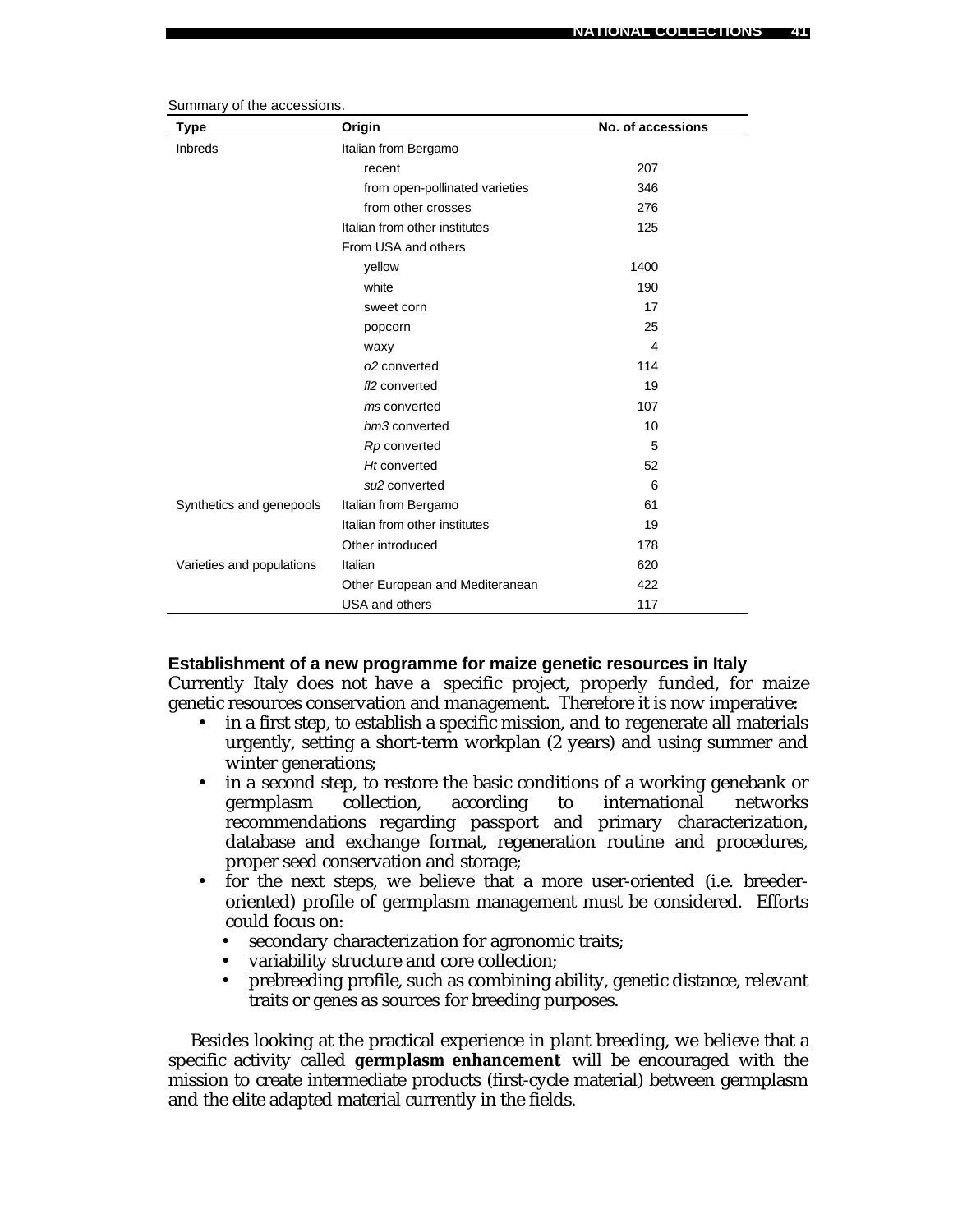Summary of the accessions.

| Type | Origin | No. of accessions |
|---|---|---|
| Inbreds | Italian from Bergamo | |
| | recent | 207 |
| | from open-pollinated varieties | 346 |
| | from other crosses | 276 |
| | Italian from other institutes | 125 |
| | From USA and others | |
| | yellow | 1400 |
| | white | 190 |
| | sweet corn | 17 |
| | popcorn | 25 |
| | waxy | 4 |
| | *o2* converted | 114 |
| | *fl2* converted | 19 |
| | *ms* converted | 107 |
| | *bm3* converted | 10 |
| | *Rp* converted | 5 |
| | *Ht* converted | 52 |
| | *su2* converted | 6 |
| Synthetics and genepools | Italian from Bergamo | 61 |
| | Italian from other institutes | 19 |
| | Other introduced | 178 |
| Varieties and populations | Italian | 620 |
| | Other European and Mediteranean | 422 |
| | USA and others | 117 |

### Establishment of a new programme for maize genetic resources in Italy

Currently Italy does not have a specific project, properly funded, for maize genetic resources conservation and management. Therefore it is now imperative:

- in a first step, to establish a specific mission, and to regenerate all materials urgently, setting a short-term workplan (2 years) and using summer and winter generations;
- in a second step, to restore the basic conditions of a working genebank or germplasm collection, according to international networks recommendations regarding passport and primary characterization, database and exchange format, regeneration routine and procedures, proper seed conservation and storage;
- for the next steps, we believe that a more user-oriented (i.e. breeder-oriented) profile of germplasm management must be considered. Efforts could focus on:
  - secondary characterization for agronomic traits;
  - variability structure and core collection;
  - prebreeding profile, such as combining ability, genetic distance, relevant traits or genes as sources for breeding purposes.

Besides looking at the practical experience in plant breeding, we believe that a specific activity called **germplasm enhancement** will be encouraged with the mission to create intermediate products (first-cycle material) between germplasm and the elite adapted material currently in the fields.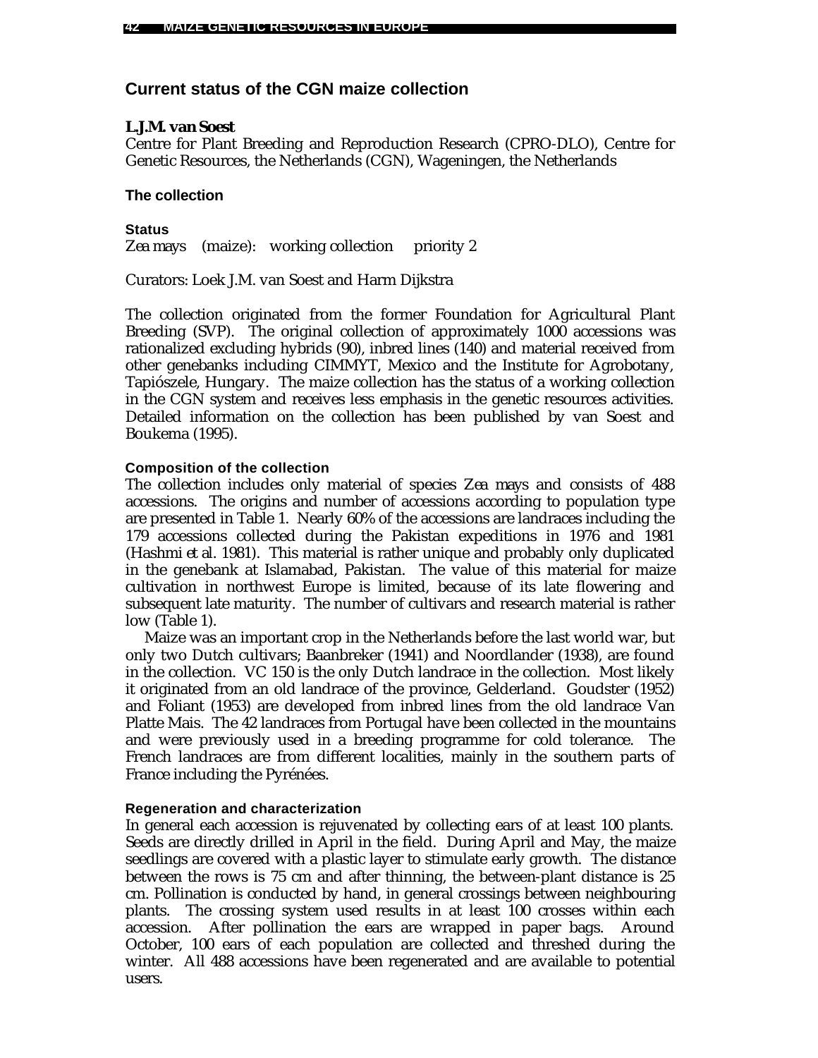## Current status of the CGN maize collection

**L.J.M. van Soest**

Centre for Plant Breeding and Reproduction Research (CPRO-DLO), Centre for Genetic Resources, the Netherlands (CGN), Wageningen, the Netherlands

### The collection

#### Status

*Zea mays* (maize): working collection priority 2

Curators: Loek J.M. van Soest and Harm Dijkstra

The collection originated from the former Foundation for Agricultural Plant Breeding (SVP). The original collection of approximately 1000 accessions was rationalized excluding hybrids (90), inbred lines (140) and material received from other genebanks including CIMMYT, Mexico and the Institute for Agrobotany, Tapiószele, Hungary. The maize collection has the status of a working collection in the CGN system and receives less emphasis in the genetic resources activities. Detailed information on the collection has been published by van Soest and Boukema (1995).

#### Composition of the collection

The collection includes only material of species *Zea mays* and consists of 488 accessions. The origins and number of accessions according to population type are presented in Table 1. Nearly 60% of the accessions are landraces including the 179 accessions collected during the Pakistan expeditions in 1976 and 1981 (Hashmi *et al.* 1981). This material is rather unique and probably only duplicated in the genebank at Islamabad, Pakistan. The value of this material for maize cultivation in northwest Europe is limited, because of its late flowering and subsequent late maturity. The number of cultivars and research material is rather low (Table 1).

Maize was an important crop in the Netherlands before the last world war, but only two Dutch cultivars; Baanbreker (1941) and Noordlander (1938), are found in the collection. VC 150 is the only Dutch landrace in the collection. Most likely it originated from an old landrace of the province, Gelderland. Goudster (1952) and Foliant (1953) are developed from inbred lines from the old landrace Van Platte Mais. The 42 landraces from Portugal have been collected in the mountains and were previously used in a breeding programme for cold tolerance. The French landraces are from different localities, mainly in the southern parts of France including the Pyrénées.

#### Regeneration and characterization

In general each accession is rejuvenated by collecting ears of at least 100 plants. Seeds are directly drilled in April in the field. During April and May, the maize seedlings are covered with a plastic layer to stimulate early growth. The distance between the rows is 75 cm and after thinning, the between-plant distance is 25 cm. Pollination is conducted by hand, in general crossings between neighbouring plants. The crossing system used results in at least 100 crosses within each accession. After pollination the ears are wrapped in paper bags. Around October, 100 ears of each population are collected and threshed during the winter. All 488 accessions have been regenerated and are available to potential users.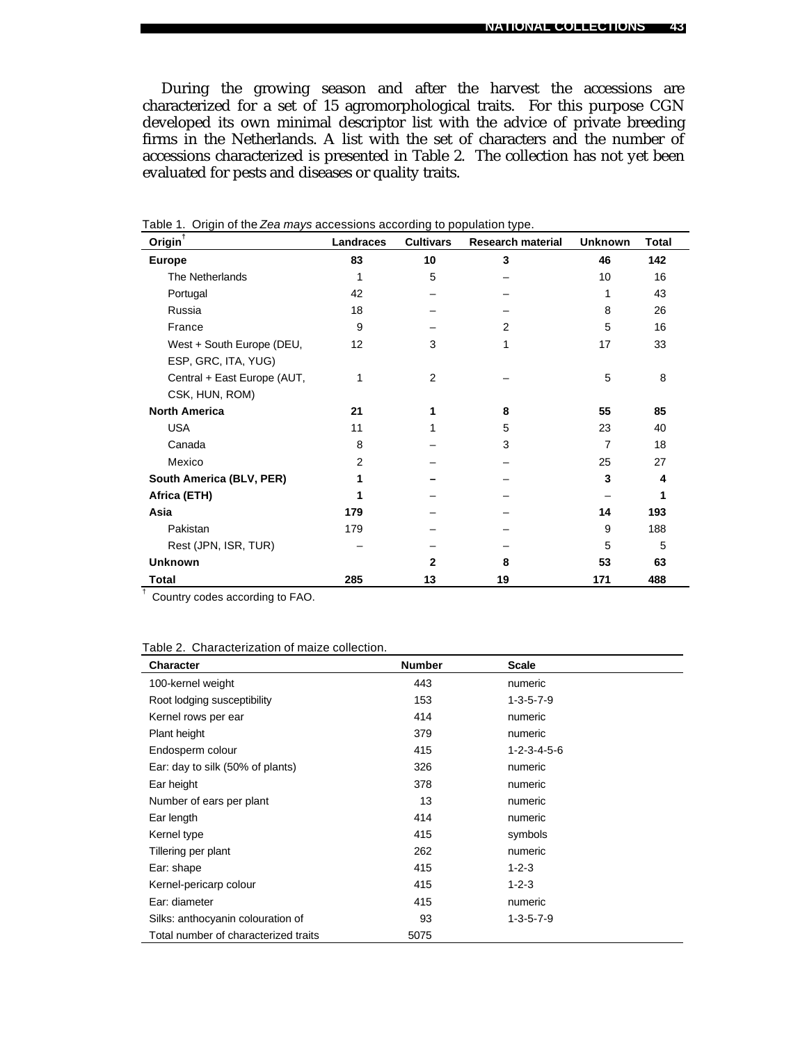During the growing season and after the harvest the accessions are characterized for a set of 15 agromorphological traits. For this purpose CGN developed its own minimal descriptor list with the advice of private breeding firms in the Netherlands. A list with the set of characters and the number of accessions characterized is presented in Table 2. The collection has not yet been evaluated for pests and diseases or quality traits.

Table 1. Origin of the *Zea mays* accessions according to population type.

| Origin[†] | Landraces | Cultivars | Research material | Unknown | Total |
|---|---|---|---|---|---|
| **Europe** | **83** | **10** | **3** | **46** | **142** |
| The Netherlands | 1 | 5 | – | 10 | 16 |
| Portugal | 42 | – | – | 1 | 43 |
| Russia | 18 | – | – | 8 | 26 |
| France | 9 | – | 2 | 5 | 16 |
| West + South Europe (DEU, ESP, GRC, ITA, YUG) | 12 | 3 | 1 | 17 | 33 |
| Central + East Europe (AUT, CSK, HUN, ROM) | 1 | 2 | – | 5 | 8 |
| **North America** | **21** | **1** | **8** | **55** | **85** |
| USA | 11 | 1 | 5 | 23 | 40 |
| Canada | 8 | – | 3 | 7 | 18 |
| Mexico | 2 | – | – | 25 | 27 |
| **South America (BLV, PER)** | **1** | **–** | – | **3** | **4** |
| **Africa (ETH)** | **1** | – | – | – | **1** |
| **Asia** | **179** | – | – | **14** | **193** |
| Pakistan | 179 | – | – | 9 | 188 |
| Rest (JPN, ISR, TUR) | – | – | – | 5 | 5 |
| **Unknown** | | **2** | **8** | **53** | **63** |
| **Total** | **285** | **13** | **19** | **171** | **488** |

[†] Country codes according to FAO.

Table 2. Characterization of maize collection.

| Character | Number | Scale |
|---|---|---|
| 100-kernel weight | 443 | numeric |
| Root lodging susceptibility | 153 | 1-3-5-7-9 |
| Kernel rows per ear | 414 | numeric |
| Plant height | 379 | numeric |
| Endosperm colour | 415 | 1-2-3-4-5-6 |
| Ear: day to silk (50% of plants) | 326 | numeric |
| Ear height | 378 | numeric |
| Number of ears per plant | 13 | numeric |
| Ear length | 414 | numeric |
| Kernel type | 415 | symbols |
| Tillering per plant | 262 | numeric |
| Ear: shape | 415 | 1-2-3 |
| Kernel-pericarp colour | 415 | 1-2-3 |
| Ear: diameter | 415 | numeric |
| Silks: anthocyanin colouration of | 93 | 1-3-5-7-9 |
| Total number of characterized traits | 5075 | |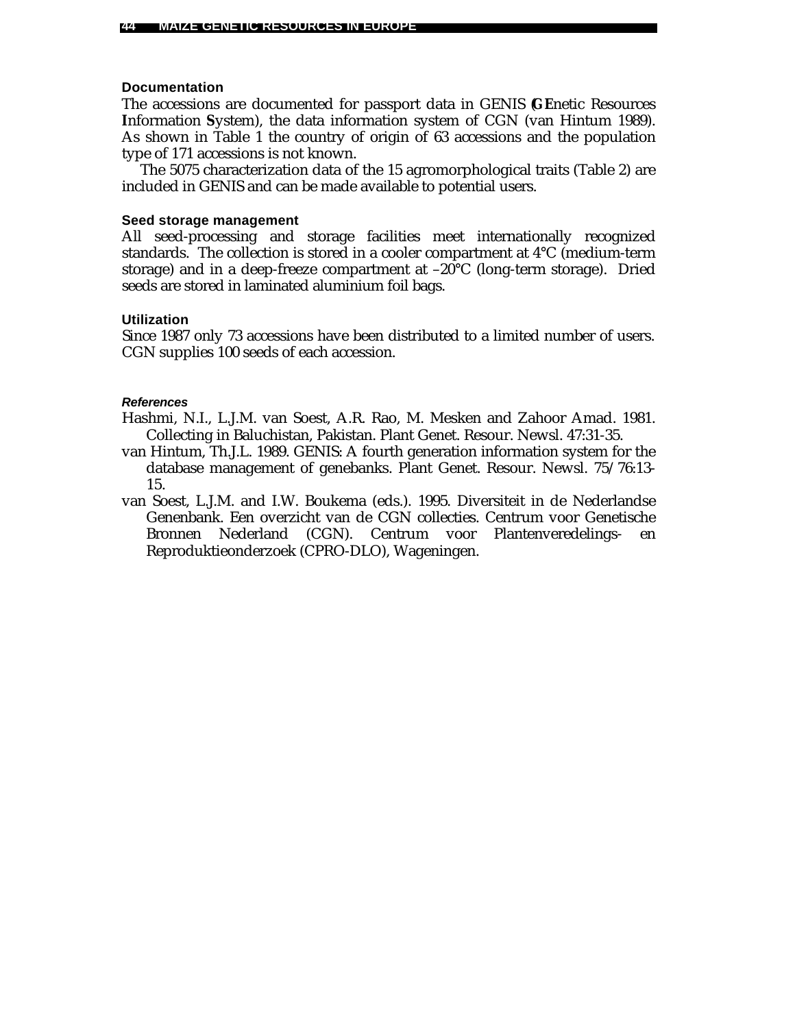#### Documentation

The accessions are documented for passport data in GENIS (**GE**netic Resources **I**nformation **S**ystem), the data information system of CGN (van Hintum 1989). As shown in Table 1 the country of origin of 63 accessions and the population type of 171 accessions is not known.

The 5075 characterization data of the 15 agromorphological traits (Table 2) are included in GENIS and can be made available to potential users.

#### Seed storage management

All seed-processing and storage facilities meet internationally recognized standards. The collection is stored in a cooler compartment at 4°C (medium-term storage) and in a deep-freeze compartment at –20°C (long-term storage). Dried seeds are stored in laminated aluminium foil bags.

#### Utilization

Since 1987 only 73 accessions have been distributed to a limited number of users. CGN supplies 100 seeds of each accession.

#### *References*

Hashmi, N.I., L.J.M. van Soest, A.R. Rao, M. Mesken and Zahoor Amad. 1981. Collecting in Baluchistan, Pakistan. Plant Genet. Resour. Newsl. 47:31-35.

van Hintum, Th.J.L. 1989. GENIS: A fourth generation information system for the database management of genebanks. Plant Genet. Resour. Newsl. 75/76:13-15.

van Soest, L.J.M. and I.W. Boukema (eds.). 1995. Diversiteit in de Nederlandse Genenbank. Een overzicht van de CGN collecties. Centrum voor Genetische Bronnen Nederland (CGN). Centrum voor Plantenveredelings- en Reproduktieonderzoek (CPRO-DLO), Wageningen.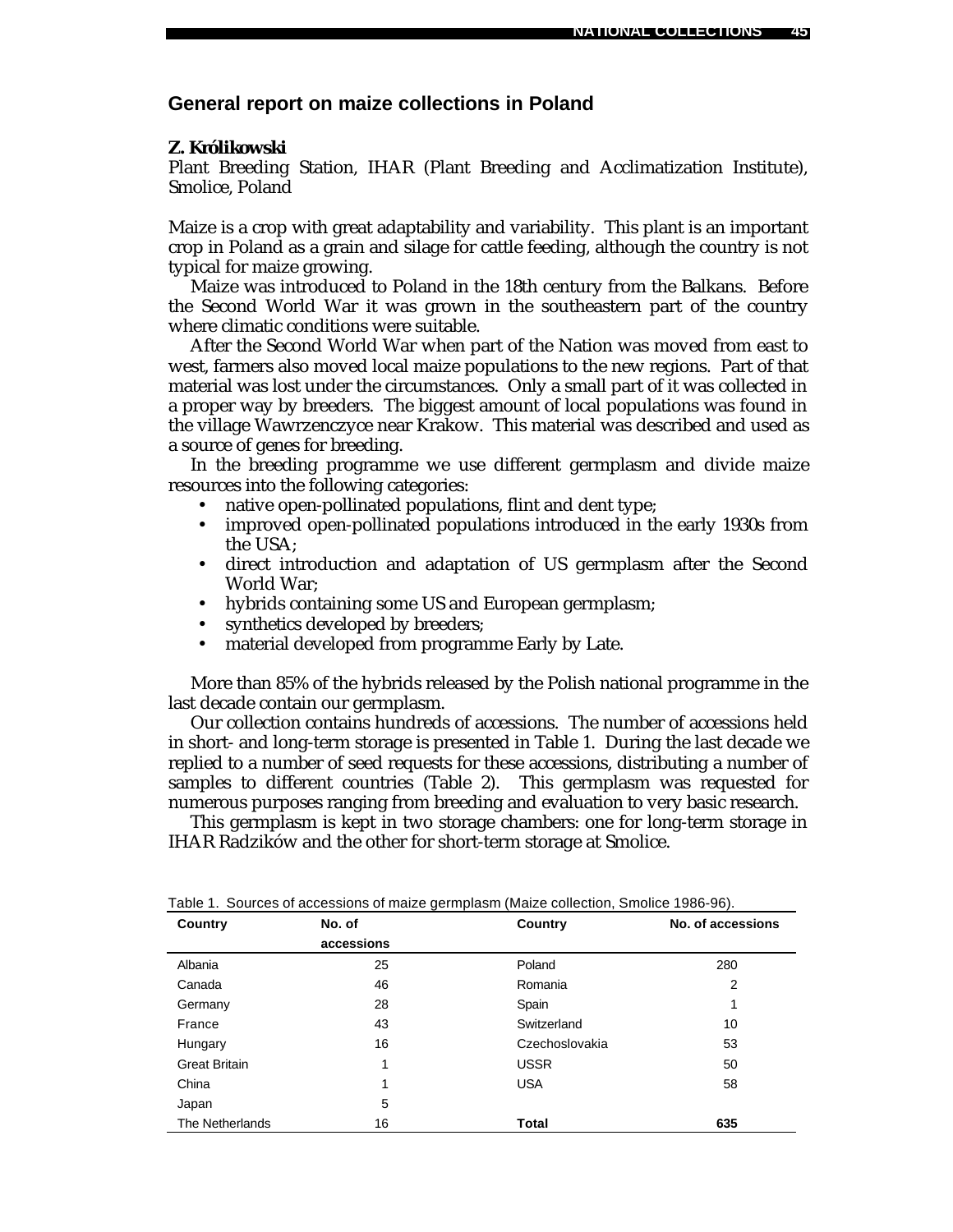## General report on maize collections in Poland

**Z. Królikowski**

Plant Breeding Station, IHAR (Plant Breeding and Acclimatization Institute), Smolice, Poland

Maize is a crop with great adaptability and variability. This plant is an important crop in Poland as a grain and silage for cattle feeding, although the country is not typical for maize growing.

Maize was introduced to Poland in the 18th century from the Balkans. Before the Second World War it was grown in the southeastern part of the country where climatic conditions were suitable.

After the Second World War when part of the Nation was moved from east to west, farmers also moved local maize populations to the new regions. Part of that material was lost under the circumstances. Only a small part of it was collected in a proper way by breeders. The biggest amount of local populations was found in the village Wawrzenczyce near Krakow. This material was described and used as a source of genes for breeding.

In the breeding programme we use different germplasm and divide maize resources into the following categories:

- native open-pollinated populations, flint and dent type;
- improved open-pollinated populations introduced in the early 1930s from the USA;
- direct introduction and adaptation of US germplasm after the Second World War;
- hybrids containing some US and European germplasm;
- synthetics developed by breeders;
- material developed from programme Early by Late.

More than 85% of the hybrids released by the Polish national programme in the last decade contain our germplasm.

Our collection contains hundreds of accessions. The number of accessions held in short- and long-term storage is presented in Table 1. During the last decade we replied to a number of seed requests for these accessions, distributing a number of samples to different countries (Table 2). This germplasm was requested for numerous purposes ranging from breeding and evaluation to very basic research.

This germplasm is kept in two storage chambers: one for long-term storage in IHAR Radzików and the other for short-term storage at Smolice.

Table 1. Sources of accessions of maize germplasm (Maize collection, Smolice 1986-96).

| Country | No. of accessions | Country | No. of accessions |
|---|---|---|---|
| Albania | 25 | Poland | 280 |
| Canada | 46 | Romania | 2 |
| Germany | 28 | Spain | 1 |
| France | 43 | Switzerland | 10 |
| Hungary | 16 | Czechoslovakia | 53 |
| Great Britain | 1 | USSR | 50 |
| China | 1 | USA | 58 |
| Japan | 5 | | |
| The Netherlands | 16 | **Total** | **635** |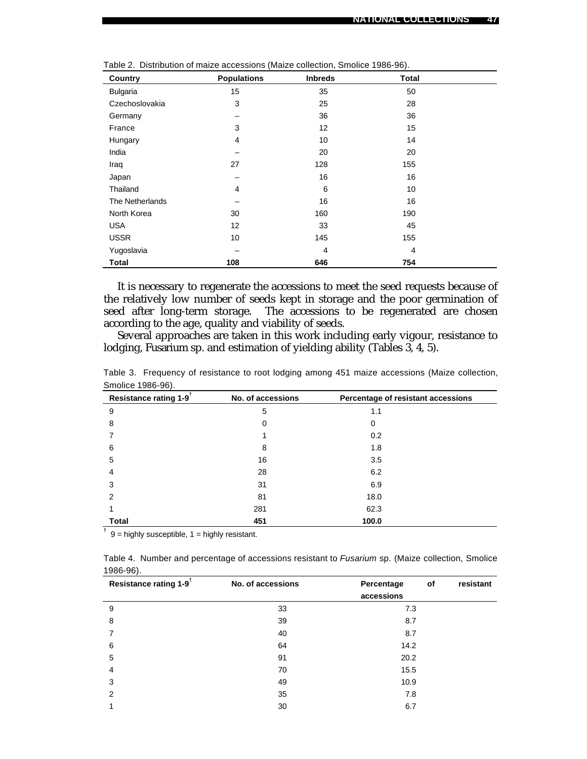Table 2. Distribution of maize accessions (Maize collection, Smolice 1986-96).

| Country | Populations | Inbreds | Total |
|---|---|---|---|
| Bulgaria | 15 | 35 | 50 |
| Czechoslovakia | 3 | 25 | 28 |
| Germany | – | 36 | 36 |
| France | 3 | 12 | 15 |
| Hungary | 4 | 10 | 14 |
| India | – | 20 | 20 |
| Iraq | 27 | 128 | 155 |
| Japan | – | 16 | 16 |
| Thailand | 4 | 6 | 10 |
| The Netherlands | – | 16 | 16 |
| North Korea | 30 | 160 | 190 |
| USA | 12 | 33 | 45 |
| USSR | 10 | 145 | 155 |
| Yugoslavia | – | 4 | 4 |
| **Total** | **108** | **646** | **754** |

It is necessary to regenerate the accessions to meet the seed requests because of the relatively low number of seeds kept in storage and the poor germination of seed after long-term storage. The accessions to be regenerated are chosen according to the age, quality and viability of seeds.

Several approaches are taken in this work including early vigour, resistance to lodging, *Fusarium* sp. and estimation of yielding ability (Tables 3, 4, 5).

Table 3. Frequency of resistance to root lodging among 451 maize accessions (Maize collection, Smolice 1986-96).

| Resistance rating 1-9[†] | No. of accessions | Percentage of resistant accessions |
|---|---|---|
| 9 | 5 | 1.1 |
| 8 | 0 | 0 |
| 7 | 1 | 0.2 |
| 6 | 8 | 1.8 |
| 5 | 16 | 3.5 |
| 4 | 28 | 6.2 |
| 3 | 31 | 6.9 |
| 2 | 81 | 18.0 |
| 1 | 281 | 62.3 |
| **Total** | **451** | **100.0** |

[†] 9 = highly susceptible, 1 = highly resistant.

Table 4. Number and percentage of accessions resistant to *Fusarium* sp. (Maize collection, Smolice 1986-96).

| Resistance rating 1-9[†] | No. of accessions | Percentage of resistant accessions |
|---|---|---|
| 9 | 33 | 7.3 |
| 8 | 39 | 8.7 |
| 7 | 40 | 8.7 |
| 6 | 64 | 14.2 |
| 5 | 91 | 20.2 |
| 4 | 70 | 15.5 |
| 3 | 49 | 10.9 |
| 2 | 35 | 7.8 |
| 1 | 30 | 6.7 |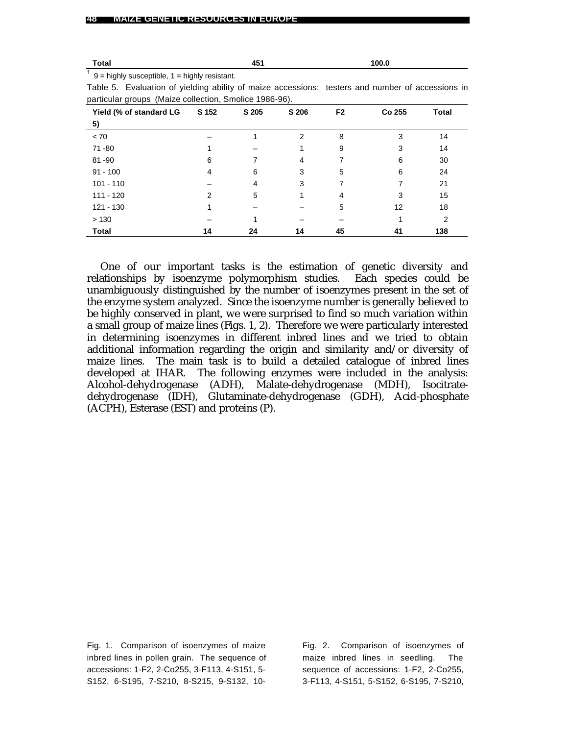| Total | 451 | 100.0 |
|---|---|---|

[†] 9 = highly susceptible, 1 = highly resistant.

Table 5. Evaluation of yielding ability of maize accessions: testers and number of accessions in particular groups (Maize collection, Smolice 1986-96).

| Yield (% of standard LG 5) | S 152 | S 205 | S 206 | F2 | Co 255 | Total |
|---|---|---|---|---|---|---|
| < 70 | – | 1 | 2 | 8 | 3 | 14 |
| 71 -80 | 1 | – | 1 | 9 | 3 | 14 |
| 81 -90 | 6 | 7 | 4 | 7 | 6 | 30 |
| 91 - 100 | 4 | 6 | 3 | 5 | 6 | 24 |
| 101 - 110 | – | 4 | 3 | 7 | 7 | 21 |
| 111 - 120 | 2 | 5 | 1 | 4 | 3 | 15 |
| 121 - 130 | 1 | – | – | 5 | 12 | 18 |
| > 130 | – | 1 | – | – | 1 | 2 |
| **Total** | **14** | **24** | **14** | **45** | **41** | **138** |

One of our important tasks is the estimation of genetic diversity and relationships by isoenzyme polymorphism studies. Each species could be unambiguously distinguished by the number of isoenzymes present in the set of the enzyme system analyzed. Since the isoenzyme number is generally believed to be highly conserved in plant, we were surprised to find so much variation within a small group of maize lines (Figs. 1, 2). Therefore we were particularly interested in determining isoenzymes in different inbred lines and we tried to obtain additional information regarding the origin and similarity and/or diversity of maize lines. The main task is to build a detailed catalogue of inbred lines developed at IHAR. The following enzymes were included in the analysis: Alcohol-dehydrogenase (ADH), Malate-dehydrogenase (MDH), Isocitrate-dehydrogenase (IDH), Glutaminate-dehydrogenase (GDH), Acid-phosphate (ACPH), Esterase (EST) and proteins (P).

Fig. 1. Comparison of isoenzymes of maize inbred lines in pollen grain. The sequence of accessions: 1-F2, 2-Co255, 3-F113, 4-S151, 5-S152, 6-S195, 7-S210, 8-S215, 9-S132, 10-

Fig. 2. Comparison of isoenzymes of maize inbred lines in seedling. The sequence of accessions: 1-F2, 2-Co255, 3-F113, 4-S151, 5-S152, 6-S195, 7-S210,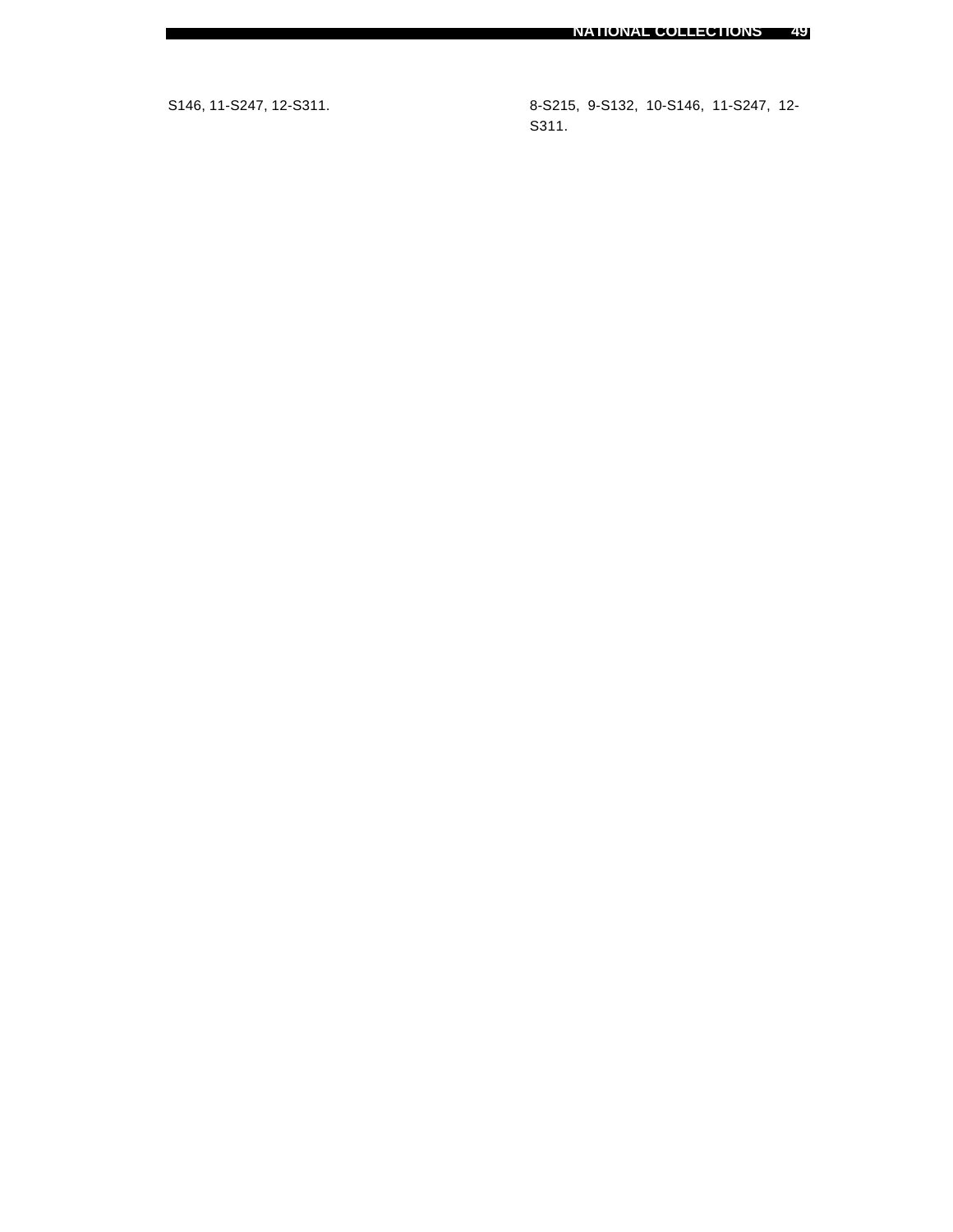S146, 11-S247, 12-S311.

8-S215, 9-S132, 10-S146, 11-S247, 12-S311.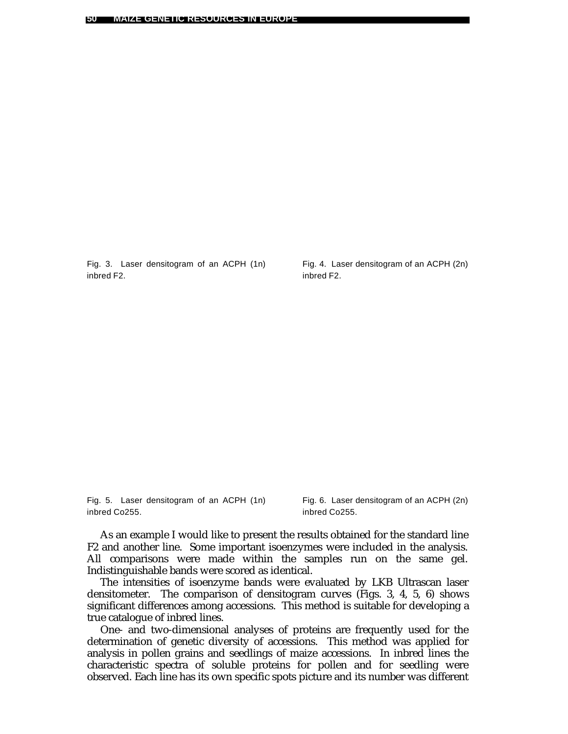Fig. 3. Laser densitogram of an ACPH (1n) inbred F2.

Fig. 4. Laser densitogram of an ACPH (2n) inbred F2.

Fig. 5. Laser densitogram of an ACPH (1n) inbred Co255.

Fig. 6. Laser densitogram of an ACPH (2n) inbred Co255.

As an example I would like to present the results obtained for the standard line F2 and another line. Some important isoenzymes were included in the analysis. All comparisons were made within the samples run on the same gel. Indistinguishable bands were scored as identical.

The intensities of isoenzyme bands were evaluated by LKB Ultrascan laser densitometer. The comparison of densitogram curves (Figs. 3, 4, 5, 6) shows significant differences among accessions. This method is suitable for developing a true catalogue of inbred lines.

One- and two-dimensional analyses of proteins are frequently used for the determination of genetic diversity of accessions. This method was applied for analysis in pollen grains and seedlings of maize accessions. In inbred lines the characteristic spectra of soluble proteins for pollen and for seedling were observed. Each line has its own specific spots picture and its number was different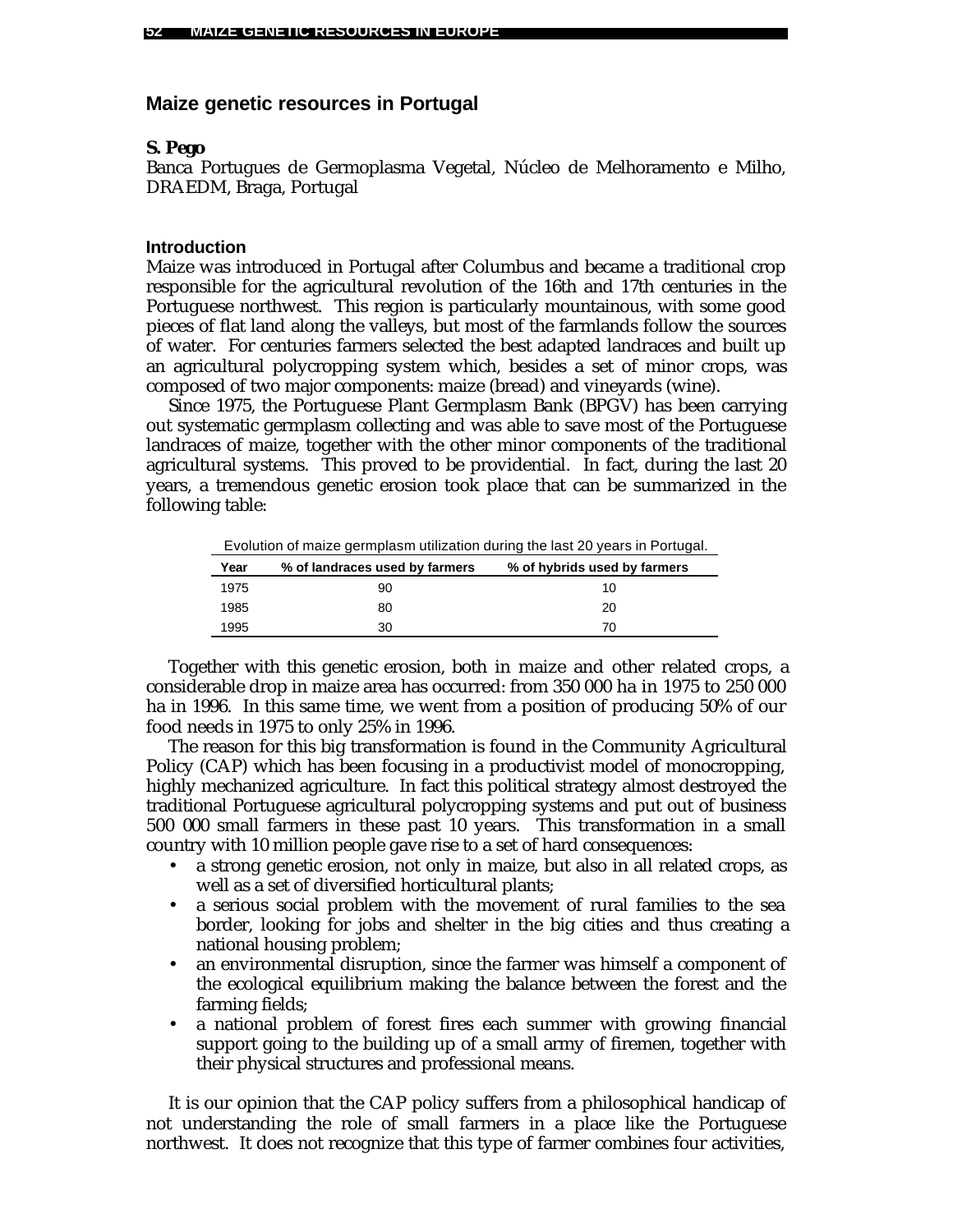## Maize genetic resources in Portugal

**S. Pego**
Banca Portugues de Germoplasma Vegetal, Núcleo de Melhoramento e Milho, DRAEDM, Braga, Portugal

### Introduction

Maize was introduced in Portugal after Columbus and became a traditional crop responsible for the agricultural revolution of the 16th and 17th centuries in the Portuguese northwest. This region is particularly mountainous, with some good pieces of flat land along the valleys, but most of the farmlands follow the sources of water. For centuries farmers selected the best adapted landraces and built up an agricultural polycropping system which, besides a set of minor crops, was composed of two major components: maize (bread) and vineyards (wine).

Since 1975, the Portuguese Plant Germplasm Bank (BPGV) has been carrying out systematic germplasm collecting and was able to save most of the Portuguese landraces of maize, together with the other minor components of the traditional agricultural systems. This proved to be providential. In fact, during the last 20 years, a tremendous genetic erosion took place that can be summarized in the following table:

Evolution of maize germplasm utilization during the last 20 years in Portugal.

| Year | % of landraces used by farmers | % of hybrids used by farmers |
|---|---|---|
| 1975 | 90 | 10 |
| 1985 | 80 | 20 |
| 1995 | 30 | 70 |

Together with this genetic erosion, both in maize and other related crops, a considerable drop in maize area has occurred: from 350 000 ha in 1975 to 250 000 ha in 1996. In this same time, we went from a position of producing 50% of our food needs in 1975 to only 25% in 1996.

The reason for this big transformation is found in the Community Agricultural Policy (CAP) which has been focusing in a productivist model of monocropping, highly mechanized agriculture. In fact this political strategy almost destroyed the traditional Portuguese agricultural polycropping systems and put out of business 500 000 small farmers in these past 10 years. This transformation in a small country with 10 million people gave rise to a set of hard consequences:

- a strong genetic erosion, not only in maize, but also in all related crops, as well as a set of diversified horticultural plants;
- a serious social problem with the movement of rural families to the sea border, looking for jobs and shelter in the big cities and thus creating a national housing problem;
- an environmental disruption, since the farmer was himself a component of the ecological equilibrium making the balance between the forest and the farming fields;
- a national problem of forest fires each summer with growing financial support going to the building up of a small army of firemen, together with their physical structures and professional means.

It is our opinion that the CAP policy suffers from a philosophical handicap of not understanding the role of small farmers in a place like the Portuguese northwest. It does not recognize that this type of farmer combines four activities,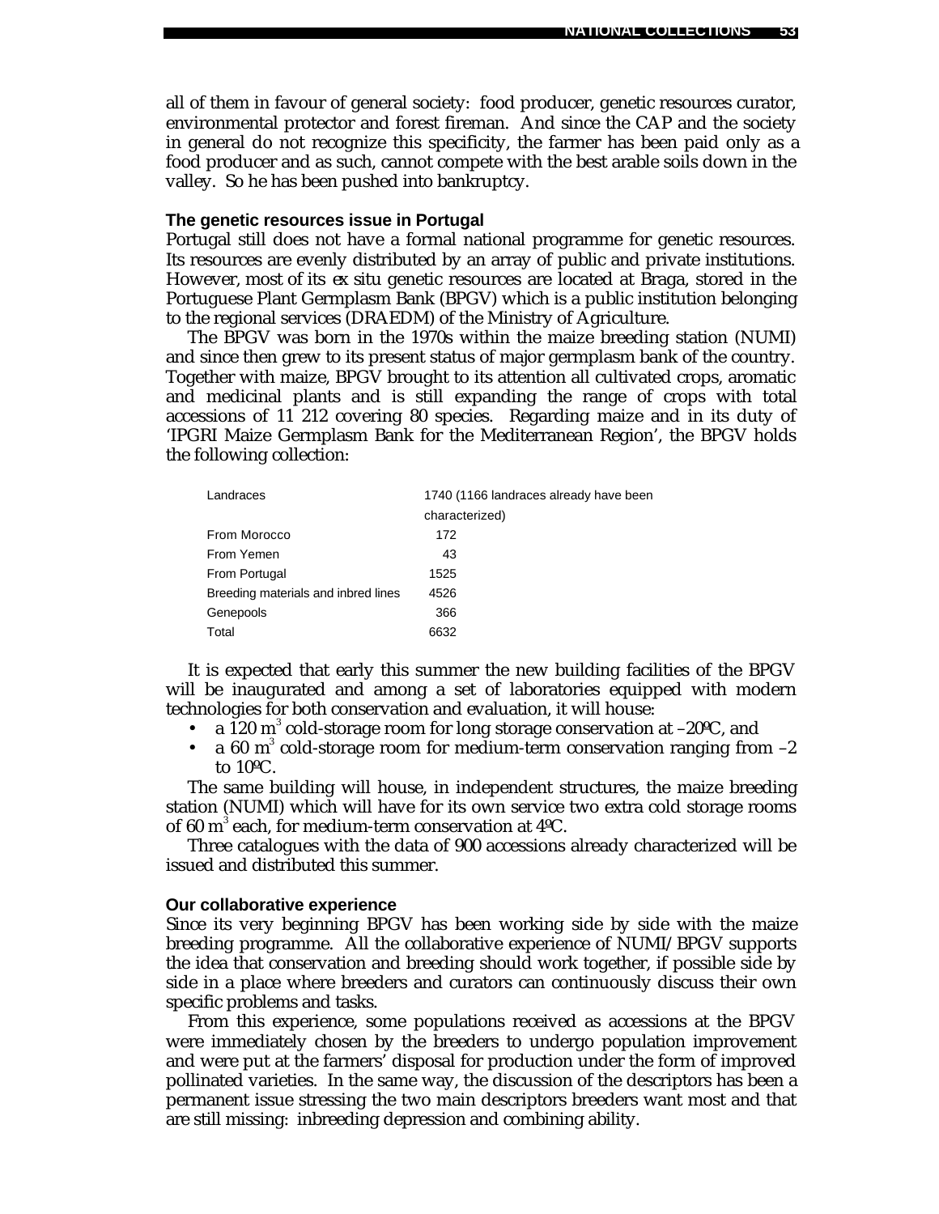all of them in favour of general society: food producer, genetic resources curator, environmental protector and forest fireman. And since the CAP and the society in general do not recognize this specificity, the farmer has been paid only as a food producer and as such, cannot compete with the best arable soils down in the valley. So he has been pushed into bankruptcy.

### The genetic resources issue in Portugal

Portugal still does not have a formal national programme for genetic resources. Its resources are evenly distributed by an array of public and private institutions. However, most of its *ex situ* genetic resources are located at Braga, stored in the Portuguese Plant Germplasm Bank (BPGV) which is a public institution belonging to the regional services (DRAEDM) of the Ministry of Agriculture.

The BPGV was born in the 1970s within the maize breeding station (NUMI) and since then grew to its present status of major germplasm bank of the country. Together with maize, BPGV brought to its attention all cultivated crops, aromatic and medicinal plants and is still expanding the range of crops with total accessions of 11 212 covering 80 species. Regarding maize and in its duty of 'IPGRI Maize Germplasm Bank for the Mediterranean Region', the BPGV holds the following collection:

| | |
|---|---|
| Landraces | 1740 (1166 landraces already have been characterized) |
| From Morocco | 172 |
| From Yemen | 43 |
| From Portugal | 1525 |
| Breeding materials and inbred lines | 4526 |
| Genepools | 366 |
| Total | 6632 |

It is expected that early this summer the new building facilities of the BPGV will be inaugurated and among a set of laboratories equipped with modern technologies for both conservation and evaluation, it will house:

- a 120 m$^3$ cold-storage room for long storage conservation at –20ºC, and
- a 60 m$^3$ cold-storage room for medium-term conservation ranging from –2 to 10ºC.

The same building will house, in independent structures, the maize breeding station (NUMI) which will have for its own service two extra cold storage rooms of 60 m$^3$ each, for medium-term conservation at 4ºC.

Three catalogues with the data of 900 accessions already characterized will be issued and distributed this summer.

### Our collaborative experience

Since its very beginning BPGV has been working side by side with the maize breeding programme. All the collaborative experience of NUMI/BPGV supports the idea that conservation and breeding should work together, if possible side by side in a place where breeders and curators can continuously discuss their own specific problems and tasks.

From this experience, some populations received as accessions at the BPGV were immediately chosen by the breeders to undergo population improvement and were put at the farmers' disposal for production under the form of improved pollinated varieties. In the same way, the discussion of the descriptors has been a permanent issue stressing the two main descriptors breeders want most and that are still missing: inbreeding depression and combining ability.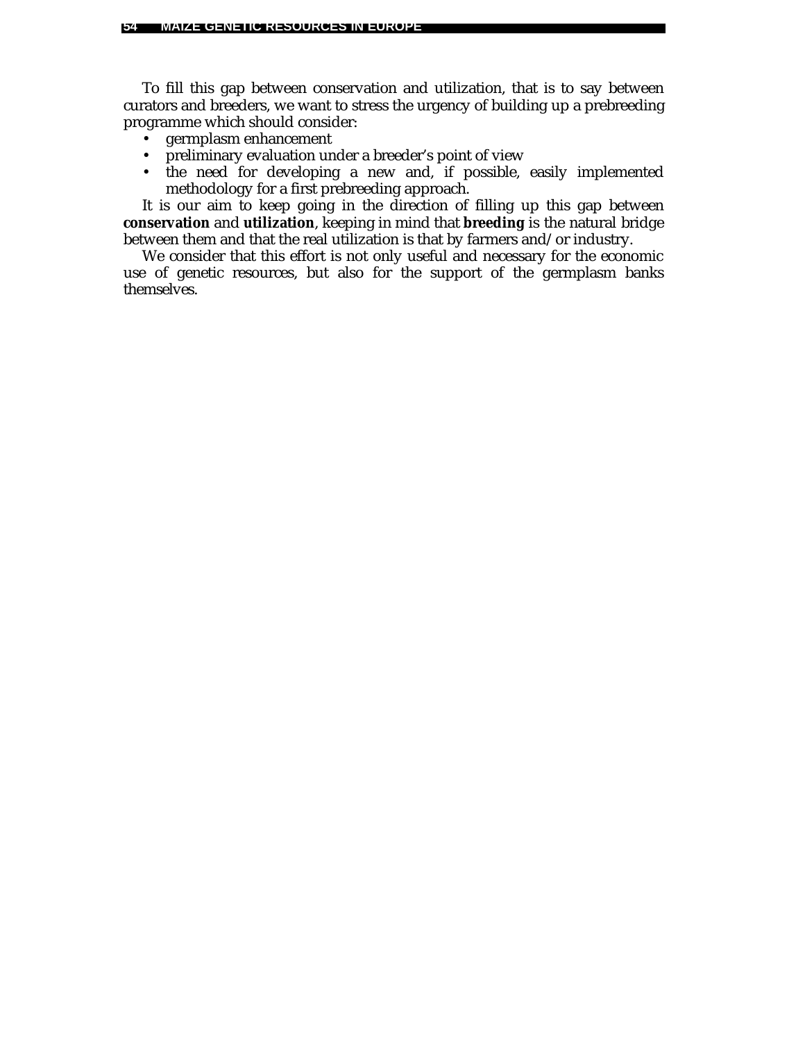To fill this gap between conservation and utilization, that is to say between curators and breeders, we want to stress the urgency of building up a prebreeding programme which should consider:

- germplasm enhancement
- preliminary evaluation under a breeder's point of view
- the need for developing a new and, if possible, easily implemented methodology for a first prebreeding approach.

It is our aim to keep going in the direction of filling up this gap between **conservation** and **utilization**, keeping in mind that **breeding** is the natural bridge between them and that the real utilization is that by farmers and/or industry.

We consider that this effort is not only useful and necessary for the economic use of genetic resources, but also for the support of the germplasm banks themselves.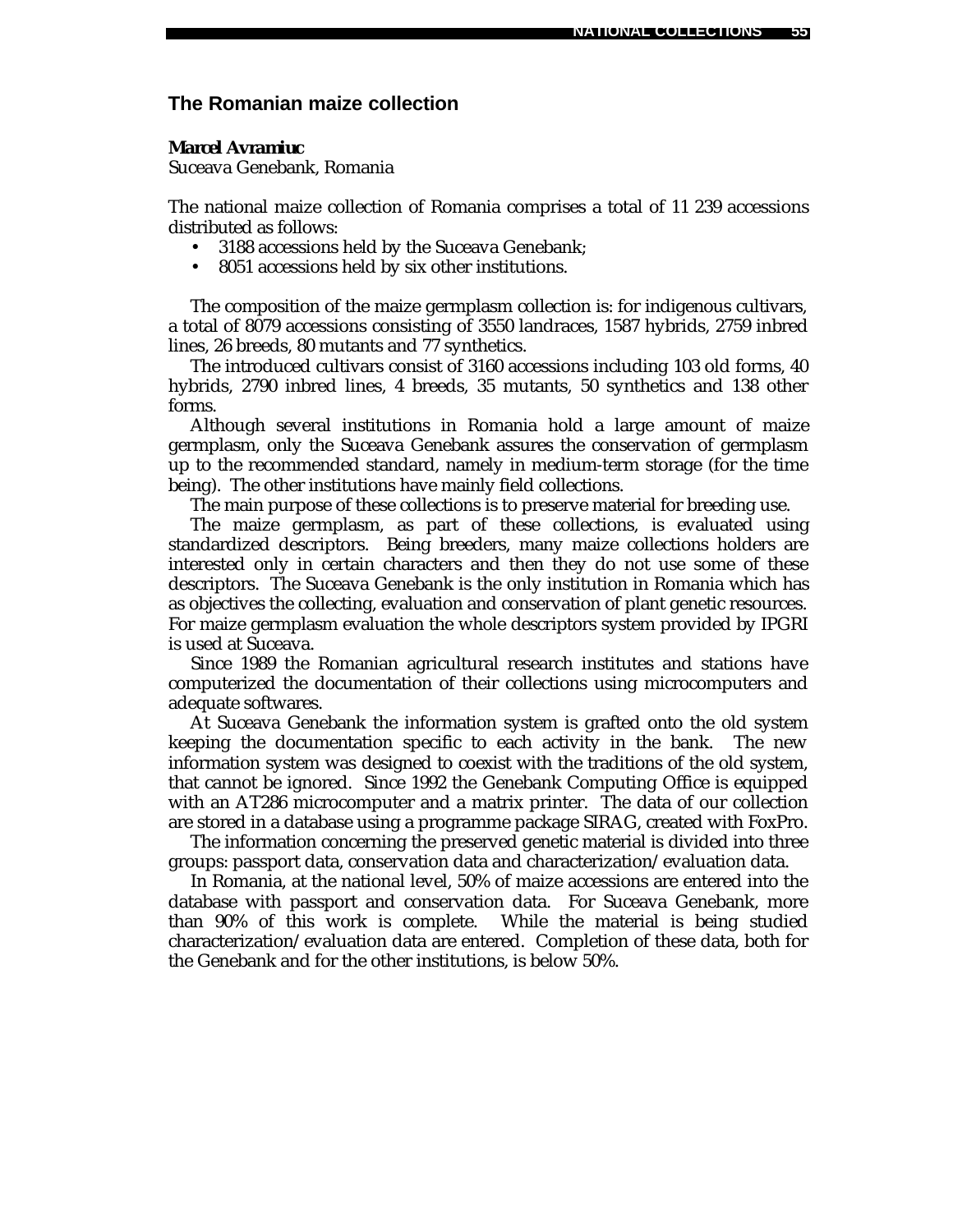## The Romanian maize collection

**Marcel Avramiuc**
Suceava Genebank, Romania

The national maize collection of Romania comprises a total of 11 239 accessions distributed as follows:

- 3188 accessions held by the Suceava Genebank;
- 8051 accessions held by six other institutions.

The composition of the maize germplasm collection is: for indigenous cultivars, a total of 8079 accessions consisting of 3550 landraces, 1587 hybrids, 2759 inbred lines, 26 breeds, 80 mutants and 77 synthetics.

The introduced cultivars consist of 3160 accessions including 103 old forms, 40 hybrids, 2790 inbred lines, 4 breeds, 35 mutants, 50 synthetics and 138 other forms.

Although several institutions in Romania hold a large amount of maize germplasm, only the Suceava Genebank assures the conservation of germplasm up to the recommended standard, namely in medium-term storage (for the time being). The other institutions have mainly field collections.

The main purpose of these collections is to preserve material for breeding use.

The maize germplasm, as part of these collections, is evaluated using standardized descriptors. Being breeders, many maize collections holders are interested only in certain characters and then they do not use some of these descriptors. The Suceava Genebank is the only institution in Romania which has as objectives the collecting, evaluation and conservation of plant genetic resources. For maize germplasm evaluation the whole descriptors system provided by IPGRI is used at Suceava.

Since 1989 the Romanian agricultural research institutes and stations have computerized the documentation of their collections using microcomputers and adequate softwares.

At Suceava Genebank the information system is grafted onto the old system keeping the documentation specific to each activity in the bank. The new information system was designed to coexist with the traditions of the old system, that cannot be ignored. Since 1992 the Genebank Computing Office is equipped with an AT286 microcomputer and a matrix printer. The data of our collection are stored in a database using a programme package SIRAG, created with FoxPro.

The information concerning the preserved genetic material is divided into three groups: passport data, conservation data and characterization/evaluation data.

In Romania, at the national level, 50% of maize accessions are entered into the database with passport and conservation data. For Suceava Genebank, more than 90% of this work is complete. While the material is being studied characterization/evaluation data are entered. Completion of these data, both for the Genebank and for the other institutions, is below 50%.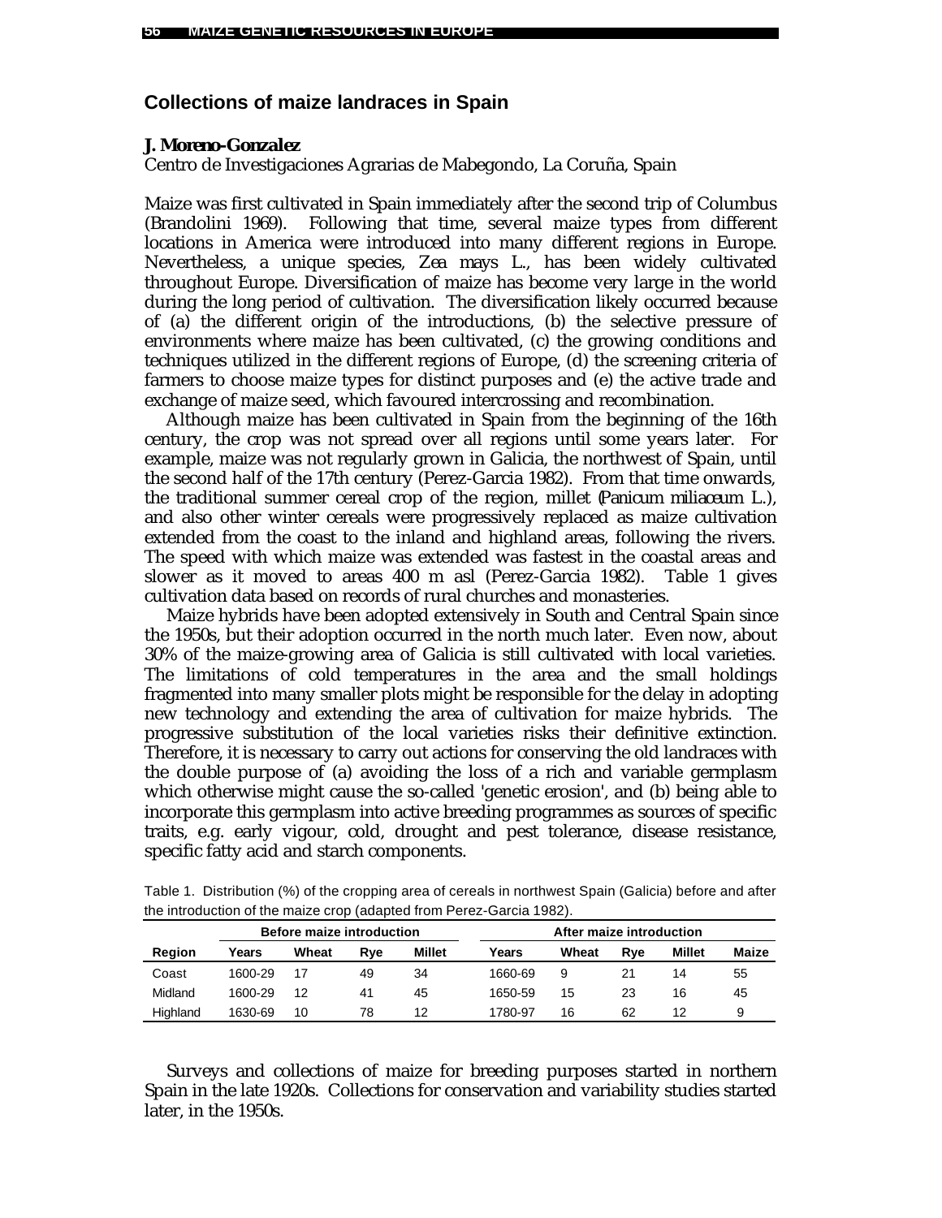## Collections of maize landraces in Spain

**J. Moreno-Gonzalez**
Centro de Investigaciones Agrarias de Mabegondo, La Coruña, Spain

Maize was first cultivated in Spain immediately after the second trip of Columbus (Brandolini 1969). Following that time, several maize types from different locations in America were introduced into many different regions in Europe. Nevertheless, a unique species, *Zea mays* L., has been widely cultivated throughout Europe. Diversification of maize has become very large in the world during the long period of cultivation. The diversification likely occurred because of (a) the different origin of the introductions, (b) the selective pressure of environments where maize has been cultivated, (c) the growing conditions and techniques utilized in the different regions of Europe, (d) the screening criteria of farmers to choose maize types for distinct purposes and (e) the active trade and exchange of maize seed, which favoured intercrossing and recombination.

Although maize has been cultivated in Spain from the beginning of the 16th century, the crop was not spread over all regions until some years later. For example, maize was not regularly grown in Galicia, the northwest of Spain, until the second half of the 17th century (Perez-Garcia 1982). From that time onwards, the traditional summer cereal crop of the region, millet (*Panicum miliaceum* L.), and also other winter cereals were progressively replaced as maize cultivation extended from the coast to the inland and highland areas, following the rivers. The speed with which maize was extended was fastest in the coastal areas and slower as it moved to areas 400 m asl (Perez-Garcia 1982). Table 1 gives cultivation data based on records of rural churches and monasteries.

Maize hybrids have been adopted extensively in South and Central Spain since the 1950s, but their adoption occurred in the north much later. Even now, about 30% of the maize-growing area of Galicia is still cultivated with local varieties. The limitations of cold temperatures in the area and the small holdings fragmented into many smaller plots might be responsible for the delay in adopting new technology and extending the area of cultivation for maize hybrids. The progressive substitution of the local varieties risks their definitive extinction. Therefore, it is necessary to carry out actions for conserving the old landraces with the double purpose of (a) avoiding the loss of a rich and variable germplasm which otherwise might cause the so-called 'genetic erosion', and (b) being able to incorporate this germplasm into active breeding programmes as sources of specific traits, e.g. early vigour, cold, drought and pest tolerance, disease resistance, specific fatty acid and starch components.

Table 1. Distribution (%) of the cropping area of cereals in northwest Spain (Galicia) before and after the introduction of the maize crop (adapted from Perez-Garcia 1982).

| | Before maize introduction | | | | After maize introduction | | | | |
|---|---|---|---|---|---|---|---|---|---|
| Region | Years | Wheat | Rye | Millet | Years | Wheat | Rye | Millet | Maize |
| Coast | 1600-29 | 17 | 49 | 34 | 1660-69 | 9 | 21 | 14 | 55 |
| Midland | 1600-29 | 12 | 41 | 45 | 1650-59 | 15 | 23 | 16 | 45 |
| Highland | 1630-69 | 10 | 78 | 12 | 1780-97 | 16 | 62 | 12 | 9 |

Surveys and collections of maize for breeding purposes started in northern Spain in the late 1920s. Collections for conservation and variability studies started later, in the 1950s.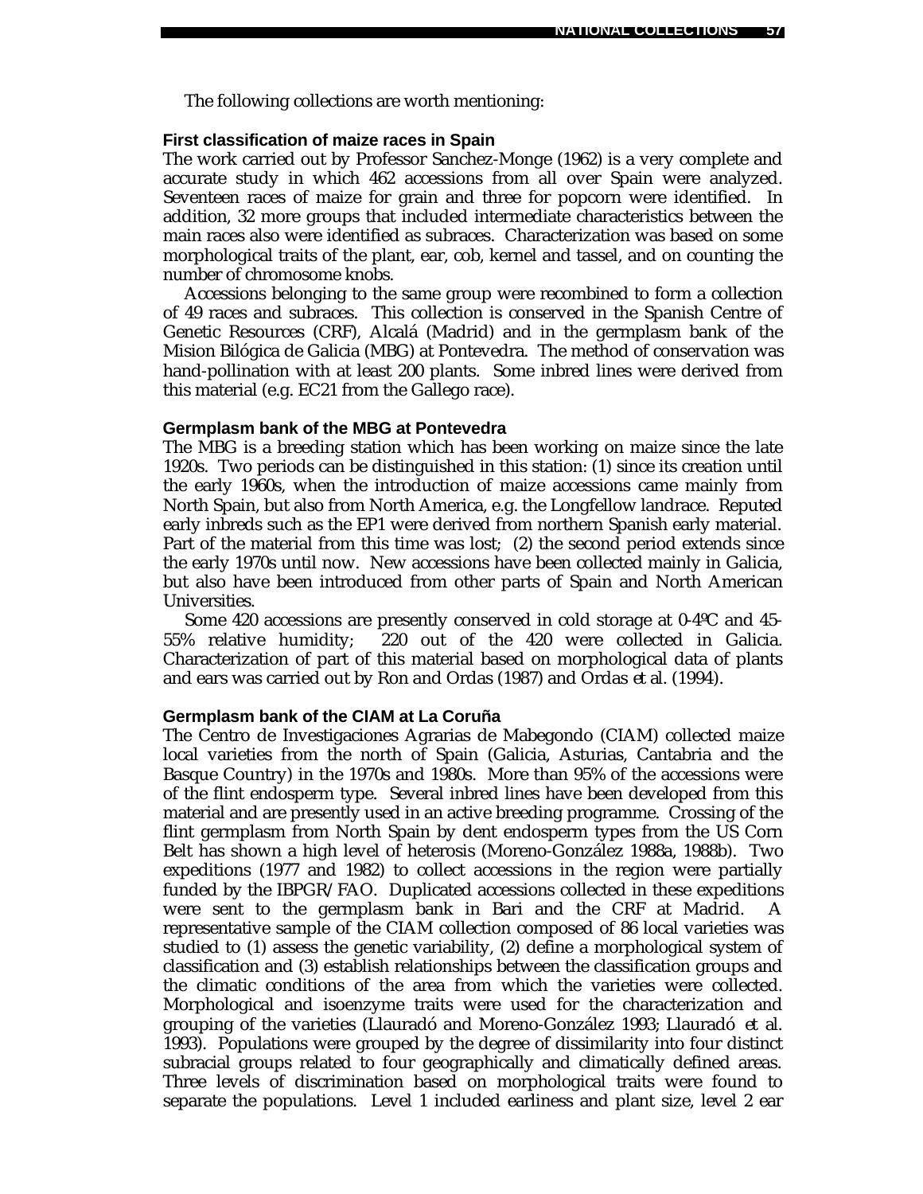The following collections are worth mentioning:

### First classification of maize races in Spain

The work carried out by Professor Sanchez-Monge (1962) is a very complete and accurate study in which 462 accessions from all over Spain were analyzed. Seventeen races of maize for grain and three for popcorn were identified. In addition, 32 more groups that included intermediate characteristics between the main races also were identified as subraces. Characterization was based on some morphological traits of the plant, ear, cob, kernel and tassel, and on counting the number of chromosome knobs.

Accessions belonging to the same group were recombined to form a collection of 49 races and subraces. This collection is conserved in the Spanish Centre of Genetic Resources (CRF), Alcalá (Madrid) and in the germplasm bank of the Mision Bilógica de Galicia (MBG) at Pontevedra. The method of conservation was hand-pollination with at least 200 plants. Some inbred lines were derived from this material (e.g. EC21 from the Gallego race).

### Germplasm bank of the MBG at Pontevedra

The MBG is a breeding station which has been working on maize since the late 1920s. Two periods can be distinguished in this station: (1) since its creation until the early 1960s, when the introduction of maize accessions came mainly from North Spain, but also from North America, e.g. the Longfellow landrace. Reputed early inbreds such as the EP1 were derived from northern Spanish early material. Part of the material from this time was lost; (2) the second period extends since the early 1970s until now. New accessions have been collected mainly in Galicia, but also have been introduced from other parts of Spain and North American Universities.

Some 420 accessions are presently conserved in cold storage at 0-4ºC and 45-55% relative humidity; 220 out of the 420 were collected in Galicia. Characterization of part of this material based on morphological data of plants and ears was carried out by Ron and Ordas (1987) and Ordas *et al.* (1994).

### Germplasm bank of the CIAM at La Coruña

The Centro de Investigaciones Agrarias de Mabegondo (CIAM) collected maize local varieties from the north of Spain (Galicia, Asturias, Cantabria and the Basque Country) in the 1970s and 1980s. More than 95% of the accessions were of the flint endosperm type. Several inbred lines have been developed from this material and are presently used in an active breeding programme. Crossing of the flint germplasm from North Spain by dent endosperm types from the US Corn Belt has shown a high level of heterosis (Moreno-González 1988a, 1988b). Two expeditions (1977 and 1982) to collect accessions in the region were partially funded by the IBPGR/FAO. Duplicated accessions collected in these expeditions were sent to the germplasm bank in Bari and the CRF at Madrid. A representative sample of the CIAM collection composed of 86 local varieties was studied to (1) assess the genetic variability, (2) define a morphological system of classification and (3) establish relationships between the classification groups and the climatic conditions of the area from which the varieties were collected. Morphological and isoenzyme traits were used for the characterization and grouping of the varieties (Llauradó and Moreno-González 1993; Llauradó *et al.* 1993). Populations were grouped by the degree of dissimilarity into four distinct subracial groups related to four geographically and climatically defined areas. Three levels of discrimination based on morphological traits were found to separate the populations. Level 1 included earliness and plant size, level 2 ear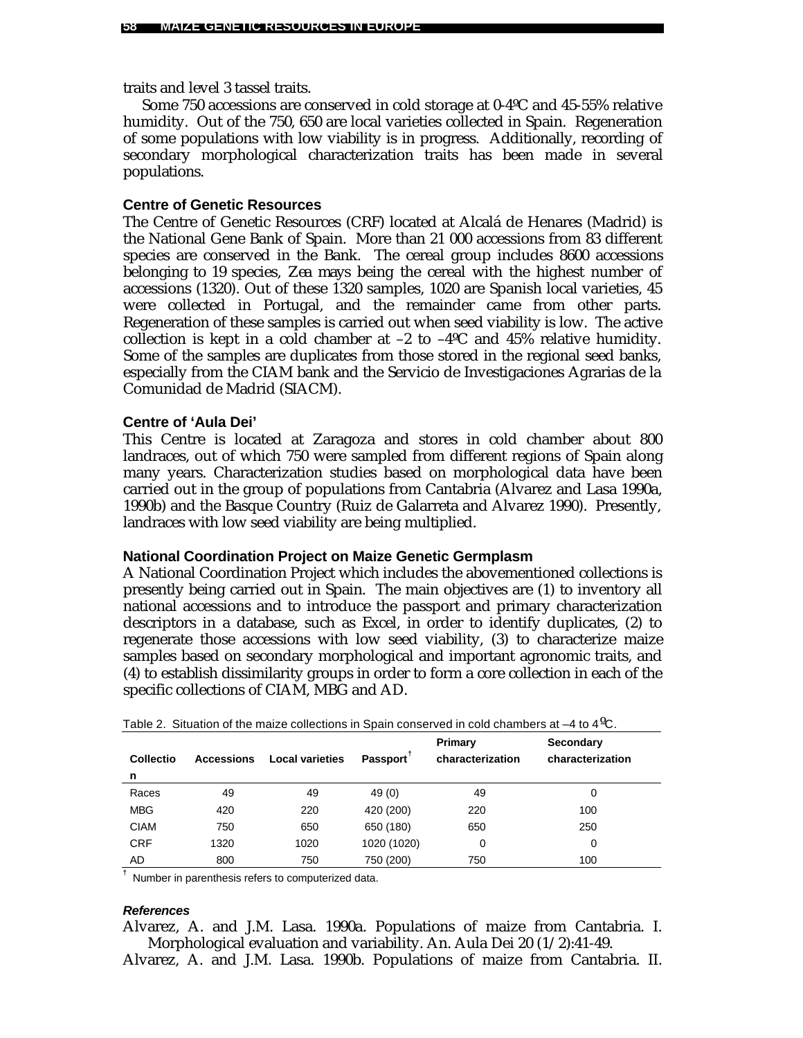traits and level 3 tassel traits.

Some 750 accessions are conserved in cold storage at 0-4ºC and 45-55% relative humidity. Out of the 750, 650 are local varieties collected in Spain. Regeneration of some populations with low viability is in progress. Additionally, recording of secondary morphological characterization traits has been made in several populations.

### Centre of Genetic Resources

The Centre of Genetic Resources (CRF) located at Alcalá de Henares (Madrid) is the National Gene Bank of Spain. More than 21 000 accessions from 83 different species are conserved in the Bank. The cereal group includes 8600 accessions belonging to 19 species, *Zea mays* being the cereal with the highest number of accessions (1320). Out of these 1320 samples, 1020 are Spanish local varieties, 45 were collected in Portugal, and the remainder came from other parts. Regeneration of these samples is carried out when seed viability is low. The active collection is kept in a cold chamber at –2 to –4ºC and 45% relative humidity. Some of the samples are duplicates from those stored in the regional seed banks, especially from the CIAM bank and the Servicio de Investigaciones Agrarias de la Comunidad de Madrid (SIACM).

### Centre of 'Aula Dei'

This Centre is located at Zaragoza and stores in cold chamber about 800 landraces, out of which 750 were sampled from different regions of Spain along many years. Characterization studies based on morphological data have been carried out in the group of populations from Cantabria (Alvarez and Lasa 1990a, 1990b) and the Basque Country (Ruiz de Galarreta and Alvarez 1990). Presently, landraces with low seed viability are being multiplied.

### National Coordination Project on Maize Genetic Germplasm

A National Coordination Project which includes the abovementioned collections is presently being carried out in Spain. The main objectives are (1) to inventory all national accessions and to introduce the passport and primary characterization descriptors in a database, such as Excel, in order to identify duplicates, (2) to regenerate those accessions with low seed viability, (3) to characterize maize samples based on secondary morphological and important agronomic traits, and (4) to establish dissimilarity groups in order to form a core collection in each of the specific collections of CIAM, MBG and AD.

Table 2. Situation of the maize collections in Spain conserved in cold chambers at –4 to 4ºC.

| Collection | Accessions | Local varieties | Passport[†] | Primary characterization | Secondary characterization |
|---|---|---|---|---|---|
| Races | 49 | 49 | 49 (0) | 49 | 0 |
| MBG | 420 | 220 | 420 (200) | 220 | 100 |
| CIAM | 750 | 650 | 650 (180) | 650 | 250 |
| CRF | 1320 | 1020 | 1020 (1020) | 0 | 0 |
| AD | 800 | 750 | 750 (200) | 750 | 100 |

[†] Number in parenthesis refers to computerized data.

#### *References*

Alvarez, A. and J.M. Lasa. 1990a. Populations of maize from Cantabria. I. Morphological evaluation and variability. An. Aula Dei 20 (1/2):41-49.

Alvarez, A. and J.M. Lasa. 1990b. Populations of maize from Cantabria. II.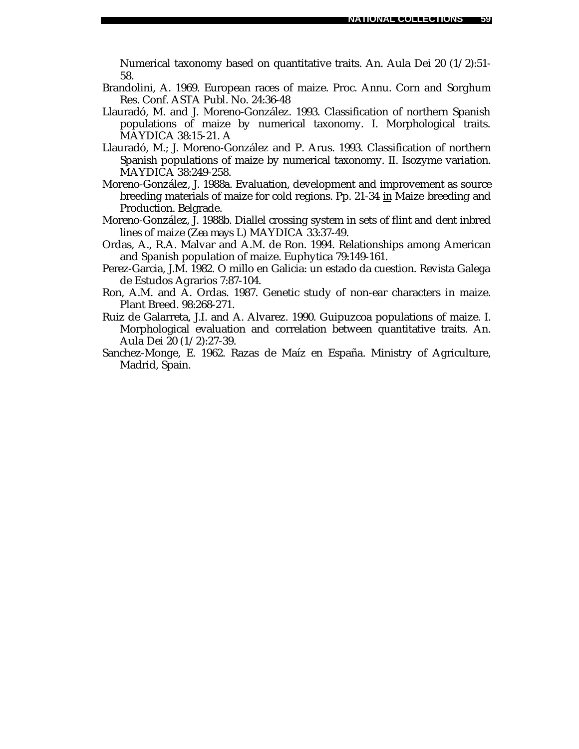Numerical taxonomy based on quantitative traits. An. Aula Dei 20 (1/2):51-58.

Brandolini, A. 1969. European races of maize. Proc. Annu. Corn and Sorghum Res. Conf. ASTA Publ. No. 24:36-48

Llauradó, M. and J. Moreno-González. 1993. Classification of northern Spanish populations of maize by numerical taxonomy. I. Morphological traits. MAYDICA 38:15-21. A

Llauradó, M.; J. Moreno-González and P. Arus. 1993. Classification of northern Spanish populations of maize by numerical taxonomy. II. Isozyme variation. MAYDICA 38:249-258.

Moreno-González, J. 1988a. Evaluation, development and improvement as source breeding materials of maize for cold regions. Pp. 21-34 in Maize breeding and Production. Belgrade.

Moreno-González, J. 1988b. Diallel crossing system in sets of flint and dent inbred lines of maize (*Zea mays* L) MAYDICA 33:37-49.

Ordas, A., R.A. Malvar and A.M. de Ron. 1994. Relationships among American and Spanish population of maize. Euphytica 79:149-161.

Perez-Garcia, J.M. 1982. O millo en Galicia: un estado da cuestion. Revista Galega de Estudos Agrarios 7:87-104.

Ron, A.M. and A. Ordas. 1987. Genetic study of non-ear characters in maize. Plant Breed. 98:268-271.

Ruiz de Galarreta, J.I. and A. Alvarez. 1990. Guipuzcoa populations of maize. I. Morphological evaluation and correlation between quantitative traits. An. Aula Dei 20 (1/2):27-39.

Sanchez-Monge, E. 1962. Razas de Maíz en España. Ministry of Agriculture, Madrid, Spain.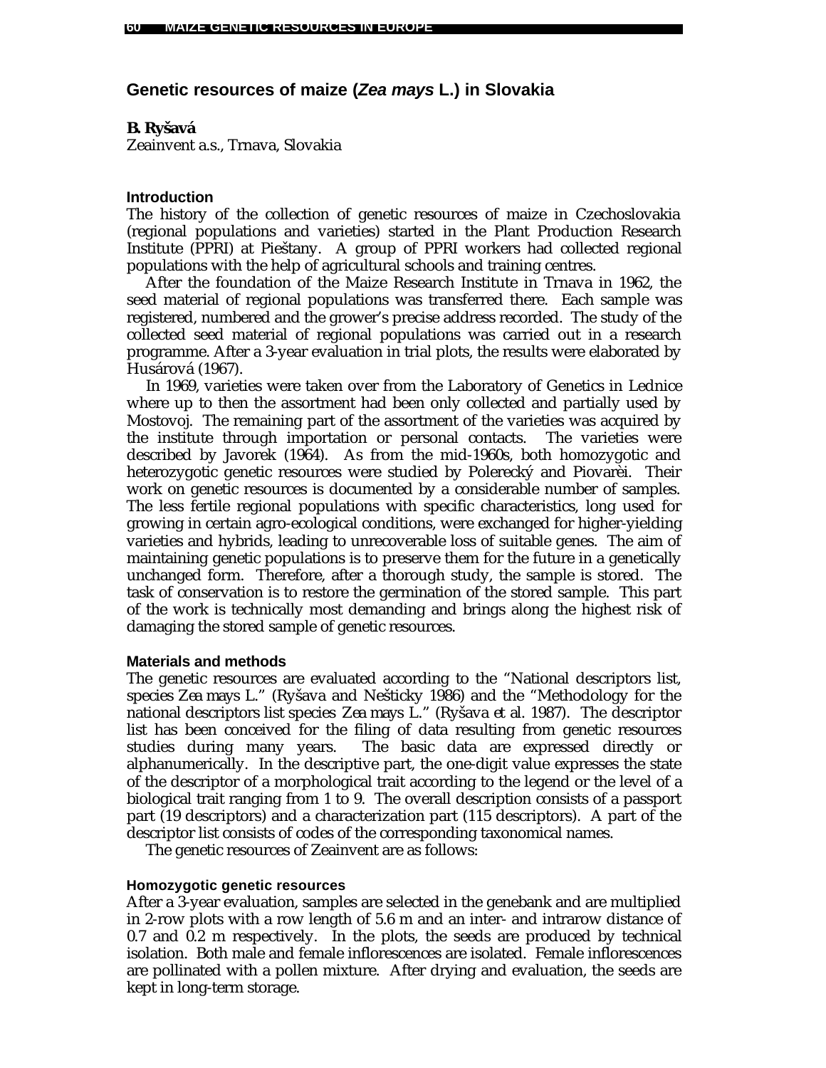## Genetic resources of maize (*Zea mays* L.) in Slovakia

**B. Ryšavá**
Zeainvent a.s., Trnava, Slovakia

### Introduction

The history of the collection of genetic resources of maize in Czechoslovakia (regional populations and varieties) started in the Plant Production Research Institute (PPRI) at Pieštany. A group of PPRI workers had collected regional populations with the help of agricultural schools and training centres.

After the foundation of the Maize Research Institute in Trnava in 1962, the seed material of regional populations was transferred there. Each sample was registered, numbered and the grower's precise address recorded. The study of the collected seed material of regional populations was carried out in a research programme. After a 3-year evaluation in trial plots, the results were elaborated by Husárová (1967).

In 1969, varieties were taken over from the Laboratory of Genetics in Lednice where up to then the assortment had been only collected and partially used by Mostovoj. The remaining part of the assortment of the varieties was acquired by the institute through importation or personal contacts. The varieties were described by Javorek (1964). As from the mid-1960s, both homozygotic and heterozygotic genetic resources were studied by Polerecký and Piovarèi. Their work on genetic resources is documented by a considerable number of samples. The less fertile regional populations with specific characteristics, long used for growing in certain agro-ecological conditions, were exchanged for higher-yielding varieties and hybrids, leading to unrecoverable loss of suitable genes. The aim of maintaining genetic populations is to preserve them for the future in a genetically unchanged form. Therefore, after a thorough study, the sample is stored. The task of conservation is to restore the germination of the stored sample. This part of the work is technically most demanding and brings along the highest risk of damaging the stored sample of genetic resources.

### Materials and methods

The genetic resources are evaluated according to the "National descriptors list, species *Zea mays* L." (Ryšava and Nešticky 1986) and the "Methodology for the national descriptors list species *Zea mays* L." (Ryšava *et al.* 1987). The descriptor list has been conceived for the filing of data resulting from genetic resources studies during many years. The basic data are expressed directly or alphanumerically. In the descriptive part, the one-digit value expresses the state of the descriptor of a morphological trait according to the legend or the level of a biological trait ranging from 1 to 9. The overall description consists of a passport part (19 descriptors) and a characterization part (115 descriptors). A part of the descriptor list consists of codes of the corresponding taxonomical names.

The genetic resources of Zeainvent are as follows:

#### Homozygotic genetic resources

After a 3-year evaluation, samples are selected in the genebank and are multiplied in 2-row plots with a row length of 5.6 m and an inter- and intrarow distance of 0.7 and 0.2 m respectively. In the plots, the seeds are produced by technical isolation. Both male and female inflorescences are isolated. Female inflorescences are pollinated with a pollen mixture. After drying and evaluation, the seeds are kept in long-term storage.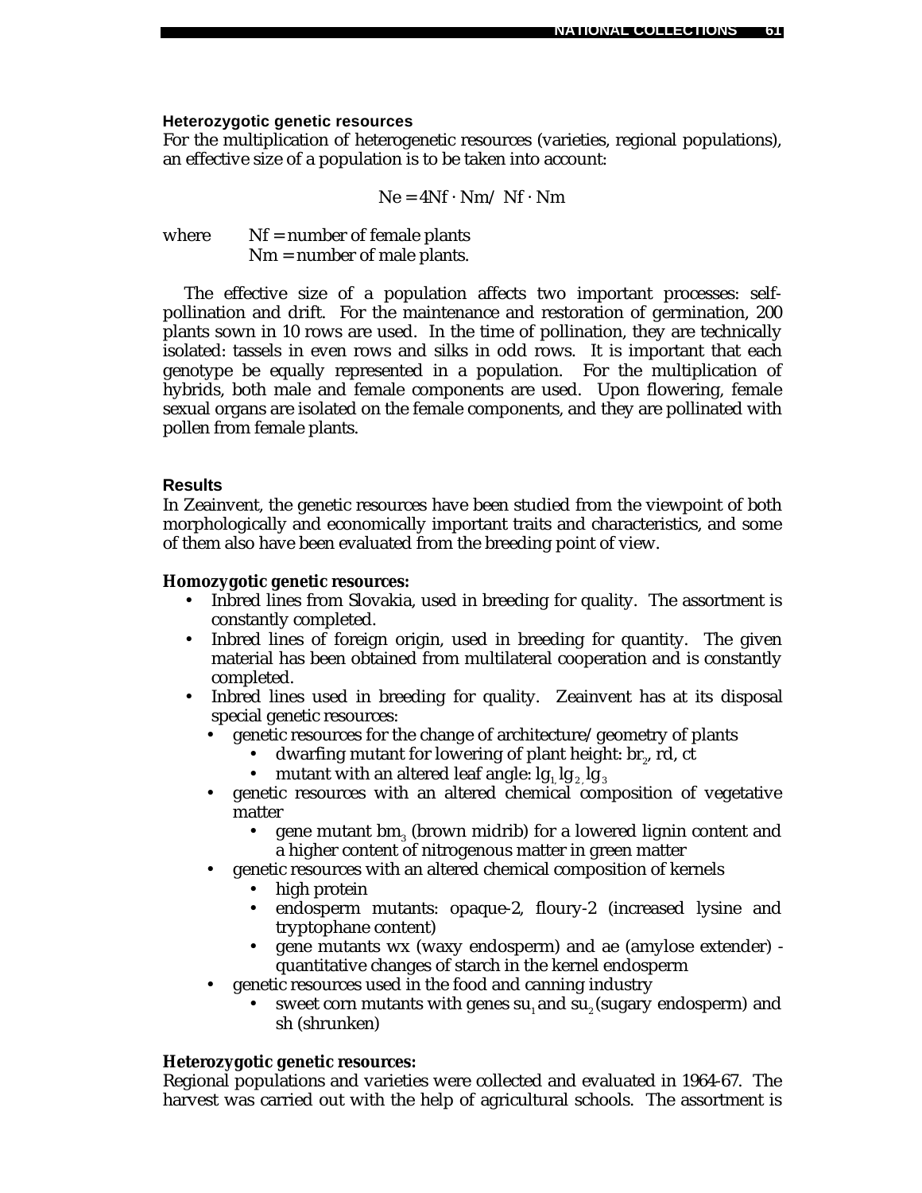#### Heterozygotic genetic resources

For the multiplication of heterogenetic resources (varieties, regional populations), an effective size of a population is to be taken into account:

$$Ne = 4Nf \cdot Nm / \ Nf \cdot Nm$$

where Nf = number of female plants
Nm = number of male plants.

The effective size of a population affects two important processes: self-pollination and drift. For the maintenance and restoration of germination, 200 plants sown in 10 rows are used. In the time of pollination, they are technically isolated: tassels in even rows and silks in odd rows. It is important that each genotype be equally represented in a population. For the multiplication of hybrids, both male and female components are used. Upon flowering, female sexual organs are isolated on the female components, and they are pollinated with pollen from female plants.

#### Results

In Zeainvent, the genetic resources have been studied from the viewpoint of both morphologically and economically important traits and characteristics, and some of them also have been evaluated from the breeding point of view.

**Homozygotic genetic resources:**

- Inbred lines from Slovakia, used in breeding for quality. The assortment is constantly completed.
- Inbred lines of foreign origin, used in breeding for quantity. The given material has been obtained from multilateral cooperation and is constantly completed.
- Inbred lines used in breeding for quality. Zeainvent has at its disposal special genetic resources:
  - genetic resources for the change of architecture/geometry of plants
    - dwarfing mutant for lowering of plant height: $br_2$, rd, ct
    - mutant with an altered leaf angle: $lg_1$ $lg_2$, $lg_3$
  - genetic resources with an altered chemical composition of vegetative matter
    - gene mutant $bm_3$ (brown midrib) for a lowered lignin content and a higher content of nitrogenous matter in green matter
  - genetic resources with an altered chemical composition of kernels
    - high protein
    - endosperm mutants: opaque-2, floury-2 (increased lysine and tryptophane content)
    - gene mutants wx (waxy endosperm) and ae (amylose extender) - quantitative changes of starch in the kernel endosperm
  - genetic resources used in the food and canning industry
    - sweet corn mutants with genes $su_1$ and $su_2$ (sugary endosperm) and sh (shrunken)

**Heterozygotic genetic resources:**

Regional populations and varieties were collected and evaluated in 1964-67. The harvest was carried out with the help of agricultural schools. The assortment is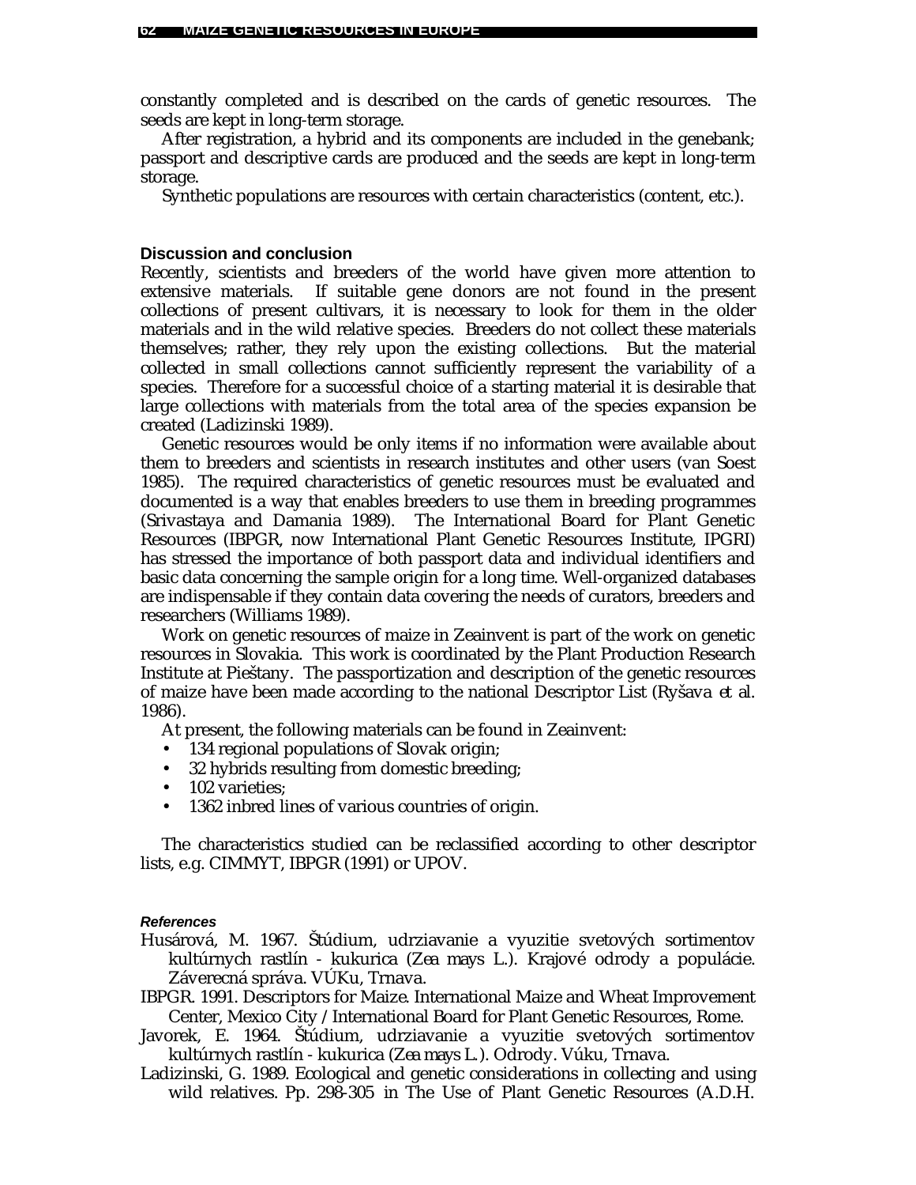constantly completed and is described on the cards of genetic resources. The seeds are kept in long-term storage.

After registration, a hybrid and its components are included in the genebank; passport and descriptive cards are produced and the seeds are kept in long-term storage.

Synthetic populations are resources with certain characteristics (content, etc.).

### Discussion and conclusion

Recently, scientists and breeders of the world have given more attention to extensive materials. If suitable gene donors are not found in the present collections of present cultivars, it is necessary to look for them in the older materials and in the wild relative species. Breeders do not collect these materials themselves; rather, they rely upon the existing collections. But the material collected in small collections cannot sufficiently represent the variability of a species. Therefore for a successful choice of a starting material it is desirable that large collections with materials from the total area of the species expansion be created (Ladizinski 1989).

Genetic resources would be only items if no information were available about them to breeders and scientists in research institutes and other users (van Soest 1985). The required characteristics of genetic resources must be evaluated and documented is a way that enables breeders to use them in breeding programmes (Srivastaya and Damania 1989). The International Board for Plant Genetic Resources (IBPGR, now International Plant Genetic Resources Institute, IPGRI) has stressed the importance of both passport data and individual identifiers and basic data concerning the sample origin for a long time. Well-organized databases are indispensable if they contain data covering the needs of curators, breeders and researchers (Williams 1989).

Work on genetic resources of maize in Zeainvent is part of the work on genetic resources in Slovakia. This work is coordinated by the Plant Production Research Institute at Pieštany. The passportization and description of the genetic resources of maize have been made according to the national Descriptor List (Ryšava *et al.* 1986).

At present, the following materials can be found in Zeainvent:

- 134 regional populations of Slovak origin;
- 32 hybrids resulting from domestic breeding;
- 102 varieties;
- 1362 inbred lines of various countries of origin.

The characteristics studied can be reclassified according to other descriptor lists, e.g. CIMMYT, IBPGR (1991) or UPOV.

#### *References*

Husárová, M. 1967. Štúdium, udrziavanie a vyuzitie svetových sortimentov kultúrnych rastlín - kukurica (*Zea mays* L.). Krajové odrody a populácie. Záverecná správa. VÚKu, Trnava.

IBPGR. 1991. Descriptors for Maize. International Maize and Wheat Improvement Center, Mexico City / International Board for Plant Genetic Resources, Rome.

Javorek, E. 1964. Štúdium, udrziavanie a vyuzitie svetových sortimentov kultúrnych rastlín - kukurica (*Zea mays* L.). Odrody. Vúku, Trnava.

Ladizinski, G. 1989. Ecological and genetic considerations in collecting and using wild relatives. Pp. 298-305 in The Use of Plant Genetic Resources (A.D.H.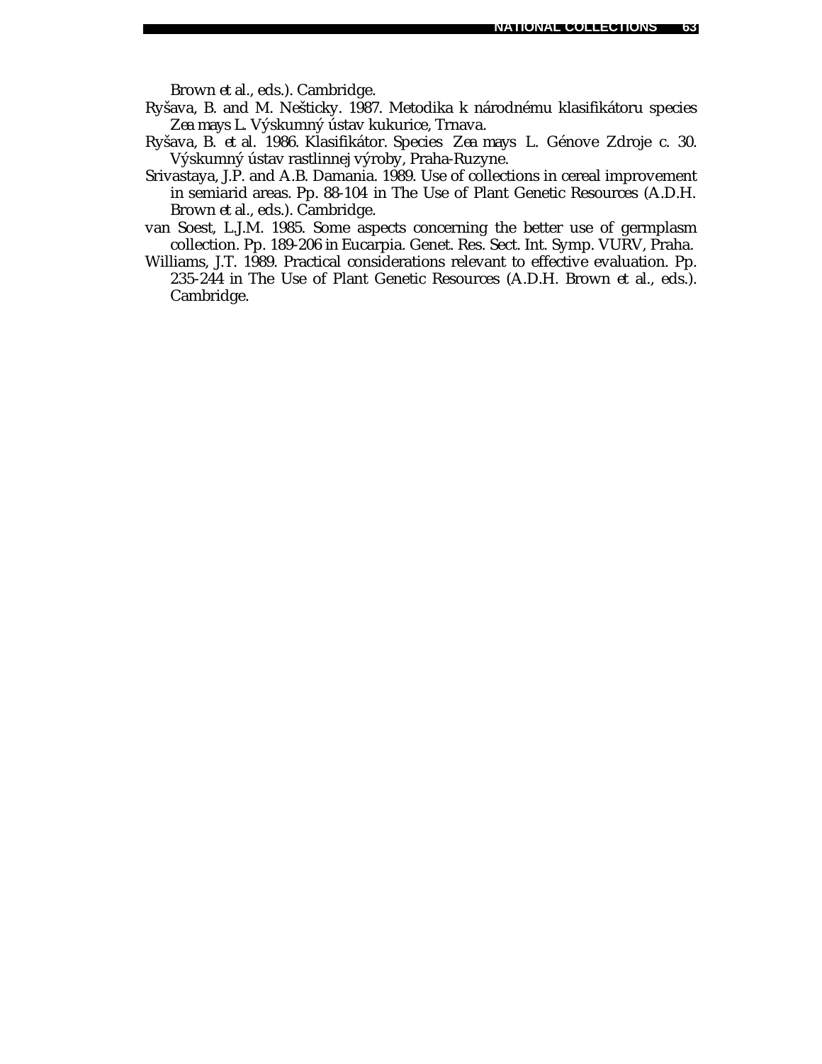Brown *et al.*, eds.). Cambridge.

Ryšava, B. and M. Nešticky. 1987. Metodika k národnému klasifikátoru species *Zea mays* L. Výskumný ústav kukurice, Trnava.

Ryšava, B. *et al.* 1986. Klasifikátor. Species *Zea mays* L. Génove Zdroje c. 30. Výskumný ústav rastlinnej výroby, Praha-Ruzyne.

Srivastaya, J.P. and A.B. Damania. 1989. Use of collections in cereal improvement in semiarid areas. Pp. 88-104 in The Use of Plant Genetic Resources (A.D.H. Brown *et al.*, eds.). Cambridge.

van Soest, L.J.M. 1985. Some aspects concerning the better use of germplasm collection. Pp. 189-206 in Eucarpia. Genet. Res. Sect. Int. Symp. VURV, Praha.

Williams, J.T. 1989. Practical considerations relevant to effective evaluation. Pp. 235-244 in The Use of Plant Genetic Resources (A.D.H. Brown *et al.*, eds.). Cambridge.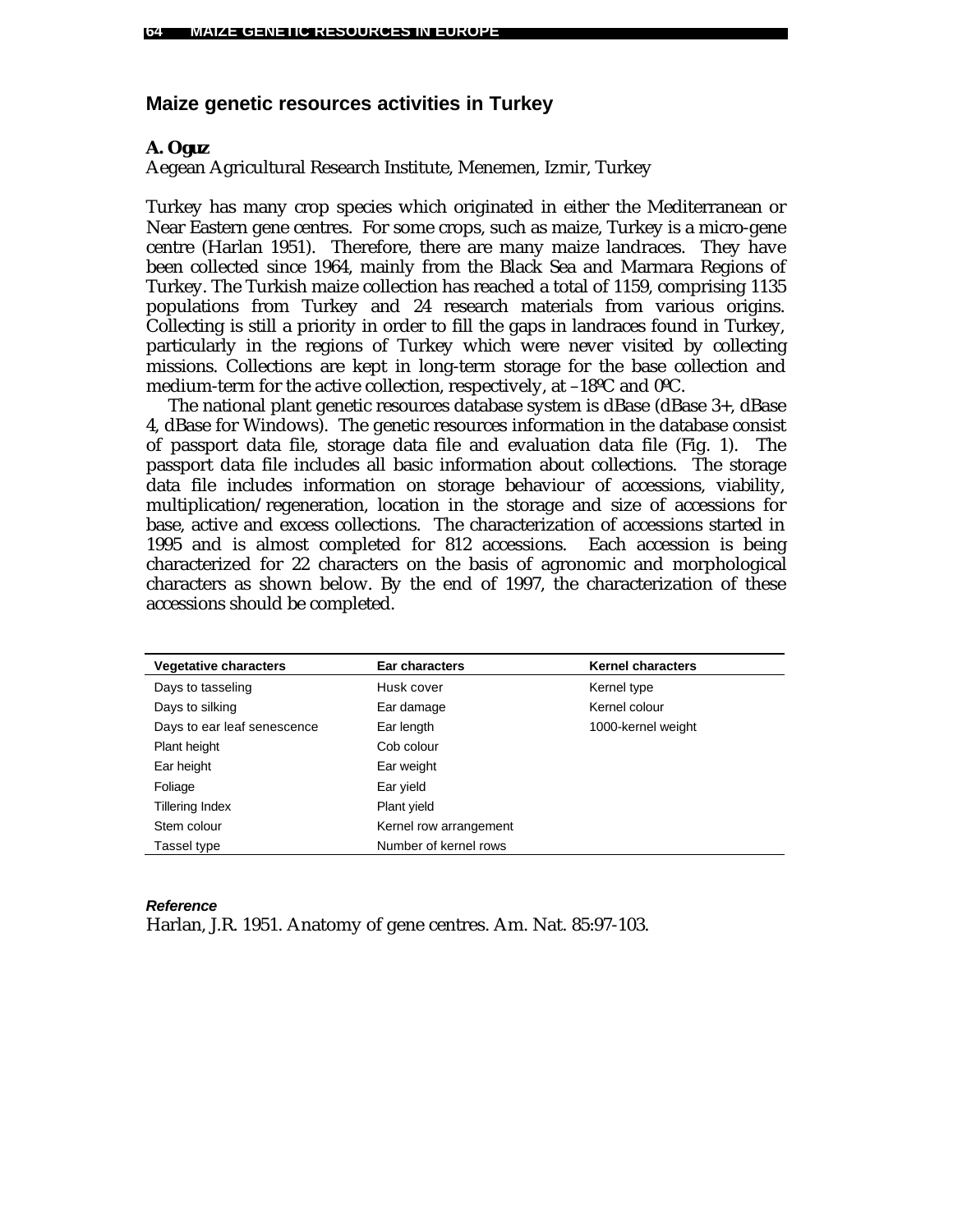## Maize genetic resources activities in Turkey

**A. Oguz**
Aegean Agricultural Research Institute, Menemen, Izmir, Turkey

Turkey has many crop species which originated in either the Mediterranean or Near Eastern gene centres. For some crops, such as maize, Turkey is a micro-gene centre (Harlan 1951). Therefore, there are many maize landraces. They have been collected since 1964, mainly from the Black Sea and Marmara Regions of Turkey. The Turkish maize collection has reached a total of 1159, comprising 1135 populations from Turkey and 24 research materials from various origins. Collecting is still a priority in order to fill the gaps in landraces found in Turkey, particularly in the regions of Turkey which were never visited by collecting missions. Collections are kept in long-term storage for the base collection and medium-term for the active collection, respectively, at –18ºC and 0ºC.

The national plant genetic resources database system is dBase (dBase 3+, dBase 4, dBase for Windows). The genetic resources information in the database consist of passport data file, storage data file and evaluation data file (Fig. 1). The passport data file includes all basic information about collections. The storage data file includes information on storage behaviour of accessions, viability, multiplication/regeneration, location in the storage and size of accessions for base, active and excess collections. The characterization of accessions started in 1995 and is almost completed for 812 accessions. Each accession is being characterized for 22 characters on the basis of agronomic and morphological characters as shown below. By the end of 1997, the characterization of these accessions should be completed.

| Vegetative characters | Ear characters | Kernel characters |
| --- | --- | --- |
| Days to tasseling | Husk cover | Kernel type |
| Days to silking | Ear damage | Kernel colour |
| Days to ear leaf senescence | Ear length | 1000-kernel weight |
| Plant height | Cob colour | |
| Ear height | Ear weight | |
| Foliage | Ear yield | |
| Tillering Index | Plant yield | |
| Stem colour | Kernel row arrangement | |
| Tassel type | Number of kernel rows | |

***Reference***

Harlan, J.R. 1951. Anatomy of gene centres. Am. Nat. 85:97-103.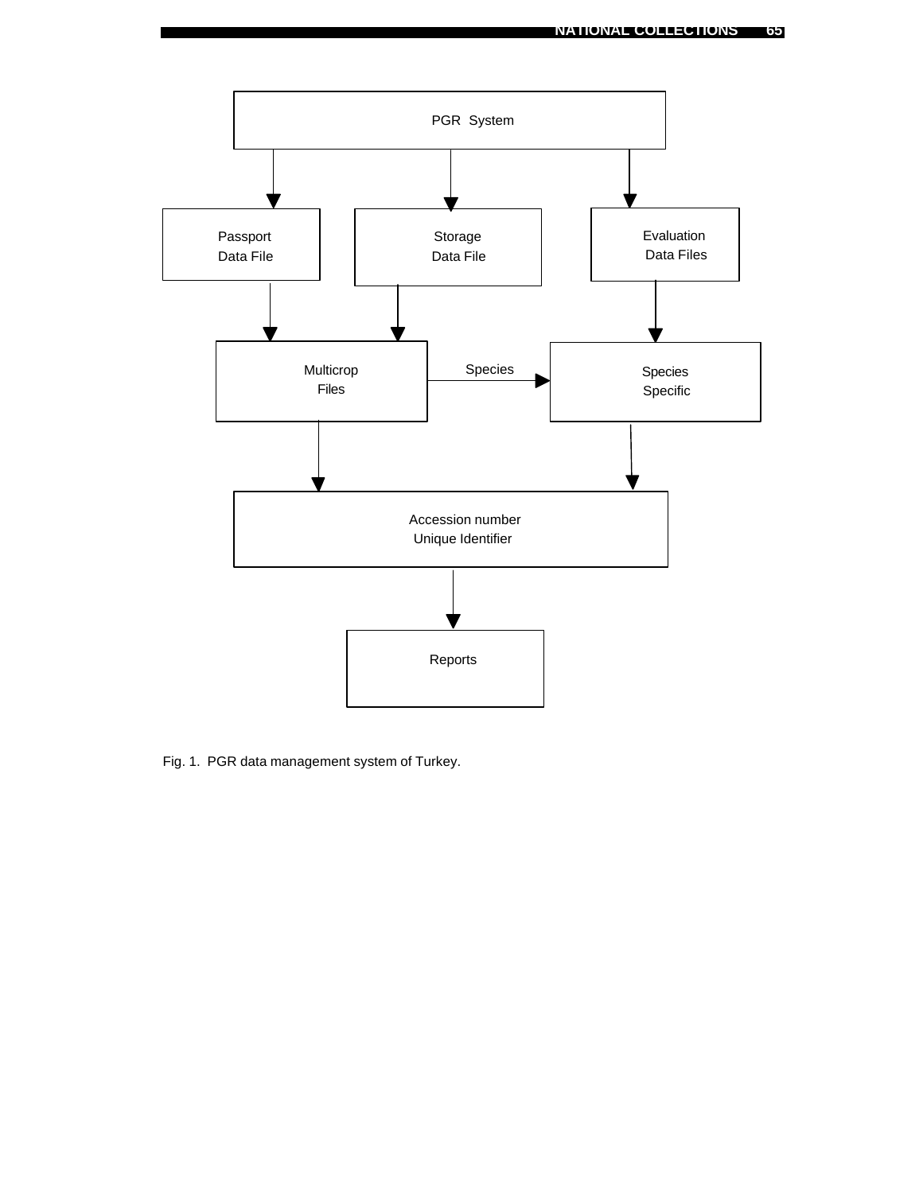PGR System

Passport Data File

Storage Data File

Evaluation Data Files

Multicrop Files

Species

Species Specific

Accession number Unique Identifier

Reports

Fig. 1. PGR data management system of Turkey.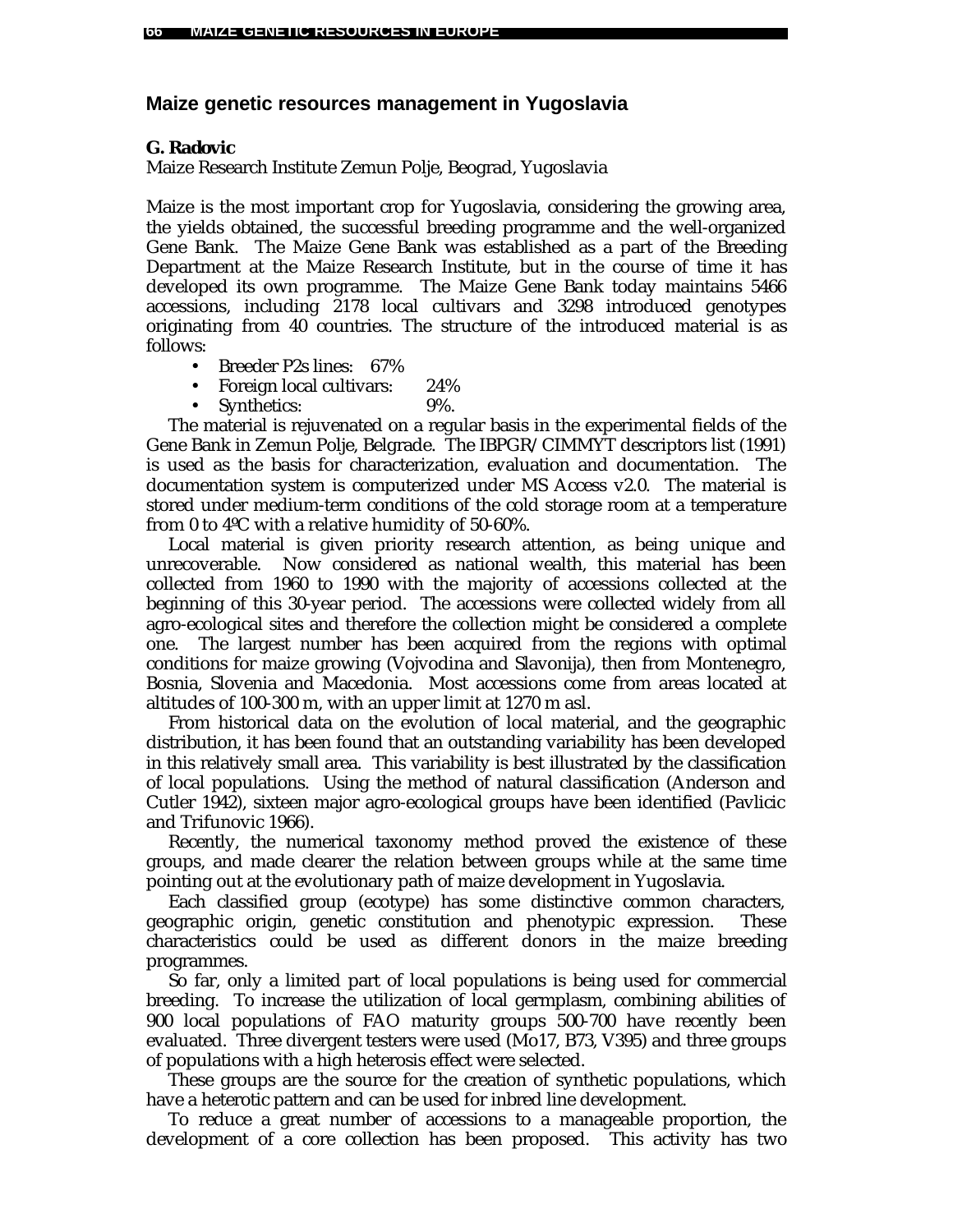## Maize genetic resources management in Yugoslavia

**G. Radovic**
Maize Research Institute Zemun Polje, Beograd, Yugoslavia

Maize is the most important crop for Yugoslavia, considering the growing area, the yields obtained, the successful breeding programme and the well-organized Gene Bank. The Maize Gene Bank was established as a part of the Breeding Department at the Maize Research Institute, but in the course of time it has developed its own programme. The Maize Gene Bank today maintains 5466 accessions, including 2178 local cultivars and 3298 introduced genotypes originating from 40 countries. The structure of the introduced material is as follows:

- Breeder P2s lines: 67%
- Foreign local cultivars: 24%
- Synthetics: 9%.

The material is rejuvenated on a regular basis in the experimental fields of the Gene Bank in Zemun Polje, Belgrade. The IBPGR/CIMMYT descriptors list (1991) is used as the basis for characterization, evaluation and documentation. The documentation system is computerized under MS Access v2.0. The material is stored under medium-term conditions of the cold storage room at a temperature from 0 to 4ºC with a relative humidity of 50-60%.

Local material is given priority research attention, as being unique and unrecoverable. Now considered as national wealth, this material has been collected from 1960 to 1990 with the majority of accessions collected at the beginning of this 30-year period. The accessions were collected widely from all agro-ecological sites and therefore the collection might be considered a complete one. The largest number has been acquired from the regions with optimal conditions for maize growing (Vojvodina and Slavonija), then from Montenegro, Bosnia, Slovenia and Macedonia. Most accessions come from areas located at altitudes of 100-300 m, with an upper limit at 1270 m asl.

From historical data on the evolution of local material, and the geographic distribution, it has been found that an outstanding variability has been developed in this relatively small area. This variability is best illustrated by the classification of local populations. Using the method of natural classification (Anderson and Cutler 1942), sixteen major agro-ecological groups have been identified (Pavlicic and Trifunovic 1966).

Recently, the numerical taxonomy method proved the existence of these groups, and made clearer the relation between groups while at the same time pointing out at the evolutionary path of maize development in Yugoslavia.

Each classified group (ecotype) has some distinctive common characters, geographic origin, genetic constitution and phenotypic expression. These characteristics could be used as different donors in the maize breeding programmes.

So far, only a limited part of local populations is being used for commercial breeding. To increase the utilization of local germplasm, combining abilities of 900 local populations of FAO maturity groups 500-700 have recently been evaluated. Three divergent testers were used (Mo17, B73, V395) and three groups of populations with a high heterosis effect were selected.

These groups are the source for the creation of synthetic populations, which have a heterotic pattern and can be used for inbred line development.

To reduce a great number of accessions to a manageable proportion, the development of a core collection has been proposed. This activity has two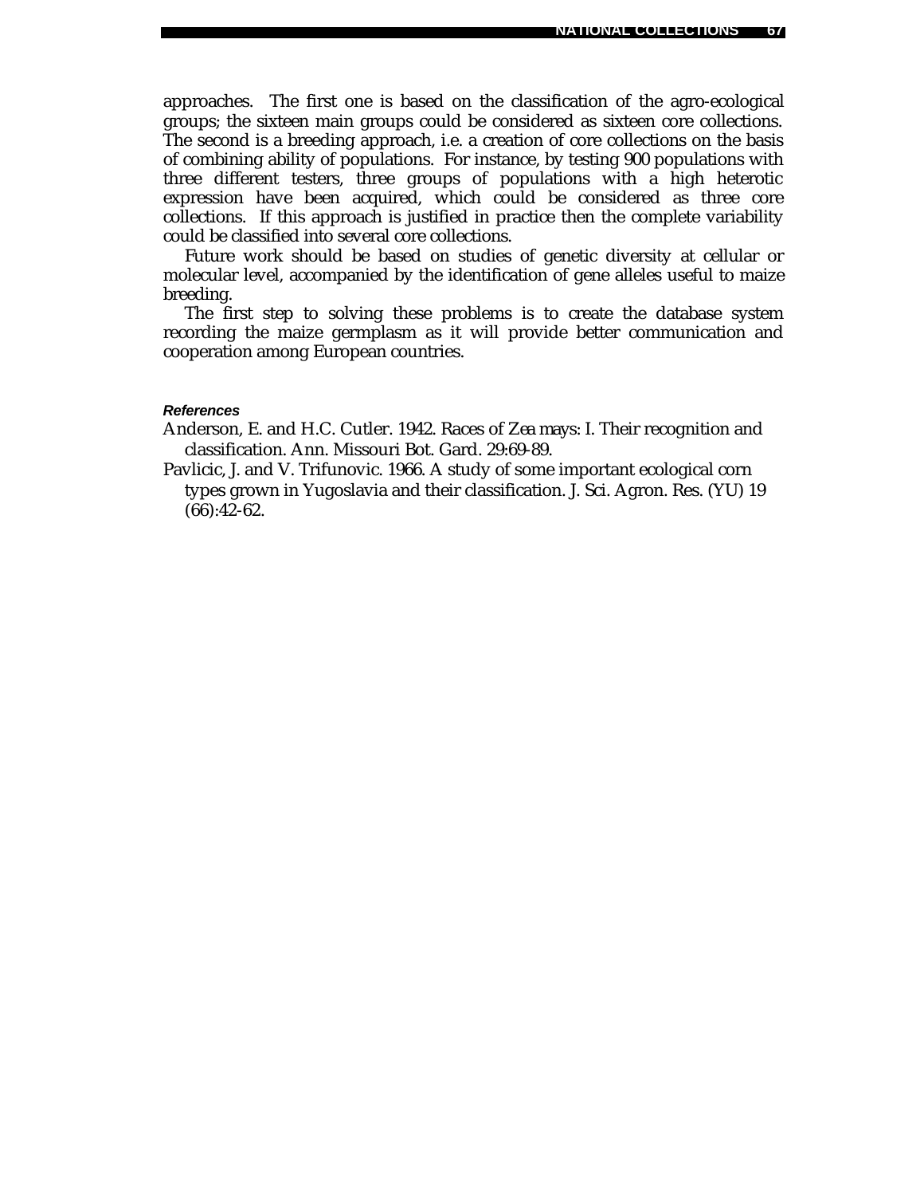approaches. The first one is based on the classification of the agro-ecological groups; the sixteen main groups could be considered as sixteen core collections. The second is a breeding approach, i.e. a creation of core collections on the basis of combining ability of populations. For instance, by testing 900 populations with three different testers, three groups of populations with a high heterotic expression have been acquired, which could be considered as three core collections. If this approach is justified in practice then the complete variability could be classified into several core collections.

Future work should be based on studies of genetic diversity at cellular or molecular level, accompanied by the identification of gene alleles useful to maize breeding.

The first step to solving these problems is to create the database system recording the maize germplasm as it will provide better communication and cooperation among European countries.

#### References

Anderson, E. and H.C. Cutler. 1942. Races of *Zea mays*: I. Their recognition and classification. Ann. Missouri Bot. Gard. 29:69-89.

Pavlicic, J. and V. Trifunovic. 1966. A study of some important ecological corn types grown in Yugoslavia and their classification. J. Sci. Agron. Res. (YU) 19 (66):42-62.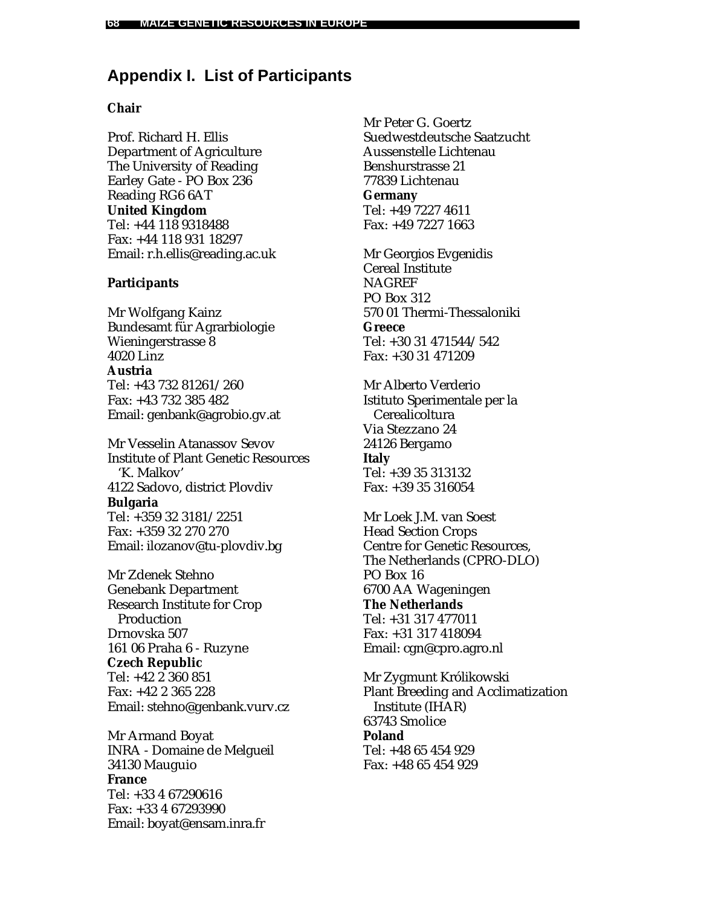## Appendix I. List of Participants

**Chair**

Prof. Richard H. Ellis
Department of Agriculture
The University of Reading
Earley Gate - PO Box 236
Reading RG6 6AT
**United Kingdom**
Tel: +44 118 9318488
Fax: +44 118 931 18297
Email: r.h.ellis@reading.ac.uk

**Participants**

Mr Wolfgang Kainz
Bundesamt für Agrarbiologie
Wieningerstrasse 8
4020 Linz
**Austria**
Tel: +43 732 81261/260
Fax: +43 732 385 482
Email: genbank@agrobio.gv.at

Mr Vesselin Atanassov Sevov
Institute of Plant Genetic Resources 'K. Malkov'
4122 Sadovo, district Plovdiv
**Bulgaria**
Tel: +359 32 3181/2251
Fax: +359 32 270 270
Email: ilozanov@tu-plovdiv.bg

Mr Zdenek Stehno
Genebank Department
Research Institute for Crop Production
Drnovska 507
161 06 Praha 6 - Ruzyne
**Czech Republic**
Tel: +42 2 360 851
Fax: +42 2 365 228
Email: stehno@genbank.vurv.cz

Mr Armand Boyat
INRA - Domaine de Melgueil
34130 Mauguio
**France**
Tel: +33 4 67290616
Fax: +33 4 67293990
Email: boyat@ensam.inra.fr

Mr Peter G. Goertz
Suedwestdeutsche Saatzucht
Aussenstelle Lichtenau
Benshurstrasse 21
77839 Lichtenau
**Germany**
Tel: +49 7227 4611
Fax: +49 7227 1663

Mr Georgios Evgenidis
Cereal Institute
NAGREF
PO Box 312
570 01 Thermi-Thessaloniki
**Greece**
Tel: +30 31 471544/542
Fax: +30 31 471209

Mr Alberto Verderio
Istituto Sperimentale per la Cerealicoltura
Via Stezzano 24
24126 Bergamo
**Italy**
Tel: +39 35 313132
Fax: +39 35 316054

Mr Loek J.M. van Soest
Head Section Crops
Centre for Genetic Resources, The Netherlands (CPRO-DLO)
PO Box 16
6700 AA Wageningen
**The Netherlands**
Tel: +31 317 477011
Fax: +31 317 418094
Email: cgn@cpro.agro.nl

Mr Zygmunt Królikowski
Plant Breeding and Acclimatization Institute (IHAR)
63743 Smolice
**Poland**
Tel: +48 65 454 929
Fax: +48 65 454 929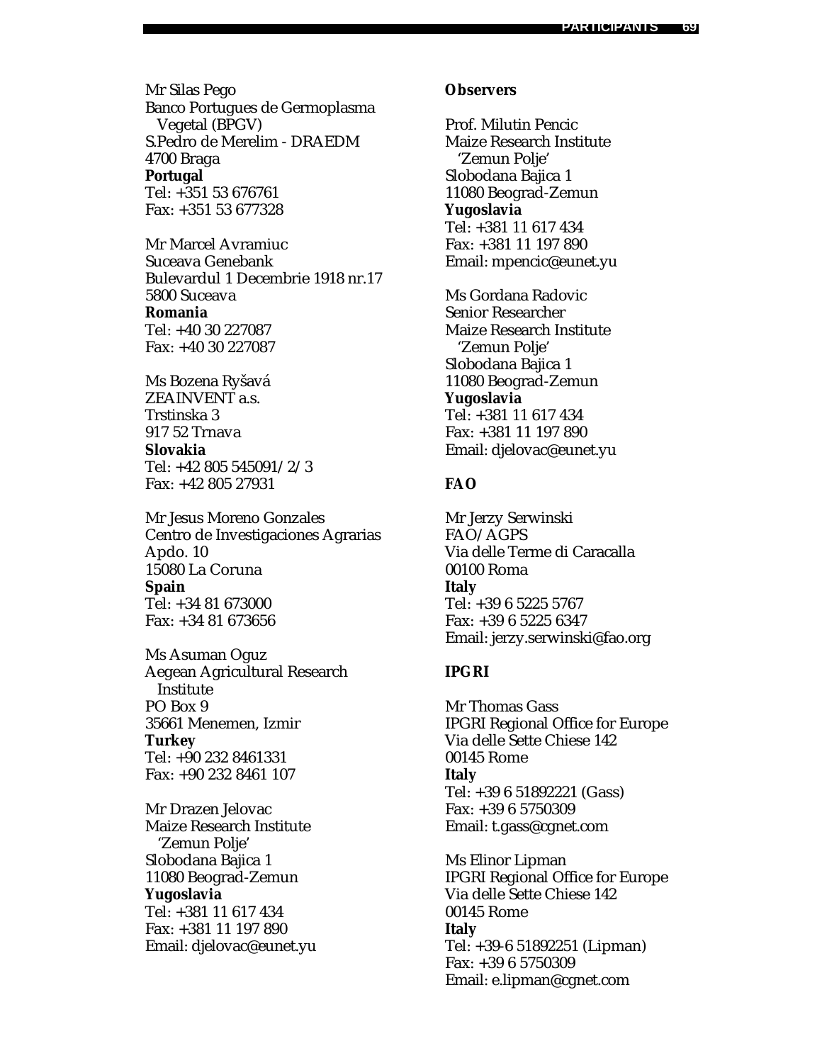Mr Silas Pego
Banco Portugues de Germoplasma Vegetal (BPGV)
S.Pedro de Merelim - DRAEDM
4700 Braga
**Portugal**
Tel: +351 53 676761
Fax: +351 53 677328

Mr Marcel Avramiuc
Suceava Genebank
Bulevardul 1 Decembrie 1918 nr.17
5800 Suceava
**Romania**
Tel: +40 30 227087
Fax: +40 30 227087

Ms Bozena Ryšavá
ZEAINVENT a.s.
Trstinska 3
917 52 Trnava
**Slovakia**
Tel: +42 805 545091/2/3
Fax: +42 805 27931

Mr Jesus Moreno Gonzales
Centro de Investigaciones Agrarias
Apdo. 10
15080 La Coruna
**Spain**
Tel: +34 81 673000
Fax: +34 81 673656

Ms Asuman Oguz
Aegean Agricultural Research Institute
PO Box 9
35661 Menemen, Izmir
**Turkey**
Tel: +90 232 8461331
Fax: +90 232 8461 107

Mr Drazen Jelovac
Maize Research Institute 'Zemun Polje'
Slobodana Bajica 1
11080 Beograd-Zemun
**Yugoslavia**
Tel: +381 11 617 434
Fax: +381 11 197 890
Email: djelovac@eunet.yu

**Observers**

Prof. Milutin Pencic
Maize Research Institute 'Zemun Polje'
Slobodana Bajica 1
11080 Beograd-Zemun
**Yugoslavia**
Tel: +381 11 617 434
Fax: +381 11 197 890
Email: mpencic@eunet.yu

Ms Gordana Radovic
Senior Researcher
Maize Research Institute 'Zemun Polje'
Slobodana Bajica 1
11080 Beograd-Zemun
**Yugoslavia**
Tel: +381 11 617 434
Fax: +381 11 197 890
Email: djelovac@eunet.yu

**FAO**

Mr Jerzy Serwinski
FAO/AGPS
Via delle Terme di Caracalla
00100 Roma
**Italy**
Tel: +39 6 5225 5767
Fax: +39 6 5225 6347
Email: jerzy.serwinski@fao.org

**IPGRI**

Mr Thomas Gass
IPGRI Regional Office for Europe
Via delle Sette Chiese 142
00145 Rome
**Italy**
Tel: +39 6 51892221 (Gass)
Fax: +39 6 5750309
Email: t.gass@cgnet.com

Ms Elinor Lipman
IPGRI Regional Office for Europe
Via delle Sette Chiese 142
00145 Rome
**Italy**
Tel: +39-6 51892251 (Lipman)
Fax: +39 6 5750309
Email: e.lipman@cgnet.com